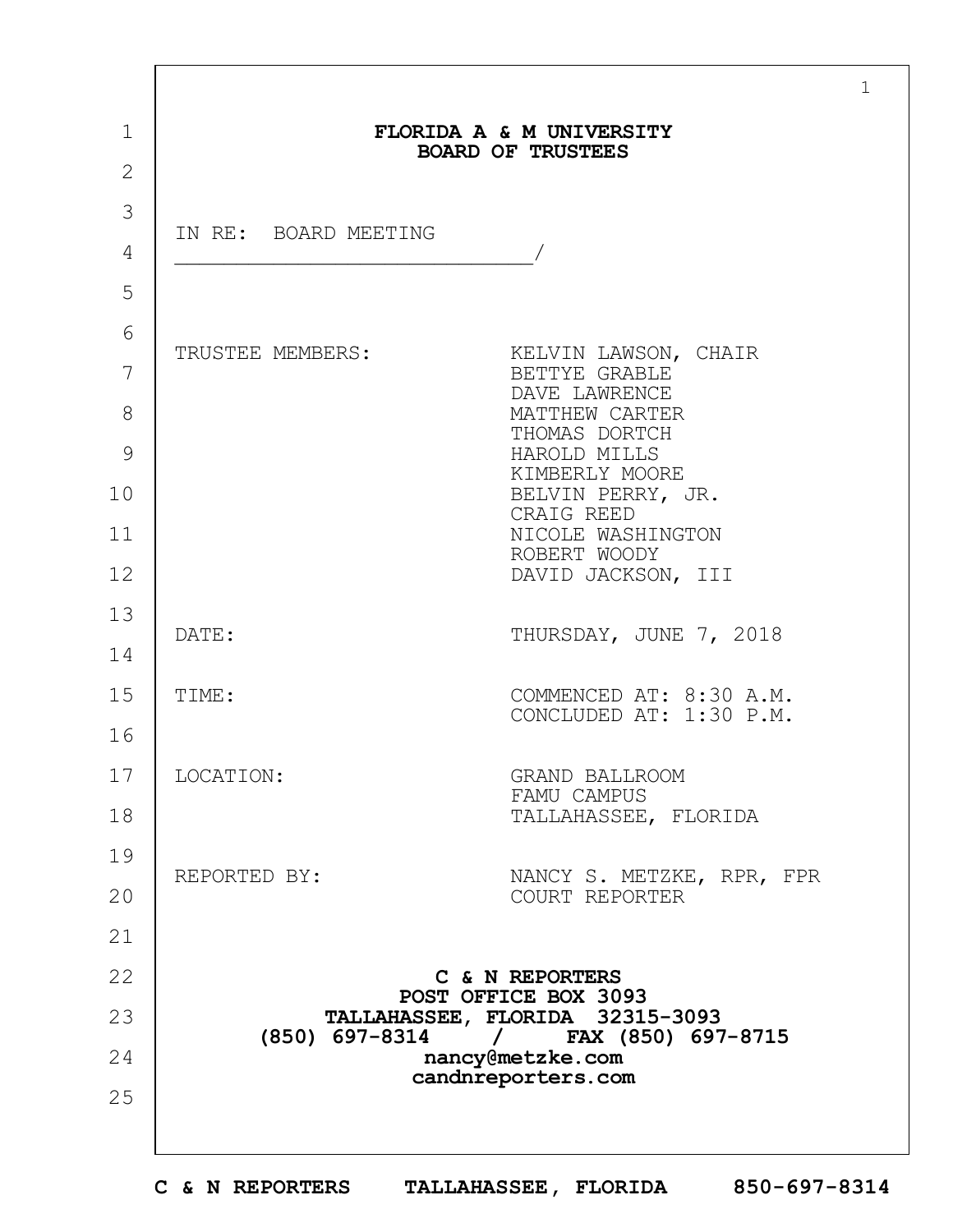**FLORIDA A & M UNIVERSITY**
**BOARD OF TRUSTEES**

IN RE: BOARD MEETING
______________________________/

| | |
|---|---|
| TRUSTEE MEMBERS: | KELVIN LAWSON, CHAIR<br>BETTYE GRABLE<br>DAVE LAWRENCE<br>MATTHEW CARTER<br>THOMAS DORTCH<br>HAROLD MILLS<br>KIMBERLY MOORE<br>BELVIN PERRY, JR.<br>CRAIG REED<br>NICOLE WASHINGTON<br>ROBERT WOODY<br>DAVID JACKSON, III |
| DATE: | THURSDAY, JUNE 7, 2018 |
| TIME: | COMMENCED AT: 8:30 A.M.<br>CONCLUDED AT: 1:30 P.M. |
| LOCATION: | GRAND BALLROOM<br>FAMU CAMPUS<br>TALLAHASSEE, FLORIDA |
| REPORTED BY: | NANCY S. METZKE, RPR, FPR<br>COURT REPORTER |

**C & N REPORTERS**
**POST OFFICE BOX 3093**
**TALLAHASSEE, FLORIDA 32315-3093**
**(850) 697-8314 / FAX (850) 697-8715**
**nancy@metzke.com**
**candnreporters.com**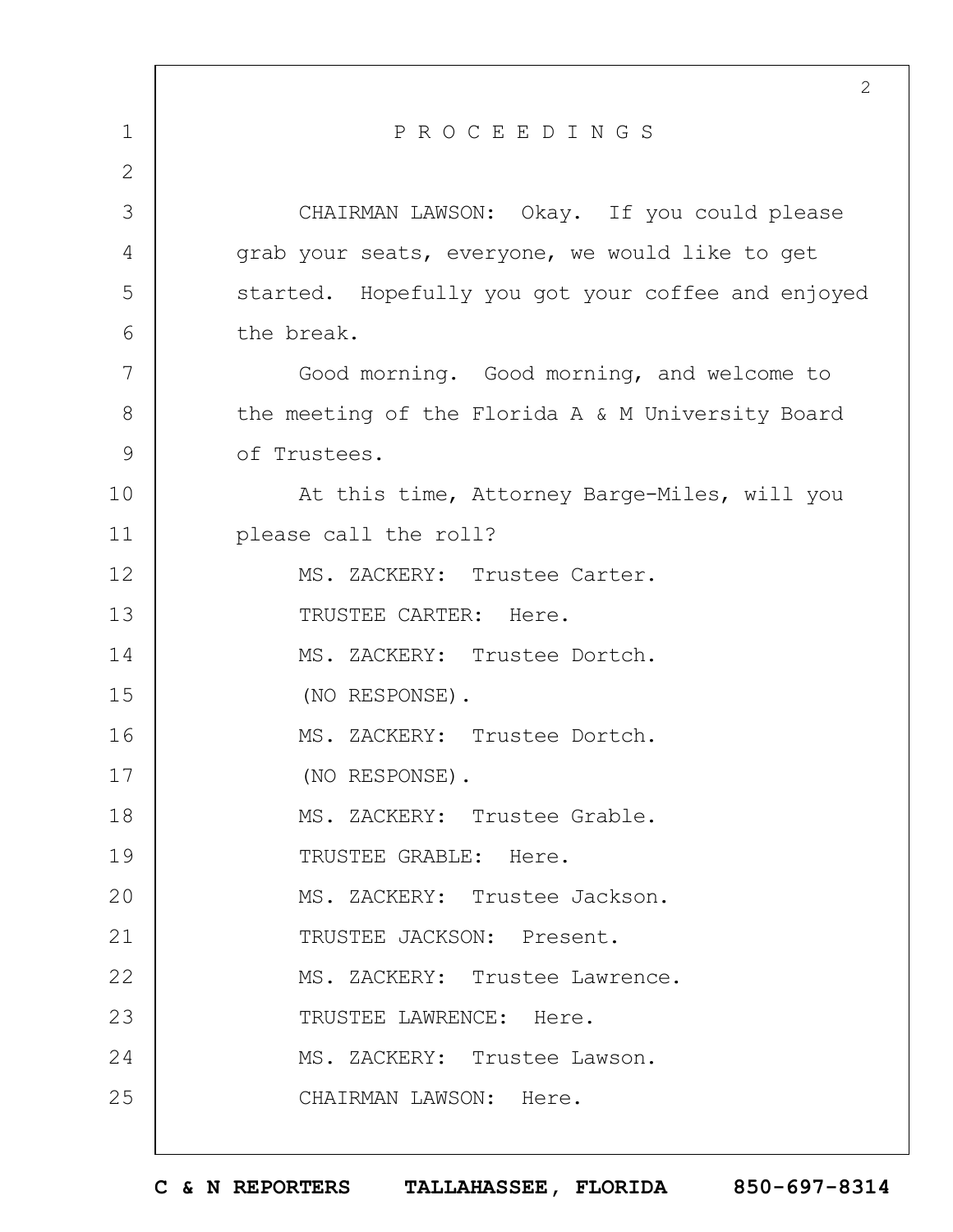# P R O C E E D I N G S

CHAIRMAN LAWSON: Okay. If you could please grab your seats, everyone, we would like to get started. Hopefully you got your coffee and enjoyed the break.

Good morning. Good morning, and welcome to the meeting of the Florida A & M University Board of Trustees.

At this time, Attorney Barge-Miles, will you please call the roll?

MS. ZACKERY: Trustee Carter.

TRUSTEE CARTER: Here.

MS. ZACKERY: Trustee Dortch.

(NO RESPONSE).

MS. ZACKERY: Trustee Dortch.

(NO RESPONSE).

MS. ZACKERY: Trustee Grable.

TRUSTEE GRABLE: Here.

MS. ZACKERY: Trustee Jackson.

TRUSTEE JACKSON: Present.

MS. ZACKERY: Trustee Lawrence.

TRUSTEE LAWRENCE: Here.

MS. ZACKERY: Trustee Lawson.

CHAIRMAN LAWSON: Here.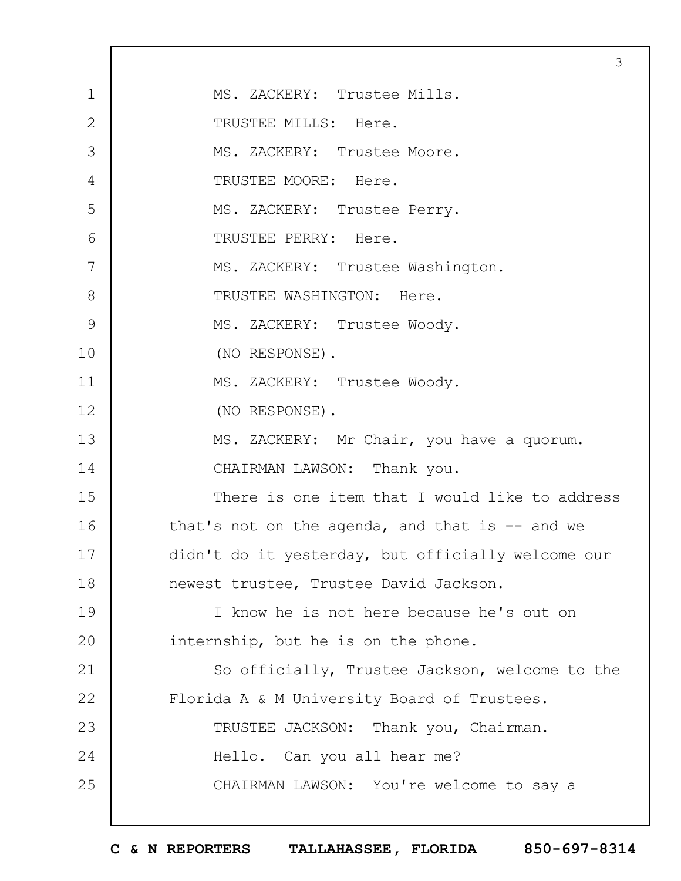MS. ZACKERY: Trustee Mills.

TRUSTEE MILLS: Here.

MS. ZACKERY: Trustee Moore.

TRUSTEE MOORE: Here.

MS. ZACKERY: Trustee Perry.

TRUSTEE PERRY: Here.

MS. ZACKERY: Trustee Washington.

TRUSTEE WASHINGTON: Here.

MS. ZACKERY: Trustee Woody.

(NO RESPONSE).

MS. ZACKERY: Trustee Woody.

(NO RESPONSE).

MS. ZACKERY: Mr Chair, you have a quorum.

CHAIRMAN LAWSON: Thank you.

There is one item that I would like to address that's not on the agenda, and that is -- and we didn't do it yesterday, but officially welcome our newest trustee, Trustee David Jackson.

I know he is not here because he's out on internship, but he is on the phone.

So officially, Trustee Jackson, welcome to the Florida A & M University Board of Trustees.

TRUSTEE JACKSON: Thank you, Chairman.

Hello. Can you all hear me?

CHAIRMAN LAWSON: You're welcome to say a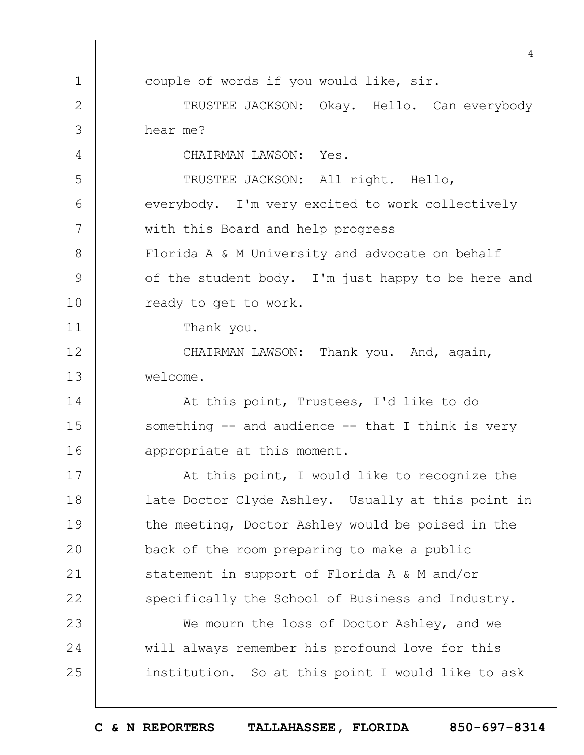couple of words if you would like, sir.

TRUSTEE JACKSON: Okay. Hello. Can everybody hear me?

CHAIRMAN LAWSON: Yes.

TRUSTEE JACKSON: All right. Hello, everybody. I'm very excited to work collectively with this Board and help progress Florida A & M University and advocate on behalf of the student body. I'm just happy to be here and ready to get to work.

Thank you.

CHAIRMAN LAWSON: Thank you. And, again, welcome.

At this point, Trustees, I'd like to do something -- and audience -- that I think is very appropriate at this moment.

At this point, I would like to recognize the late Doctor Clyde Ashley. Usually at this point in the meeting, Doctor Ashley would be poised in the back of the room preparing to make a public statement in support of Florida A & M and/or specifically the School of Business and Industry.

We mourn the loss of Doctor Ashley, and we will always remember his profound love for this institution. So at this point I would like to ask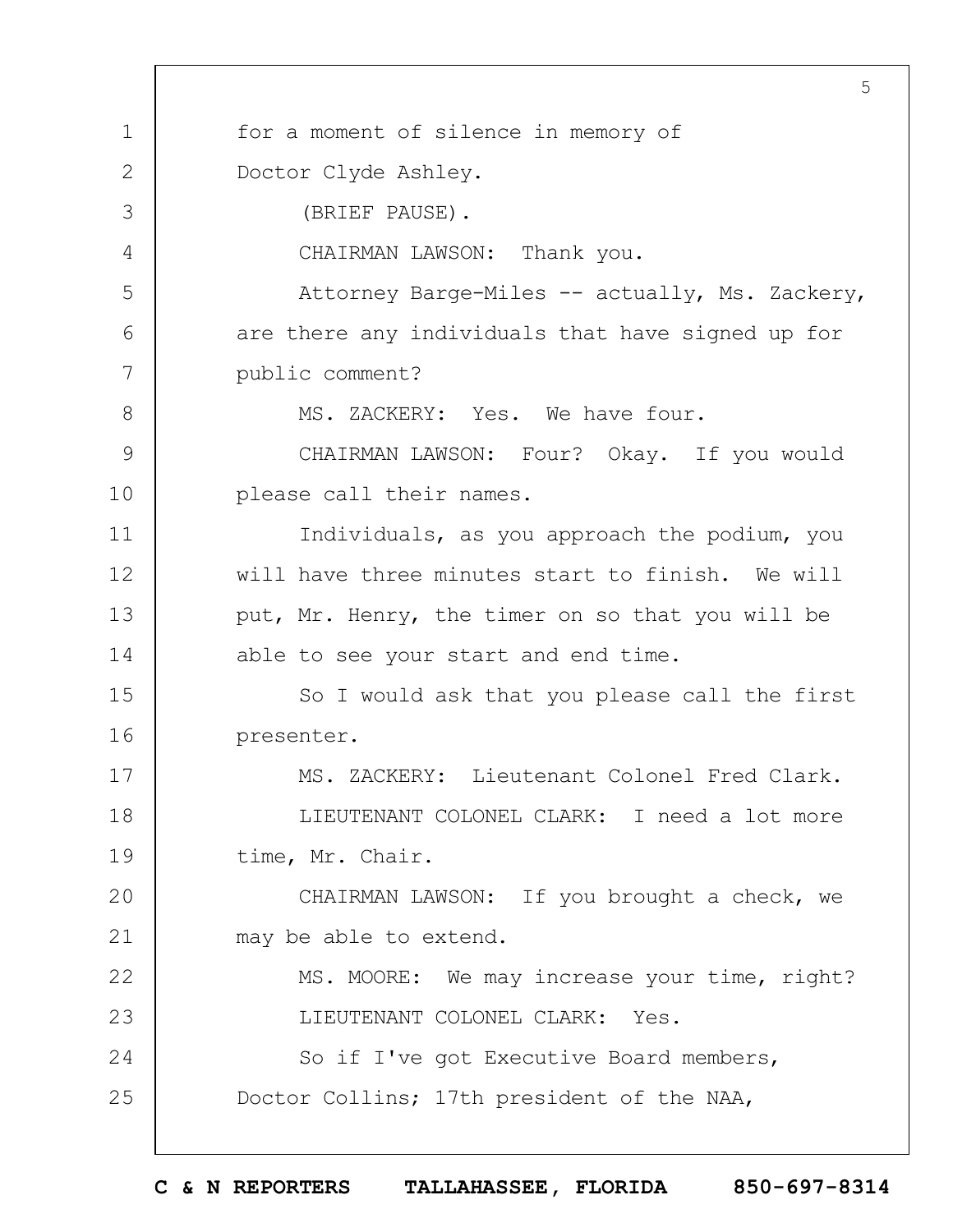for a moment of silence in memory of Doctor Clyde Ashley.

(BRIEF PAUSE).

CHAIRMAN LAWSON: Thank you.

Attorney Barge-Miles -- actually, Ms. Zackery, are there any individuals that have signed up for public comment?

MS. ZACKERY: Yes. We have four.

CHAIRMAN LAWSON: Four? Okay. If you would please call their names.

Individuals, as you approach the podium, you will have three minutes start to finish. We will put, Mr. Henry, the timer on so that you will be able to see your start and end time.

So I would ask that you please call the first presenter.

MS. ZACKERY: Lieutenant Colonel Fred Clark.

LIEUTENANT COLONEL CLARK: I need a lot more time, Mr. Chair.

CHAIRMAN LAWSON: If you brought a check, we may be able to extend.

MS. MOORE: We may increase your time, right?

LIEUTENANT COLONEL CLARK: Yes.

So if I've got Executive Board members, Doctor Collins; 17th president of the NAA,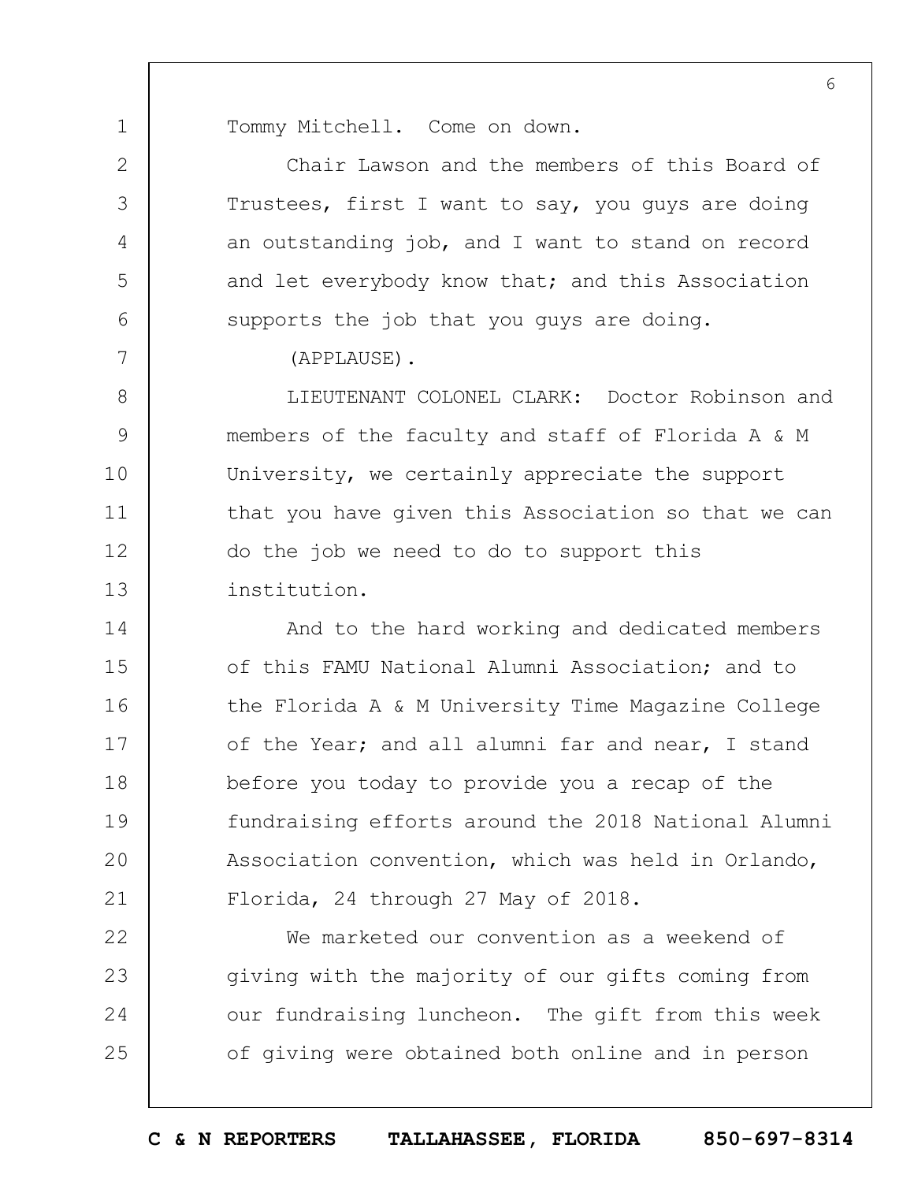Tommy Mitchell. Come on down.

Chair Lawson and the members of this Board of Trustees, first I want to say, you guys are doing an outstanding job, and I want to stand on record and let everybody know that; and this Association supports the job that you guys are doing.

(APPLAUSE).

LIEUTENANT COLONEL CLARK: Doctor Robinson and members of the faculty and staff of Florida A & M University, we certainly appreciate the support that you have given this Association so that we can do the job we need to do to support this institution.

And to the hard working and dedicated members of this FAMU National Alumni Association; and to the Florida A & M University Time Magazine College of the Year; and all alumni far and near, I stand before you today to provide you a recap of the fundraising efforts around the 2018 National Alumni Association convention, which was held in Orlando, Florida, 24 through 27 May of 2018.

We marketed our convention as a weekend of giving with the majority of our gifts coming from our fundraising luncheon. The gift from this week of giving were obtained both online and in person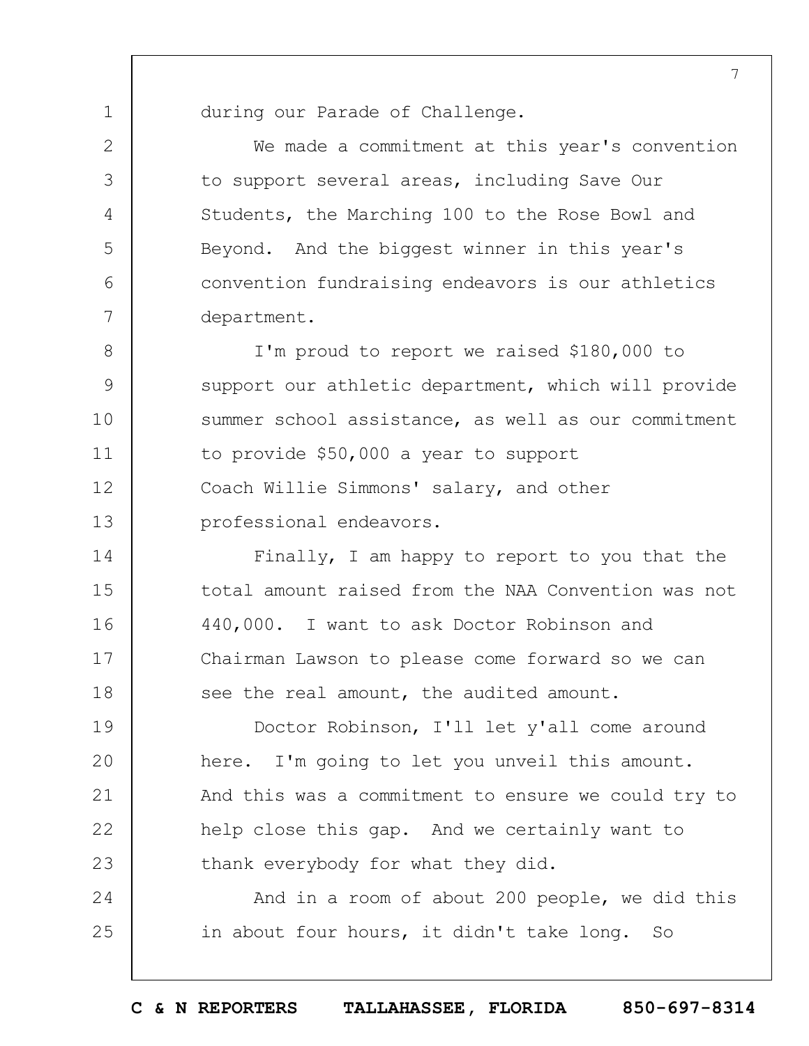during our Parade of Challenge.

We made a commitment at this year's convention to support several areas, including Save Our Students, the Marching 100 to the Rose Bowl and Beyond. And the biggest winner in this year's convention fundraising endeavors is our athletics department.

I'm proud to report we raised $180,000 to support our athletic department, which will provide summer school assistance, as well as our commitment to provide $50,000 a year to support Coach Willie Simmons' salary, and other professional endeavors.

Finally, I am happy to report to you that the total amount raised from the NAA Convention was not 440,000. I want to ask Doctor Robinson and Chairman Lawson to please come forward so we can see the real amount, the audited amount.

Doctor Robinson, I'll let y'all come around here. I'm going to let you unveil this amount. And this was a commitment to ensure we could try to help close this gap. And we certainly want to thank everybody for what they did.

And in a room of about 200 people, we did this in about four hours, it didn't take long. So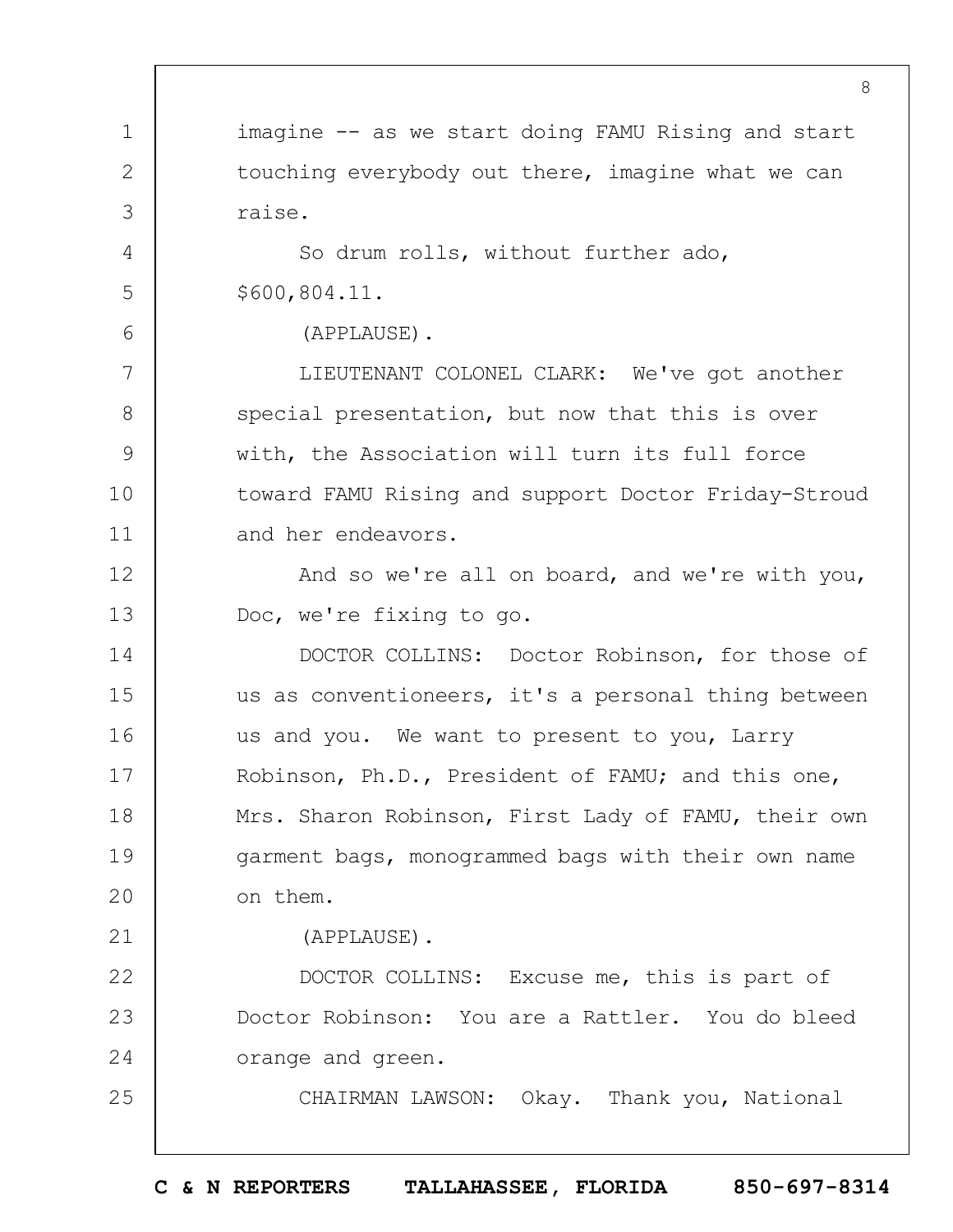imagine -- as we start doing FAMU Rising and start touching everybody out there, imagine what we can raise.

So drum rolls, without further ado, $600,804.11.

(APPLAUSE).

LIEUTENANT COLONEL CLARK: We've got another special presentation, but now that this is over with, the Association will turn its full force toward FAMU Rising and support Doctor Friday-Stroud and her endeavors.

And so we're all on board, and we're with you, Doc, we're fixing to go.

DOCTOR COLLINS: Doctor Robinson, for those of us as conventioneers, it's a personal thing between us and you. We want to present to you, Larry Robinson, Ph.D., President of FAMU; and this one, Mrs. Sharon Robinson, First Lady of FAMU, their own garment bags, monogrammed bags with their own name on them.

(APPLAUSE).

DOCTOR COLLINS: Excuse me, this is part of Doctor Robinson: You are a Rattler. You do bleed orange and green.

CHAIRMAN LAWSON: Okay. Thank you, National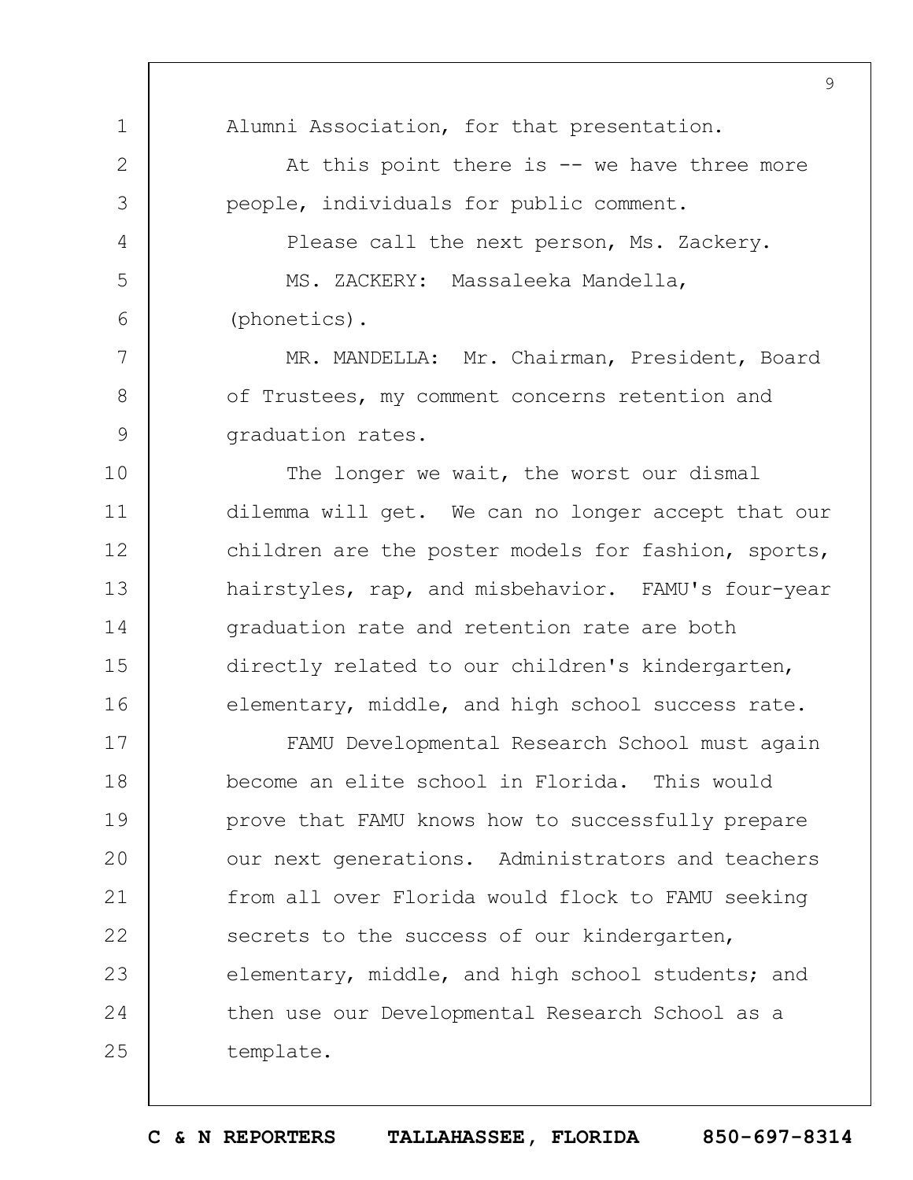Alumni Association, for that presentation.

At this point there is -- we have three more people, individuals for public comment.

Please call the next person, Ms. Zackery.

MS. ZACKERY: Massaleeka Mandella, (phonetics).

MR. MANDELLA: Mr. Chairman, President, Board of Trustees, my comment concerns retention and graduation rates.

The longer we wait, the worst our dismal dilemma will get. We can no longer accept that our children are the poster models for fashion, sports, hairstyles, rap, and misbehavior. FAMU's four-year graduation rate and retention rate are both directly related to our children's kindergarten, elementary, middle, and high school success rate.

FAMU Developmental Research School must again become an elite school in Florida. This would prove that FAMU knows how to successfully prepare our next generations. Administrators and teachers from all over Florida would flock to FAMU seeking secrets to the success of our kindergarten, elementary, middle, and high school students; and then use our Developmental Research School as a template.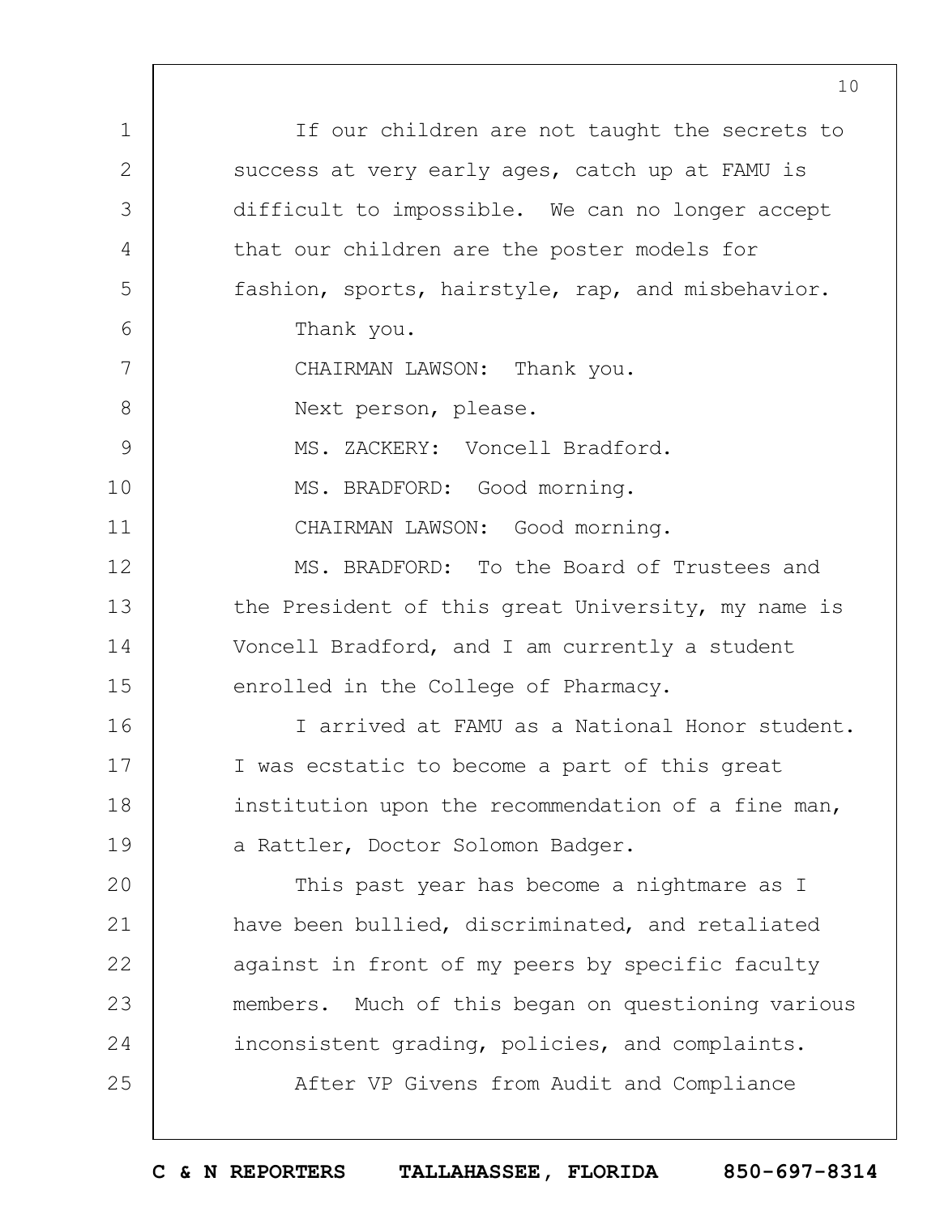If our children are not taught the secrets to success at very early ages, catch up at FAMU is difficult to impossible. We can no longer accept that our children are the poster models for fashion, sports, hairstyle, rap, and misbehavior.

Thank you.

CHAIRMAN LAWSON: Thank you.

Next person, please.

MS. ZACKERY: Voncell Bradford.

MS. BRADFORD: Good morning.

CHAIRMAN LAWSON: Good morning.

MS. BRADFORD: To the Board of Trustees and the President of this great University, my name is Voncell Bradford, and I am currently a student enrolled in the College of Pharmacy.

I arrived at FAMU as a National Honor student. I was ecstatic to become a part of this great institution upon the recommendation of a fine man, a Rattler, Doctor Solomon Badger.

This past year has become a nightmare as I have been bullied, discriminated, and retaliated against in front of my peers by specific faculty members. Much of this began on questioning various inconsistent grading, policies, and complaints.

After VP Givens from Audit and Compliance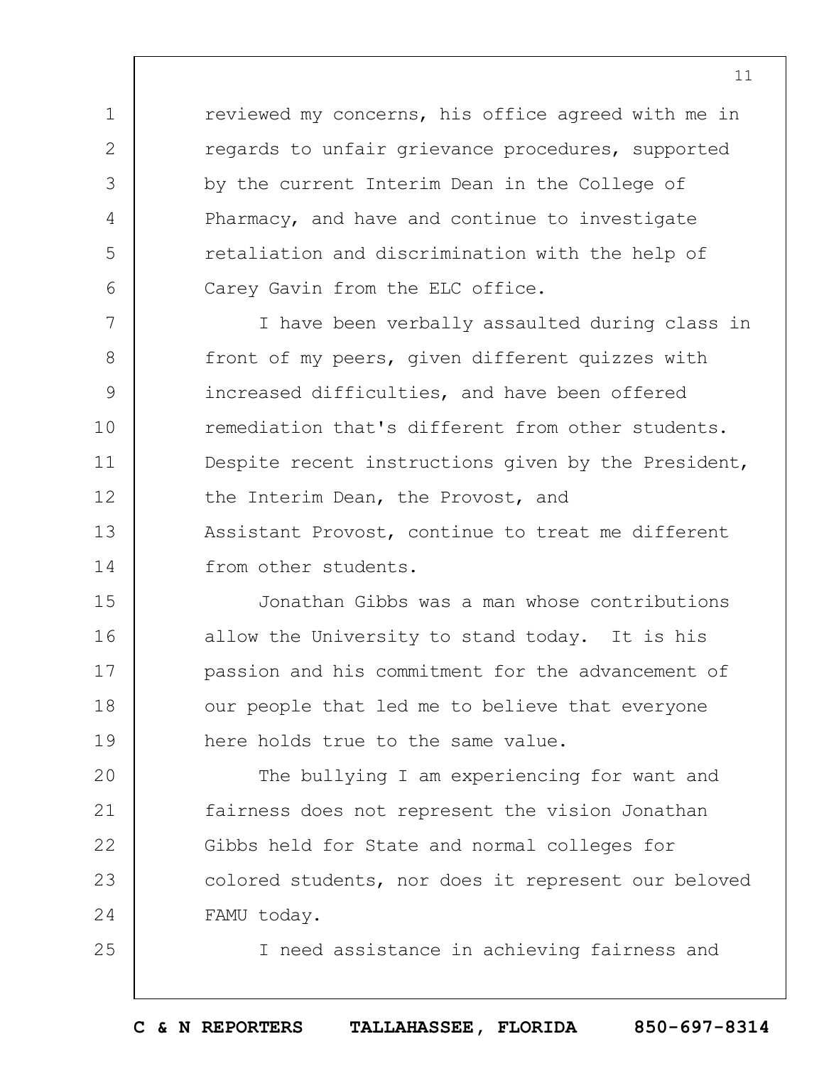reviewed my concerns, his office agreed with me in regards to unfair grievance procedures, supported by the current Interim Dean in the College of Pharmacy, and have and continue to investigate retaliation and discrimination with the help of Carey Gavin from the ELC office.

I have been verbally assaulted during class in front of my peers, given different quizzes with increased difficulties, and have been offered remediation that's different from other students. Despite recent instructions given by the President, the Interim Dean, the Provost, and Assistant Provost, continue to treat me different from other students.

Jonathan Gibbs was a man whose contributions allow the University to stand today. It is his passion and his commitment for the advancement of our people that led me to believe that everyone here holds true to the same value.

The bullying I am experiencing for want and fairness does not represent the vision Jonathan Gibbs held for State and normal colleges for colored students, nor does it represent our beloved FAMU today.

I need assistance in achieving fairness and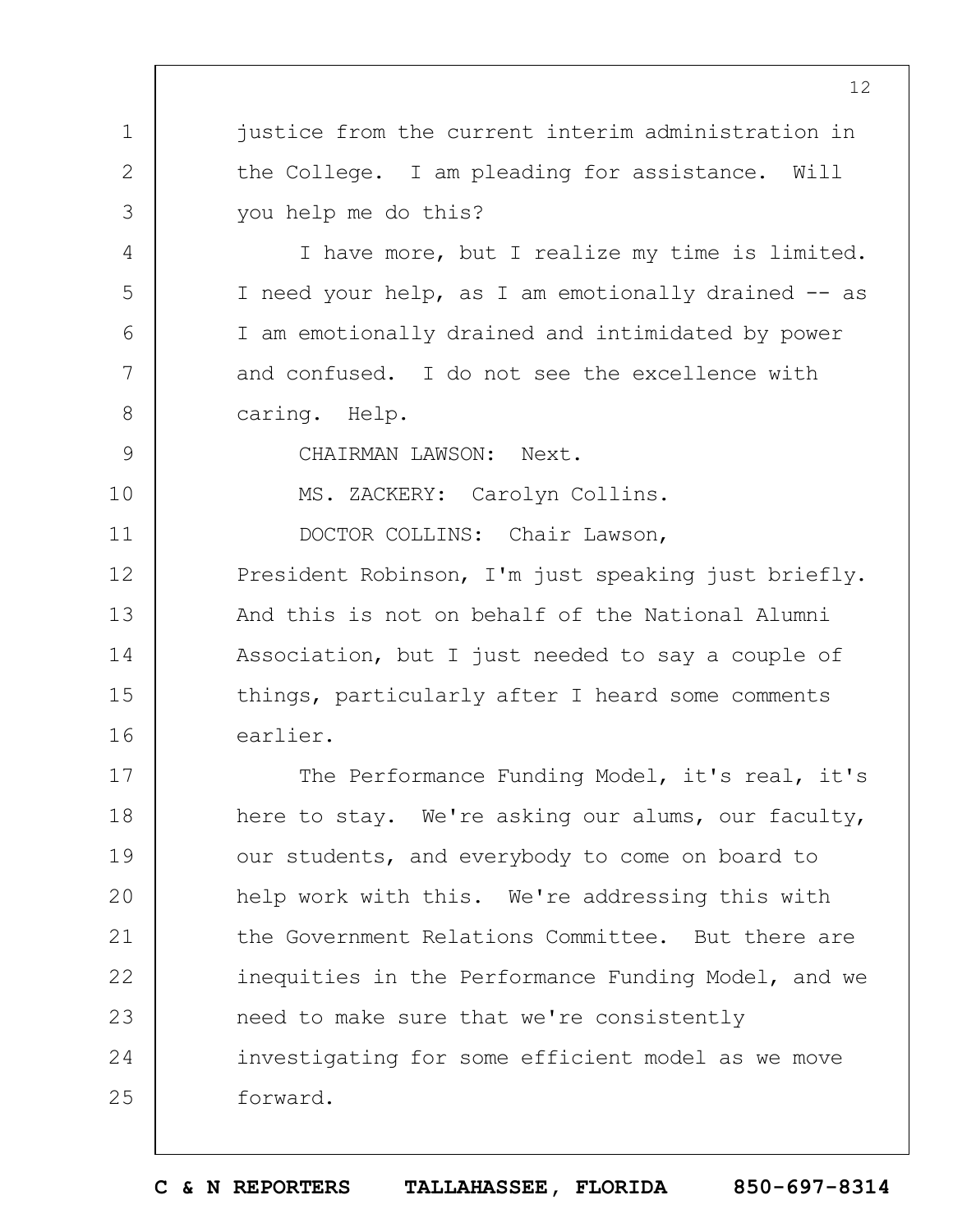justice from the current interim administration in the College. I am pleading for assistance. Will you help me do this?

I have more, but I realize my time is limited. I need your help, as I am emotionally drained -- as I am emotionally drained and intimidated by power and confused. I do not see the excellence with caring. Help.

CHAIRMAN LAWSON: Next.

MS. ZACKERY: Carolyn Collins.

DOCTOR COLLINS: Chair Lawson, President Robinson, I'm just speaking just briefly. And this is not on behalf of the National Alumni Association, but I just needed to say a couple of things, particularly after I heard some comments earlier.

The Performance Funding Model, it's real, it's here to stay. We're asking our alums, our faculty, our students, and everybody to come on board to help work with this. We're addressing this with the Government Relations Committee. But there are inequities in the Performance Funding Model, and we need to make sure that we're consistently investigating for some efficient model as we move forward.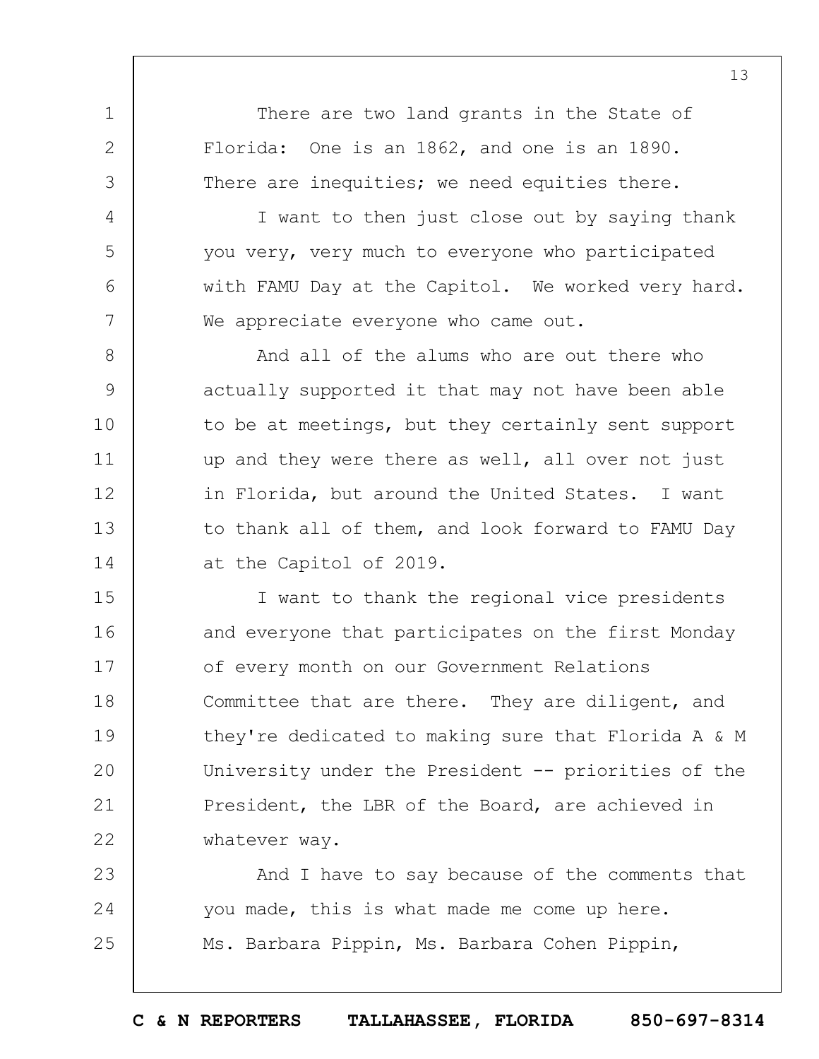There are two land grants in the State of Florida: One is an 1862, and one is an 1890. There are inequities; we need equities there.

I want to then just close out by saying thank you very, very much to everyone who participated with FAMU Day at the Capitol. We worked very hard. We appreciate everyone who came out.

And all of the alums who are out there who actually supported it that may not have been able to be at meetings, but they certainly sent support up and they were there as well, all over not just in Florida, but around the United States. I want to thank all of them, and look forward to FAMU Day at the Capitol of 2019.

I want to thank the regional vice presidents and everyone that participates on the first Monday of every month on our Government Relations Committee that are there. They are diligent, and they're dedicated to making sure that Florida A & M University under the President -- priorities of the President, the LBR of the Board, are achieved in whatever way.

And I have to say because of the comments that you made, this is what made me come up here. Ms. Barbara Pippin, Ms. Barbara Cohen Pippin,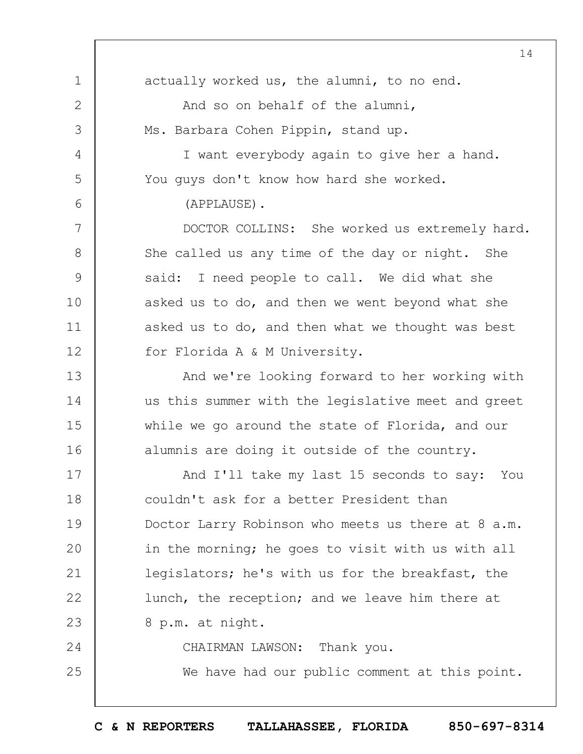actually worked us, the alumni, to no end.

And so on behalf of the alumni, Ms. Barbara Cohen Pippin, stand up.

I want everybody again to give her a hand. You guys don't know how hard she worked.

(APPLAUSE).

DOCTOR COLLINS: She worked us extremely hard. She called us any time of the day or night. She said: I need people to call. We did what she asked us to do, and then we went beyond what she asked us to do, and then what we thought was best for Florida A & M University.

And we're looking forward to her working with us this summer with the legislative meet and greet while we go around the state of Florida, and our alumnis are doing it outside of the country.

And I'll take my last 15 seconds to say: You couldn't ask for a better President than Doctor Larry Robinson who meets us there at 8 a.m. in the morning; he goes to visit with us with all legislators; he's with us for the breakfast, the lunch, the reception; and we leave him there at 8 p.m. at night.

CHAIRMAN LAWSON: Thank you.

We have had our public comment at this point.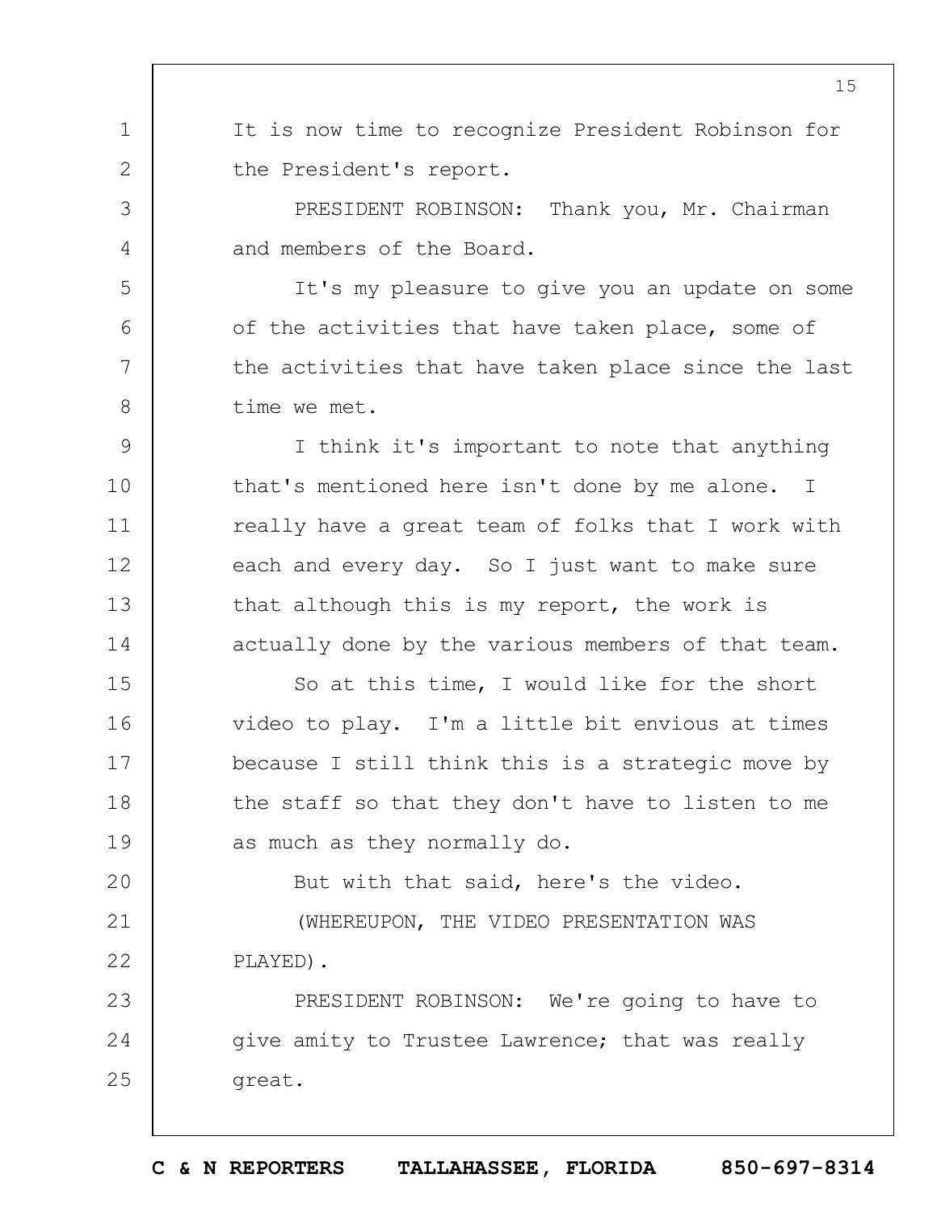It is now time to recognize President Robinson for the President's report.

PRESIDENT ROBINSON: Thank you, Mr. Chairman and members of the Board.

It's my pleasure to give you an update on some of the activities that have taken place, some of the activities that have taken place since the last time we met.

I think it's important to note that anything that's mentioned here isn't done by me alone. I really have a great team of folks that I work with each and every day. So I just want to make sure that although this is my report, the work is actually done by the various members of that team.

So at this time, I would like for the short video to play. I'm a little bit envious at times because I still think this is a strategic move by the staff so that they don't have to listen to me as much as they normally do.

But with that said, here's the video.

(WHEREUPON, THE VIDEO PRESENTATION WAS PLAYED).

PRESIDENT ROBINSON: We're going to have to give amity to Trustee Lawrence; that was really great.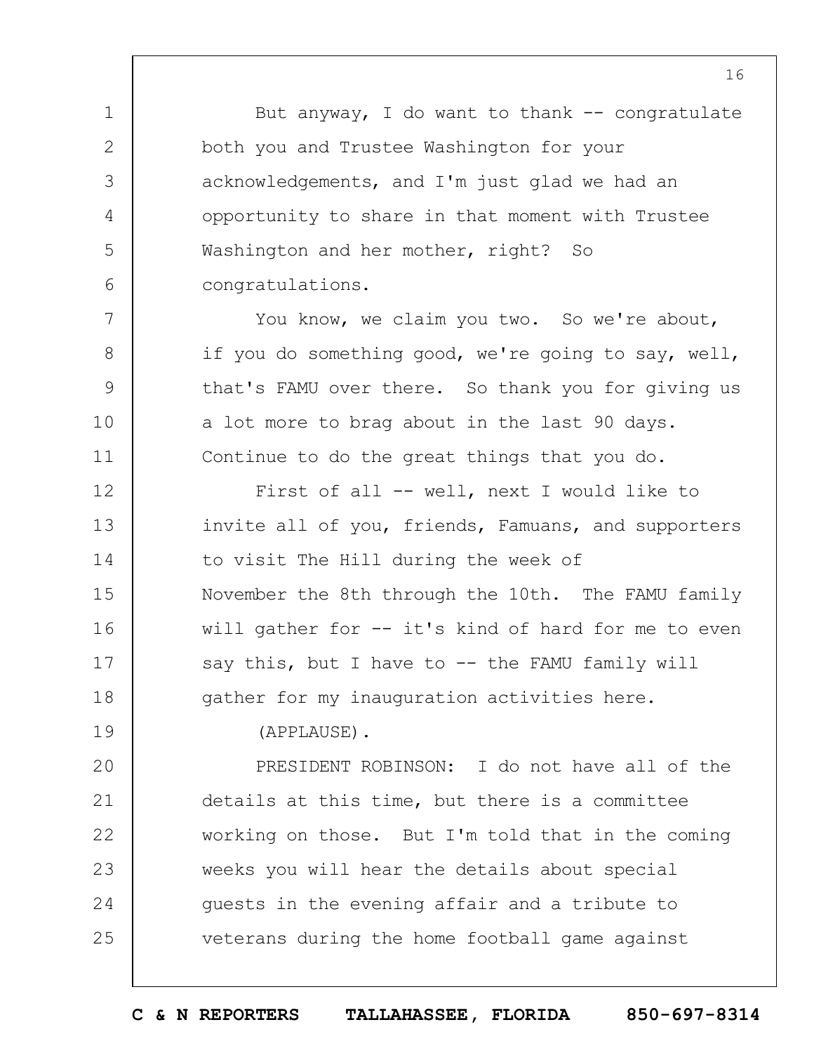But anyway, I do want to thank -- congratulate both you and Trustee Washington for your acknowledgements, and I'm just glad we had an opportunity to share in that moment with Trustee Washington and her mother, right? So congratulations.

You know, we claim you two. So we're about, if you do something good, we're going to say, well, that's FAMU over there. So thank you for giving us a lot more to brag about in the last 90 days. Continue to do the great things that you do.

First of all -- well, next I would like to invite all of you, friends, Famuans, and supporters to visit The Hill during the week of November the 8th through the 10th. The FAMU family will gather for -- it's kind of hard for me to even say this, but I have to -- the FAMU family will gather for my inauguration activities here.

(APPLAUSE).

PRESIDENT ROBINSON: I do not have all of the details at this time, but there is a committee working on those. But I'm told that in the coming weeks you will hear the details about special guests in the evening affair and a tribute to veterans during the home football game against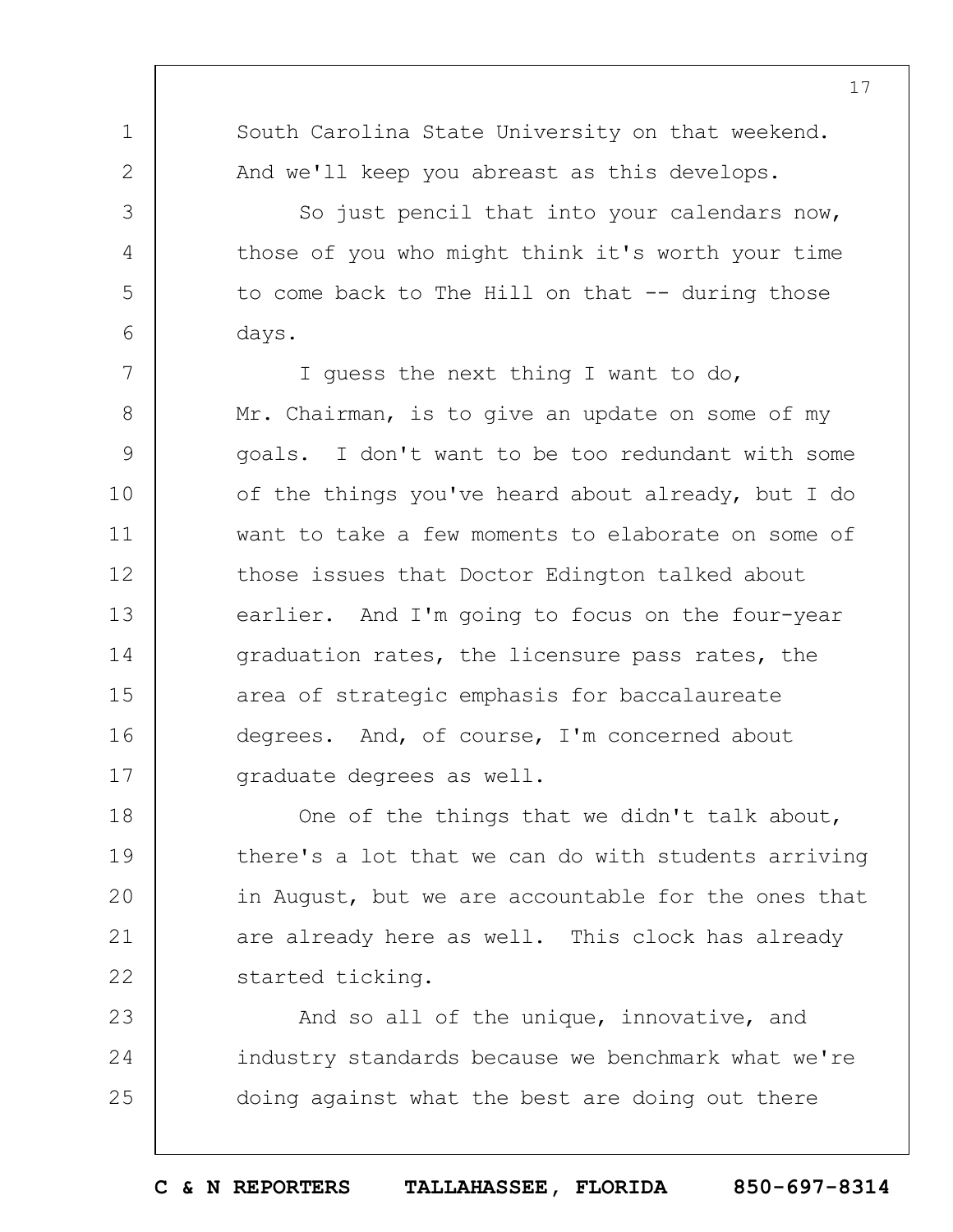South Carolina State University on that weekend. And we'll keep you abreast as this develops.

So just pencil that into your calendars now, those of you who might think it's worth your time to come back to The Hill on that -- during those days.

I guess the next thing I want to do, Mr. Chairman, is to give an update on some of my goals. I don't want to be too redundant with some of the things you've heard about already, but I do want to take a few moments to elaborate on some of those issues that Doctor Edington talked about earlier. And I'm going to focus on the four-year graduation rates, the licensure pass rates, the area of strategic emphasis for baccalaureate degrees. And, of course, I'm concerned about graduate degrees as well.

One of the things that we didn't talk about, there's a lot that we can do with students arriving in August, but we are accountable for the ones that are already here as well. This clock has already started ticking.

And so all of the unique, innovative, and industry standards because we benchmark what we're doing against what the best are doing out there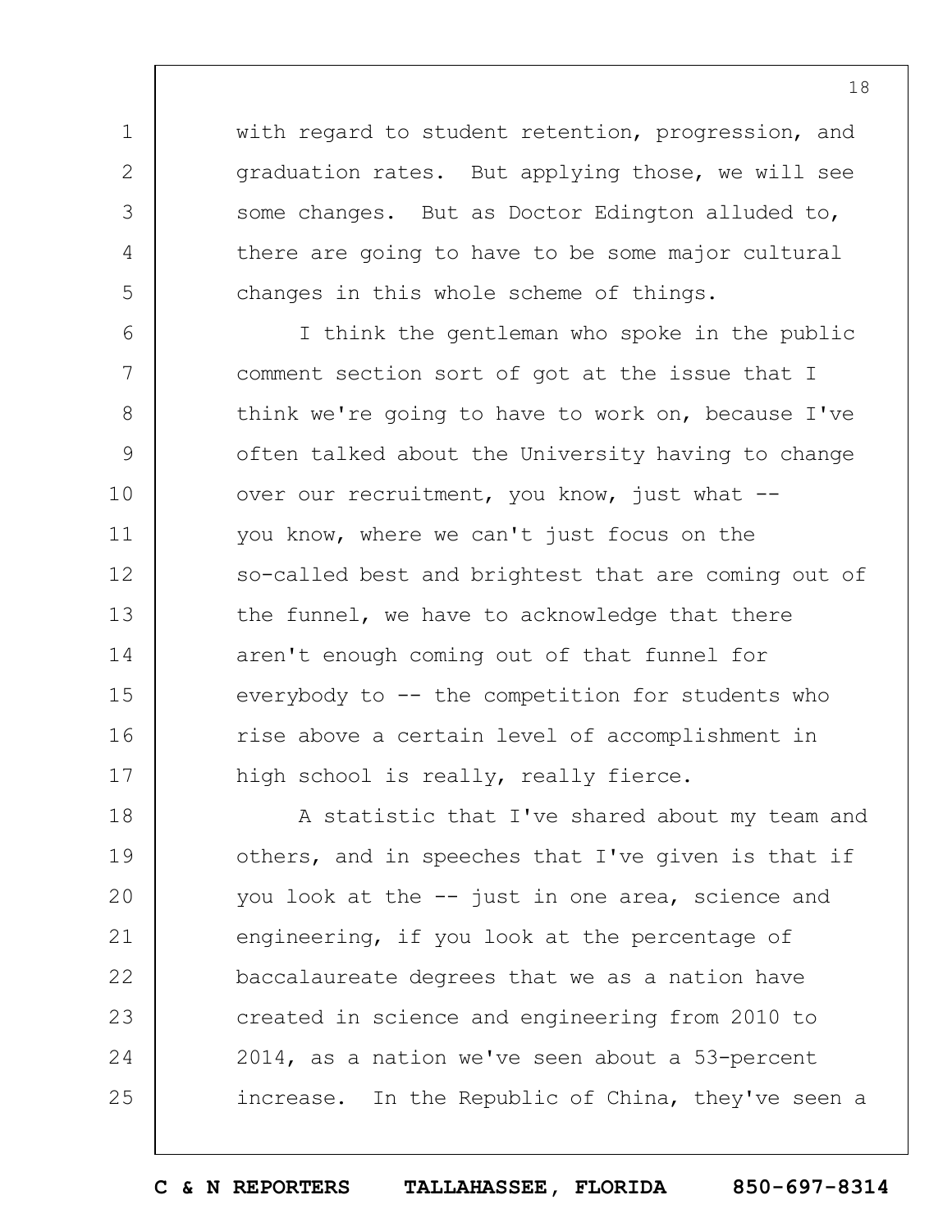with regard to student retention, progression, and graduation rates. But applying those, we will see some changes. But as Doctor Edington alluded to, there are going to have to be some major cultural changes in this whole scheme of things.

I think the gentleman who spoke in the public comment section sort of got at the issue that I think we're going to have to work on, because I've often talked about the University having to change over our recruitment, you know, just what -- you know, where we can't just focus on the so-called best and brightest that are coming out of the funnel, we have to acknowledge that there aren't enough coming out of that funnel for everybody to -- the competition for students who rise above a certain level of accomplishment in high school is really, really fierce.

A statistic that I've shared about my team and others, and in speeches that I've given is that if you look at the -- just in one area, science and engineering, if you look at the percentage of baccalaureate degrees that we as a nation have created in science and engineering from 2010 to 2014, as a nation we've seen about a 53-percent increase. In the Republic of China, they've seen a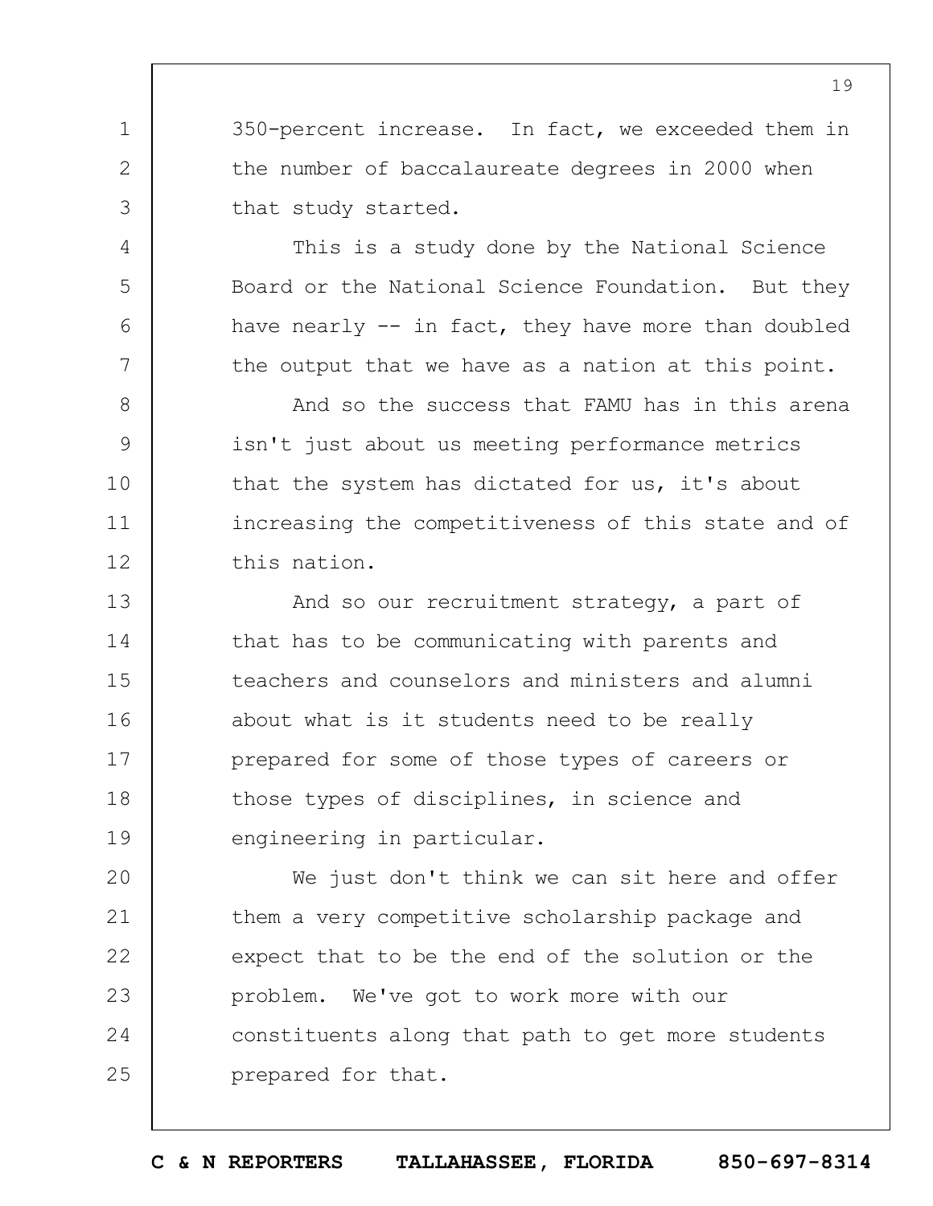350-percent increase. In fact, we exceeded them in the number of baccalaureate degrees in 2000 when that study started.

This is a study done by the National Science Board or the National Science Foundation. But they have nearly -- in fact, they have more than doubled the output that we have as a nation at this point.

And so the success that FAMU has in this arena isn't just about us meeting performance metrics that the system has dictated for us, it's about increasing the competitiveness of this state and of this nation.

And so our recruitment strategy, a part of that has to be communicating with parents and teachers and counselors and ministers and alumni about what is it students need to be really prepared for some of those types of careers or those types of disciplines, in science and engineering in particular.

We just don't think we can sit here and offer them a very competitive scholarship package and expect that to be the end of the solution or the problem. We've got to work more with our constituents along that path to get more students prepared for that.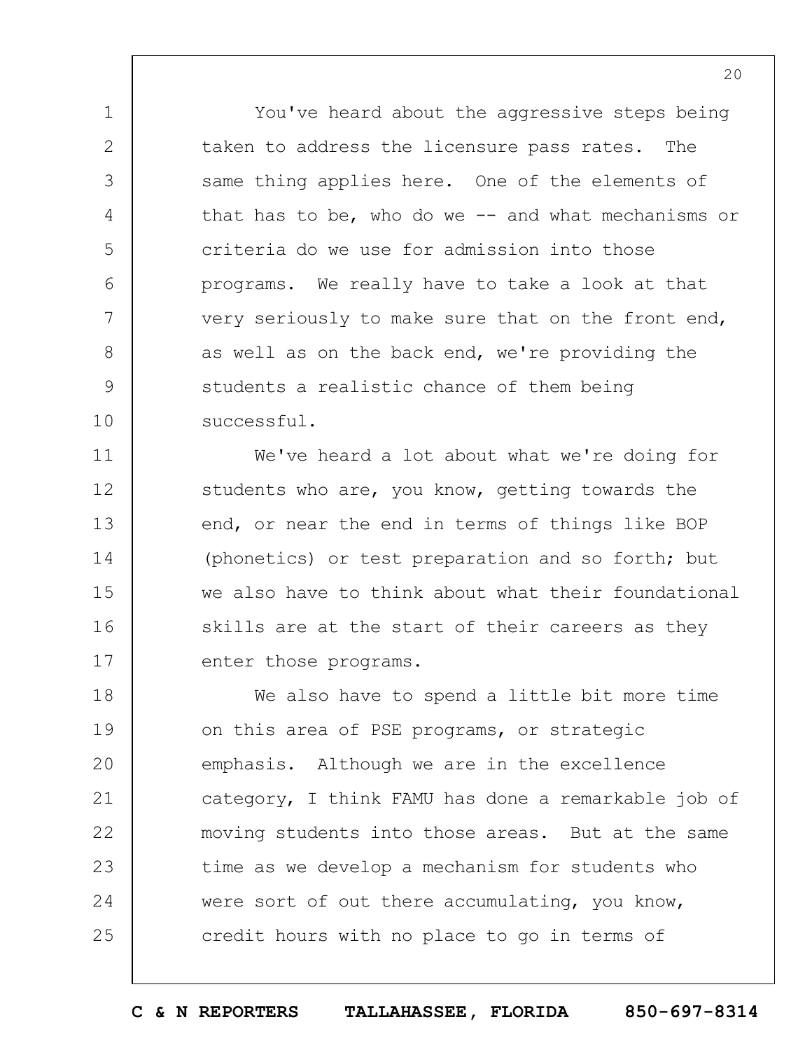You've heard about the aggressive steps being taken to address the licensure pass rates. The same thing applies here. One of the elements of that has to be, who do we -- and what mechanisms or criteria do we use for admission into those programs. We really have to take a look at that very seriously to make sure that on the front end, as well as on the back end, we're providing the students a realistic chance of them being successful.

We've heard a lot about what we're doing for students who are, you know, getting towards the end, or near the end in terms of things like BOP (phonetics) or test preparation and so forth; but we also have to think about what their foundational skills are at the start of their careers as they enter those programs.

We also have to spend a little bit more time on this area of PSE programs, or strategic emphasis. Although we are in the excellence category, I think FAMU has done a remarkable job of moving students into those areas. But at the same time as we develop a mechanism for students who were sort of out there accumulating, you know, credit hours with no place to go in terms of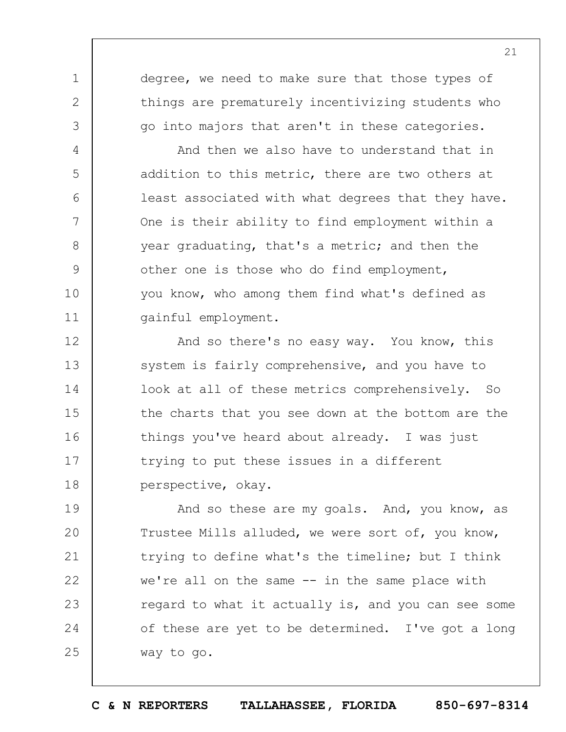degree, we need to make sure that those types of things are prematurely incentivizing students who go into majors that aren't in these categories.

And then we also have to understand that in addition to this metric, there are two others at least associated with what degrees that they have. One is their ability to find employment within a year graduating, that's a metric; and then the other one is those who do find employment, you know, who among them find what's defined as gainful employment.

And so there's no easy way. You know, this system is fairly comprehensive, and you have to look at all of these metrics comprehensively. So the charts that you see down at the bottom are the things you've heard about already. I was just trying to put these issues in a different perspective, okay.

And so these are my goals. And, you know, as Trustee Mills alluded, we were sort of, you know, trying to define what's the timeline; but I think we're all on the same -- in the same place with regard to what it actually is, and you can see some of these are yet to be determined. I've got a long way to go.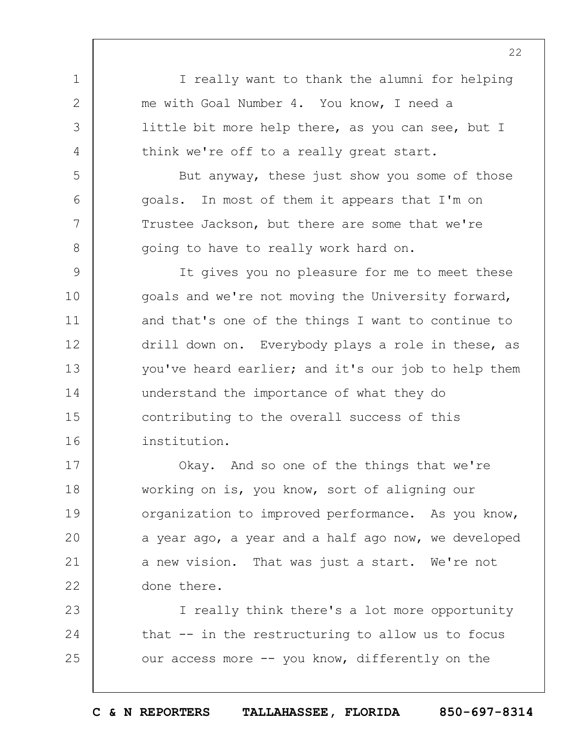I really want to thank the alumni for helping me with Goal Number 4. You know, I need a little bit more help there, as you can see, but I think we're off to a really great start.

But anyway, these just show you some of those goals. In most of them it appears that I'm on Trustee Jackson, but there are some that we're going to have to really work hard on.

It gives you no pleasure for me to meet these goals and we're not moving the University forward, and that's one of the things I want to continue to drill down on. Everybody plays a role in these, as you've heard earlier; and it's our job to help them understand the importance of what they do contributing to the overall success of this institution.

Okay. And so one of the things that we're working on is, you know, sort of aligning our organization to improved performance. As you know, a year ago, a year and a half ago now, we developed a new vision. That was just a start. We're not done there.

I really think there's a lot more opportunity that -- in the restructuring to allow us to focus our access more -- you know, differently on the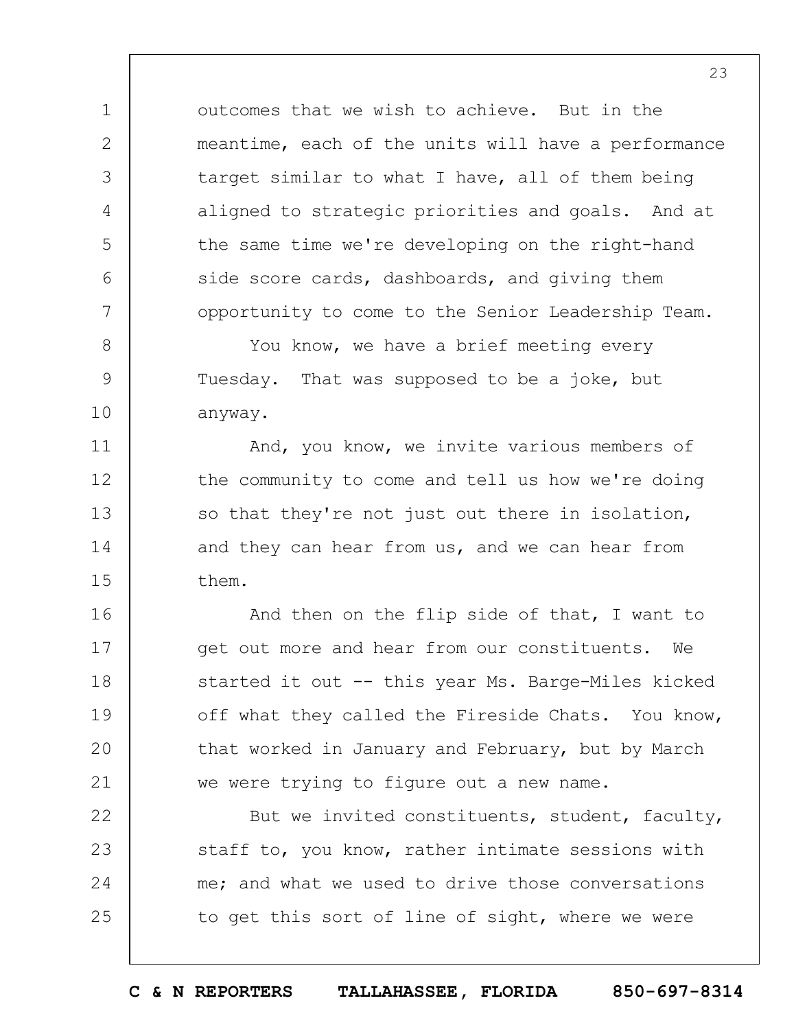outcomes that we wish to achieve. But in the meantime, each of the units will have a performance target similar to what I have, all of them being aligned to strategic priorities and goals. And at the same time we're developing on the right-hand side score cards, dashboards, and giving them opportunity to come to the Senior Leadership Team.

You know, we have a brief meeting every Tuesday. That was supposed to be a joke, but anyway.

And, you know, we invite various members of the community to come and tell us how we're doing so that they're not just out there in isolation, and they can hear from us, and we can hear from them.

And then on the flip side of that, I want to get out more and hear from our constituents. We started it out -- this year Ms. Barge-Miles kicked off what they called the Fireside Chats. You know, that worked in January and February, but by March we were trying to figure out a new name.

But we invited constituents, student, faculty, staff to, you know, rather intimate sessions with me; and what we used to drive those conversations to get this sort of line of sight, where we were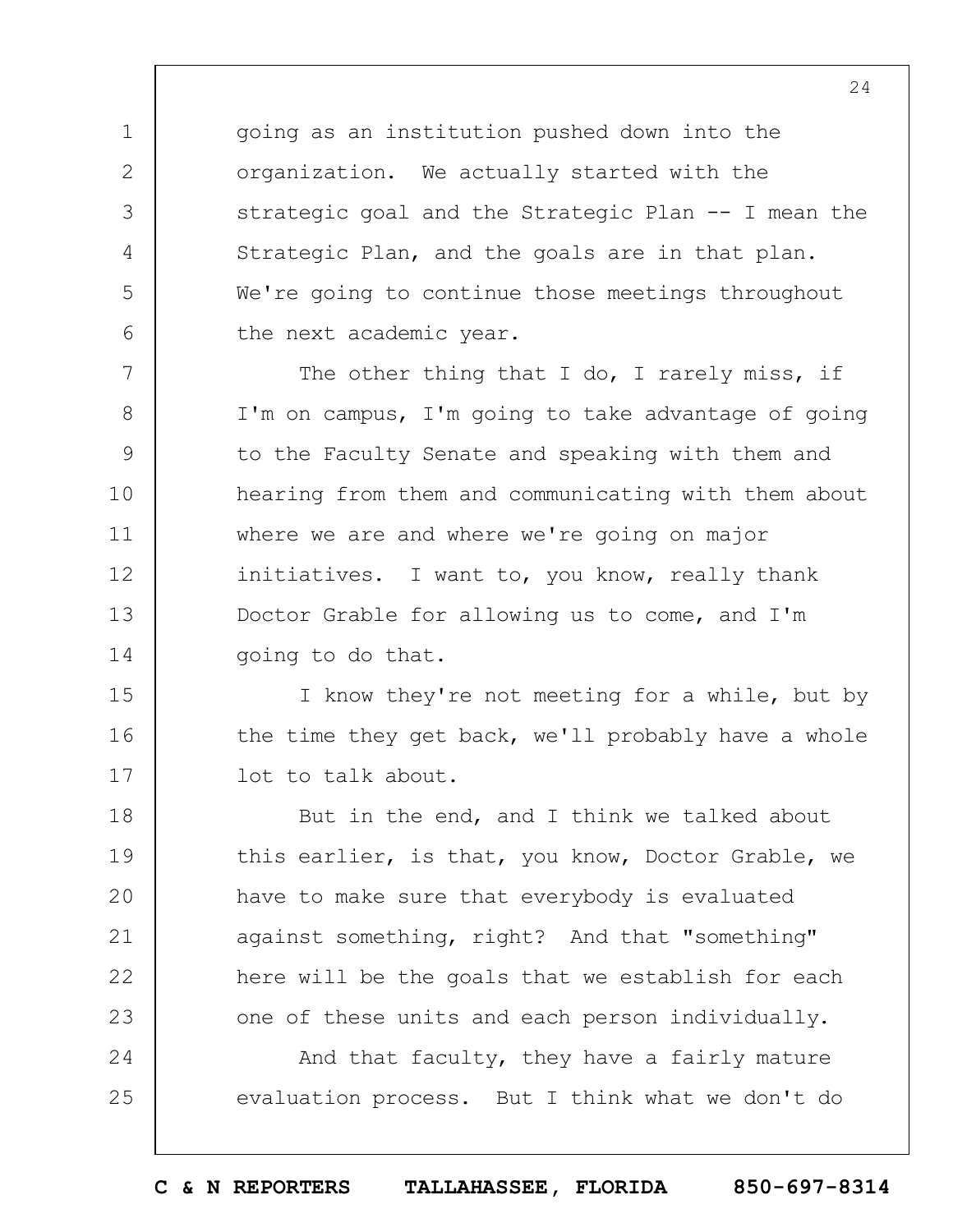going as an institution pushed down into the organization. We actually started with the strategic goal and the Strategic Plan -- I mean the Strategic Plan, and the goals are in that plan. We're going to continue those meetings throughout the next academic year.

The other thing that I do, I rarely miss, if I'm on campus, I'm going to take advantage of going to the Faculty Senate and speaking with them and hearing from them and communicating with them about where we are and where we're going on major initiatives. I want to, you know, really thank Doctor Grable for allowing us to come, and I'm going to do that.

I know they're not meeting for a while, but by the time they get back, we'll probably have a whole lot to talk about.

But in the end, and I think we talked about this earlier, is that, you know, Doctor Grable, we have to make sure that everybody is evaluated against something, right? And that "something" here will be the goals that we establish for each one of these units and each person individually.

And that faculty, they have a fairly mature evaluation process. But I think what we don't do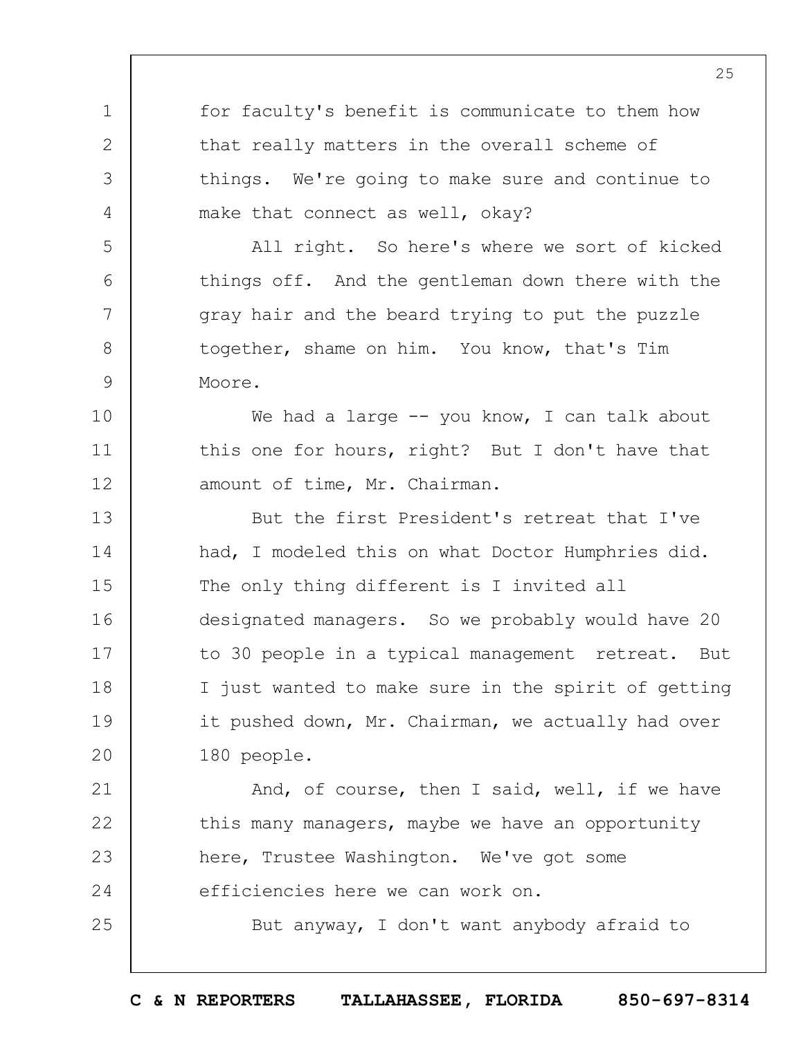for faculty's benefit is communicate to them how that really matters in the overall scheme of things. We're going to make sure and continue to make that connect as well, okay?

All right. So here's where we sort of kicked things off. And the gentleman down there with the gray hair and the beard trying to put the puzzle together, shame on him. You know, that's Tim Moore.

We had a large -- you know, I can talk about this one for hours, right? But I don't have that amount of time, Mr. Chairman.

But the first President's retreat that I've had, I modeled this on what Doctor Humphries did. The only thing different is I invited all designated managers. So we probably would have 20 to 30 people in a typical management retreat. But I just wanted to make sure in the spirit of getting it pushed down, Mr. Chairman, we actually had over 180 people.

And, of course, then I said, well, if we have this many managers, maybe we have an opportunity here, Trustee Washington. We've got some efficiencies here we can work on.

But anyway, I don't want anybody afraid to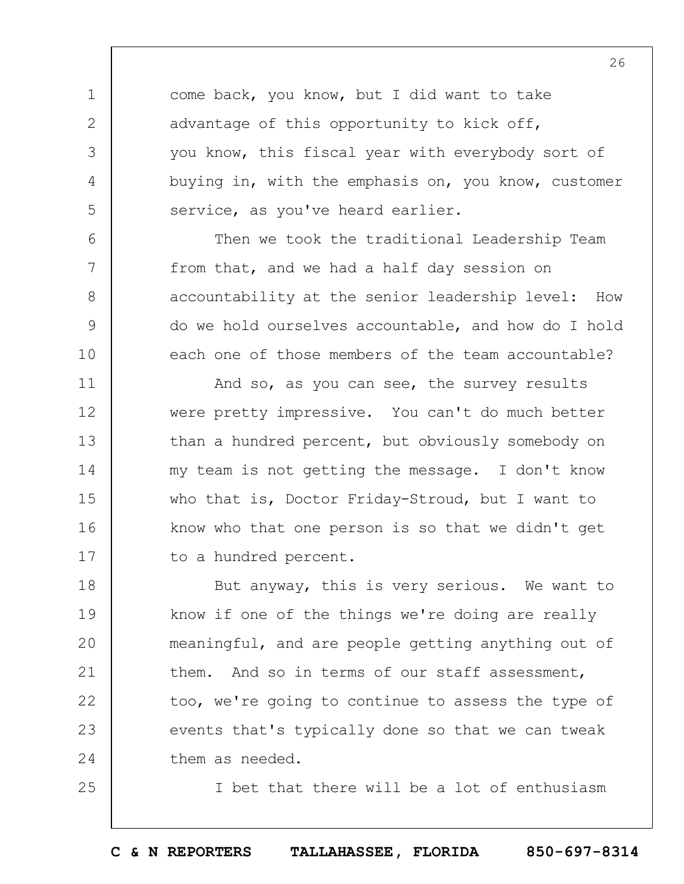come back, you know, but I did want to take advantage of this opportunity to kick off, you know, this fiscal year with everybody sort of buying in, with the emphasis on, you know, customer service, as you've heard earlier.

Then we took the traditional Leadership Team from that, and we had a half day session on accountability at the senior leadership level: How do we hold ourselves accountable, and how do I hold each one of those members of the team accountable?

And so, as you can see, the survey results were pretty impressive. You can't do much better than a hundred percent, but obviously somebody on my team is not getting the message. I don't know who that is, Doctor Friday-Stroud, but I want to know who that one person is so that we didn't get to a hundred percent.

But anyway, this is very serious. We want to know if one of the things we're doing are really meaningful, and are people getting anything out of them. And so in terms of our staff assessment, too, we're going to continue to assess the type of events that's typically done so that we can tweak them as needed.

I bet that there will be a lot of enthusiasm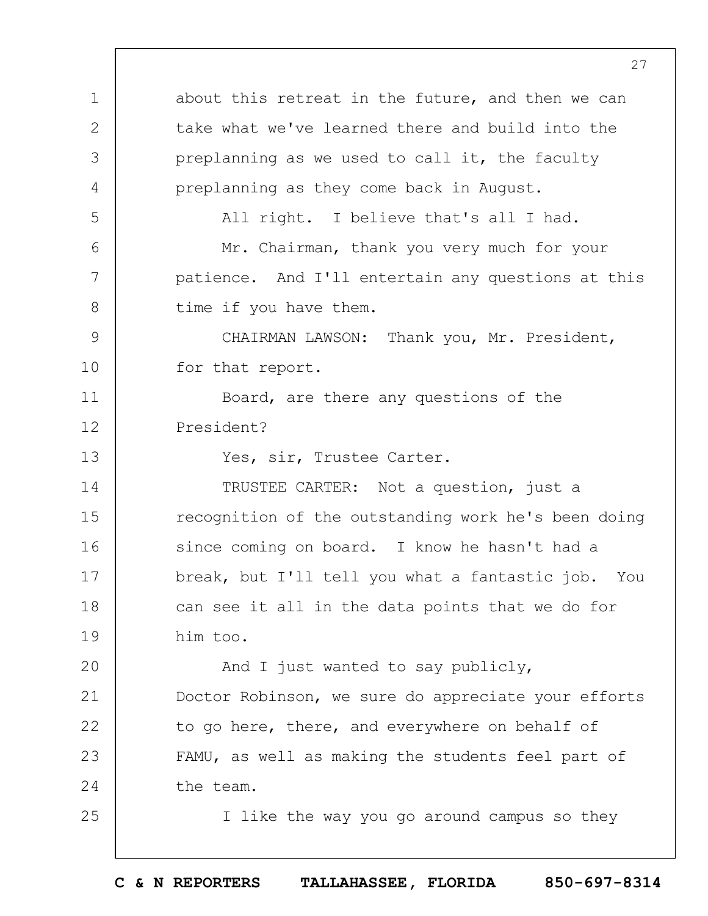about this retreat in the future, and then we can take what we've learned there and build into the preplanning as we used to call it, the faculty preplanning as they come back in August.

All right. I believe that's all I had.

Mr. Chairman, thank you very much for your patience. And I'll entertain any questions at this time if you have them.

CHAIRMAN LAWSON: Thank you, Mr. President, for that report.

Board, are there any questions of the President?

Yes, sir, Trustee Carter.

TRUSTEE CARTER: Not a question, just a recognition of the outstanding work he's been doing since coming on board. I know he hasn't had a break, but I'll tell you what a fantastic job. You can see it all in the data points that we do for him too.

And I just wanted to say publicly, Doctor Robinson, we sure do appreciate your efforts to go here, there, and everywhere on behalf of FAMU, as well as making the students feel part of the team.

I like the way you go around campus so they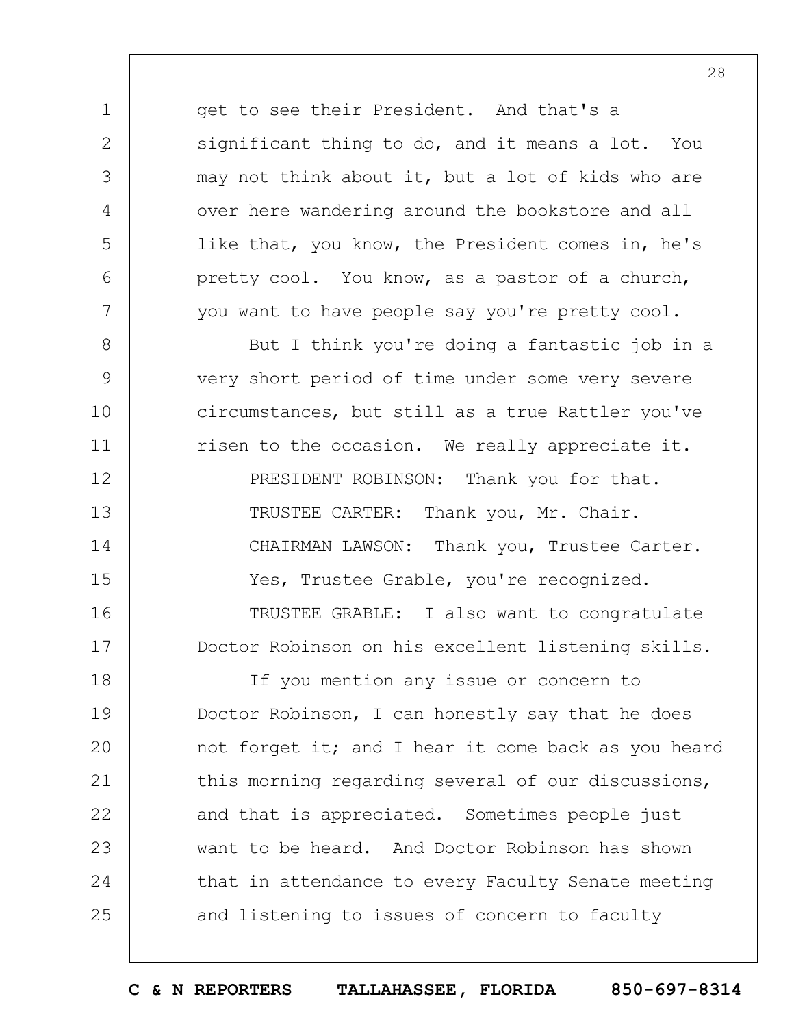get to see their President. And that's a significant thing to do, and it means a lot. You may not think about it, but a lot of kids who are over here wandering around the bookstore and all like that, you know, the President comes in, he's pretty cool. You know, as a pastor of a church, you want to have people say you're pretty cool.

But I think you're doing a fantastic job in a very short period of time under some very severe circumstances, but still as a true Rattler you've risen to the occasion. We really appreciate it.

PRESIDENT ROBINSON: Thank you for that.

TRUSTEE CARTER: Thank you, Mr. Chair.

CHAIRMAN LAWSON: Thank you, Trustee Carter. Yes, Trustee Grable, you're recognized.

TRUSTEE GRABLE: I also want to congratulate Doctor Robinson on his excellent listening skills.

If you mention any issue or concern to Doctor Robinson, I can honestly say that he does not forget it; and I hear it come back as you heard this morning regarding several of our discussions, and that is appreciated. Sometimes people just want to be heard. And Doctor Robinson has shown that in attendance to every Faculty Senate meeting and listening to issues of concern to faculty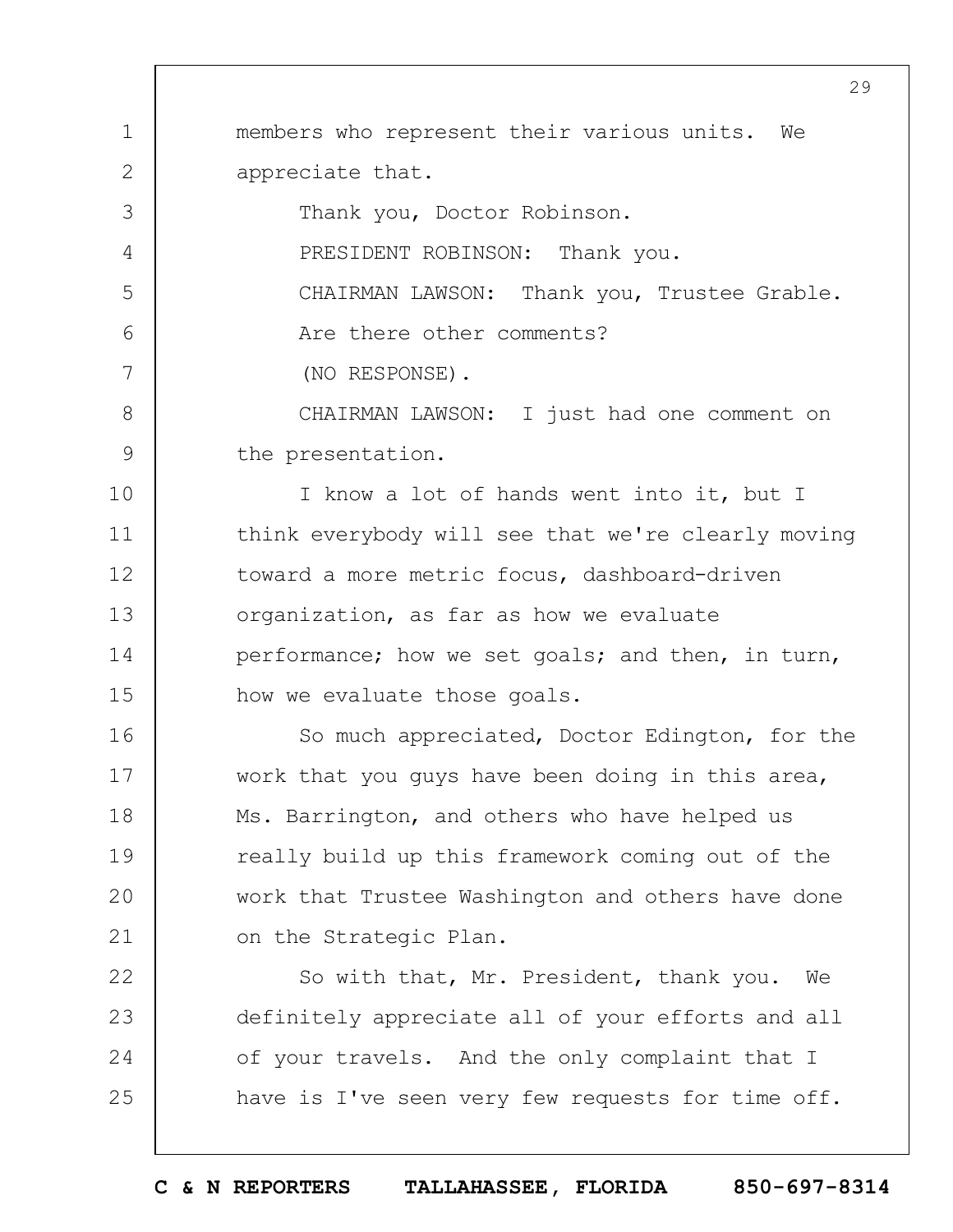members who represent their various units. We appreciate that.

Thank you, Doctor Robinson.

PRESIDENT ROBINSON: Thank you.

CHAIRMAN LAWSON: Thank you, Trustee Grable.

Are there other comments?

(NO RESPONSE).

CHAIRMAN LAWSON: I just had one comment on the presentation.

I know a lot of hands went into it, but I think everybody will see that we're clearly moving toward a more metric focus, dashboard-driven organization, as far as how we evaluate performance; how we set goals; and then, in turn, how we evaluate those goals.

So much appreciated, Doctor Edington, for the work that you guys have been doing in this area, Ms. Barrington, and others who have helped us really build up this framework coming out of the work that Trustee Washington and others have done on the Strategic Plan.

So with that, Mr. President, thank you. We definitely appreciate all of your efforts and all of your travels. And the only complaint that I have is I've seen very few requests for time off.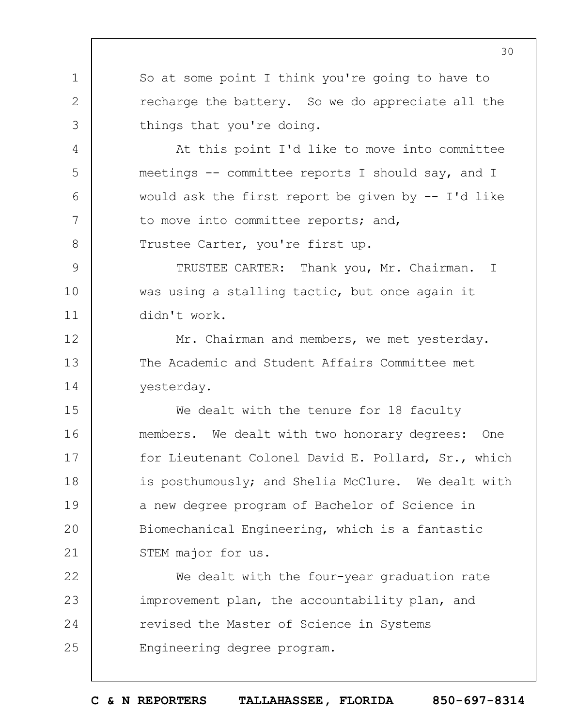So at some point I think you're going to have to recharge the battery. So we do appreciate all the things that you're doing.

At this point I'd like to move into committee meetings -- committee reports I should say, and I would ask the first report be given by -- I'd like to move into committee reports; and, Trustee Carter, you're first up.

TRUSTEE CARTER: Thank you, Mr. Chairman. I was using a stalling tactic, but once again it didn't work.

Mr. Chairman and members, we met yesterday. The Academic and Student Affairs Committee met yesterday.

We dealt with the tenure for 18 faculty members. We dealt with two honorary degrees: One for Lieutenant Colonel David E. Pollard, Sr., which is posthumously; and Shelia McClure. We dealt with a new degree program of Bachelor of Science in Biomechanical Engineering, which is a fantastic STEM major for us.

We dealt with the four-year graduation rate improvement plan, the accountability plan, and revised the Master of Science in Systems Engineering degree program.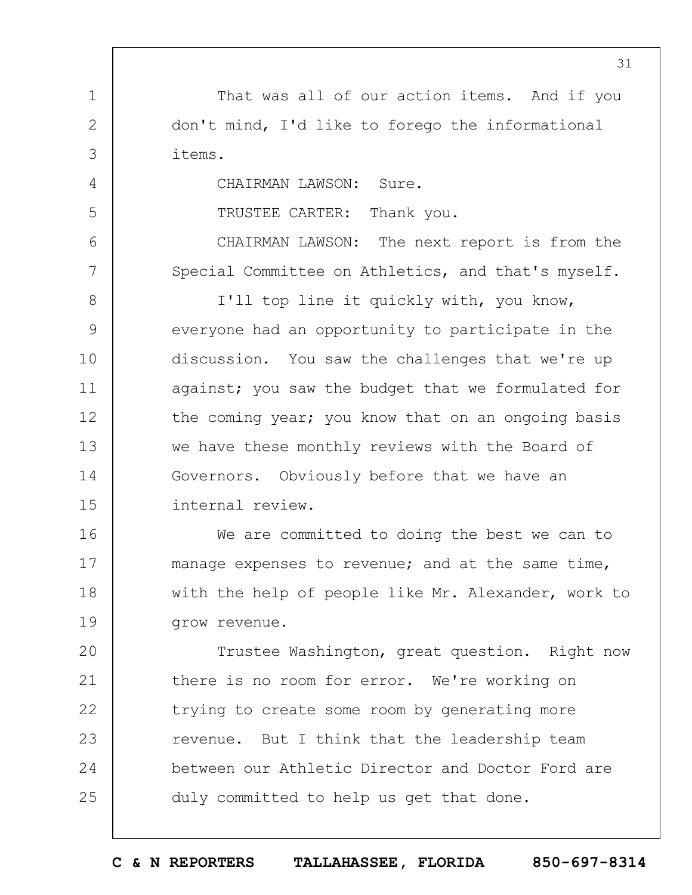That was all of our action items. And if you don't mind, I'd like to forego the informational items.

CHAIRMAN LAWSON: Sure.

TRUSTEE CARTER: Thank you.

CHAIRMAN LAWSON: The next report is from the Special Committee on Athletics, and that's myself.

I'll top line it quickly with, you know, everyone had an opportunity to participate in the discussion. You saw the challenges that we're up against; you saw the budget that we formulated for the coming year; you know that on an ongoing basis we have these monthly reviews with the Board of Governors. Obviously before that we have an internal review.

We are committed to doing the best we can to manage expenses to revenue; and at the same time, with the help of people like Mr. Alexander, work to grow revenue.

Trustee Washington, great question. Right now there is no room for error. We're working on trying to create some room by generating more revenue. But I think that the leadership team between our Athletic Director and Doctor Ford are duly committed to help us get that done.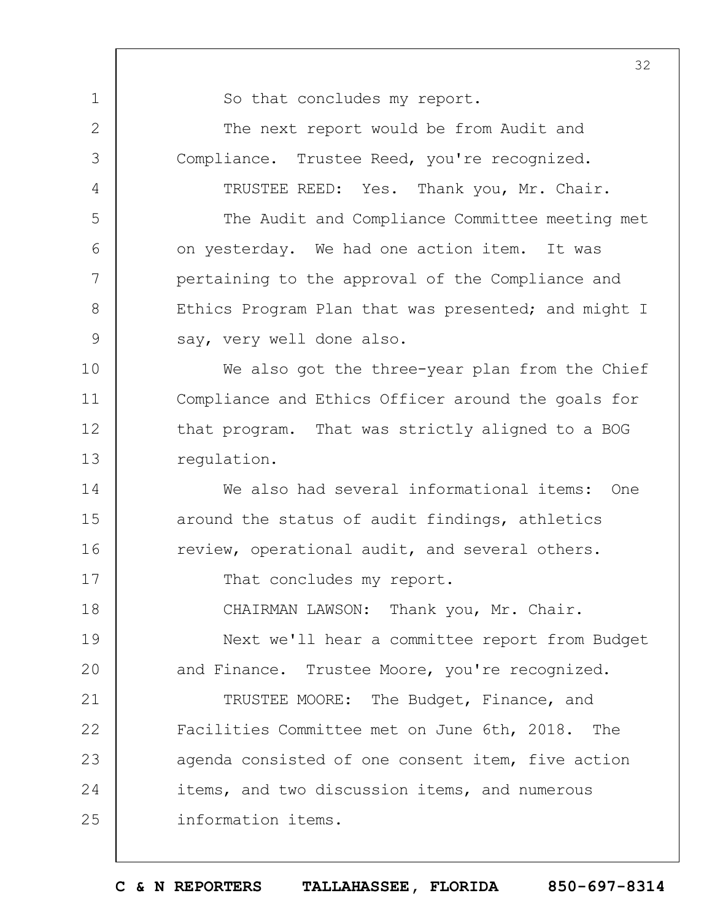So that concludes my report.

The next report would be from Audit and Compliance. Trustee Reed, you're recognized.

TRUSTEE REED: Yes. Thank you, Mr. Chair.

The Audit and Compliance Committee meeting met on yesterday. We had one action item. It was pertaining to the approval of the Compliance and Ethics Program Plan that was presented; and might I say, very well done also.

We also got the three-year plan from the Chief Compliance and Ethics Officer around the goals for that program. That was strictly aligned to a BOG regulation.

We also had several informational items: One around the status of audit findings, athletics review, operational audit, and several others.

That concludes my report.

CHAIRMAN LAWSON: Thank you, Mr. Chair.

Next we'll hear a committee report from Budget and Finance. Trustee Moore, you're recognized.

TRUSTEE MOORE: The Budget, Finance, and Facilities Committee met on June 6th, 2018. The agenda consisted of one consent item, five action items, and two discussion items, and numerous information items.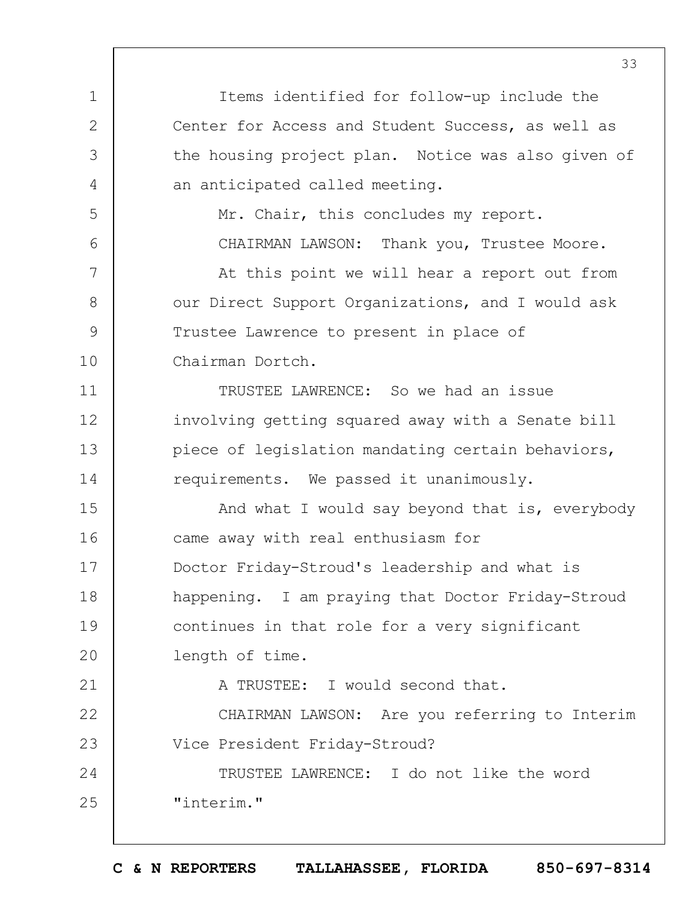Items identified for follow-up include the Center for Access and Student Success, as well as the housing project plan. Notice was also given of an anticipated called meeting.

Mr. Chair, this concludes my report.

CHAIRMAN LAWSON: Thank you, Trustee Moore.

At this point we will hear a report out from our Direct Support Organizations, and I would ask Trustee Lawrence to present in place of Chairman Dortch.

TRUSTEE LAWRENCE: So we had an issue involving getting squared away with a Senate bill piece of legislation mandating certain behaviors, requirements. We passed it unanimously.

And what I would say beyond that is, everybody came away with real enthusiasm for Doctor Friday-Stroud's leadership and what is happening. I am praying that Doctor Friday-Stroud continues in that role for a very significant length of time.

A TRUSTEE: I would second that.

CHAIRMAN LAWSON: Are you referring to Interim Vice President Friday-Stroud?

TRUSTEE LAWRENCE: I do not like the word "interim."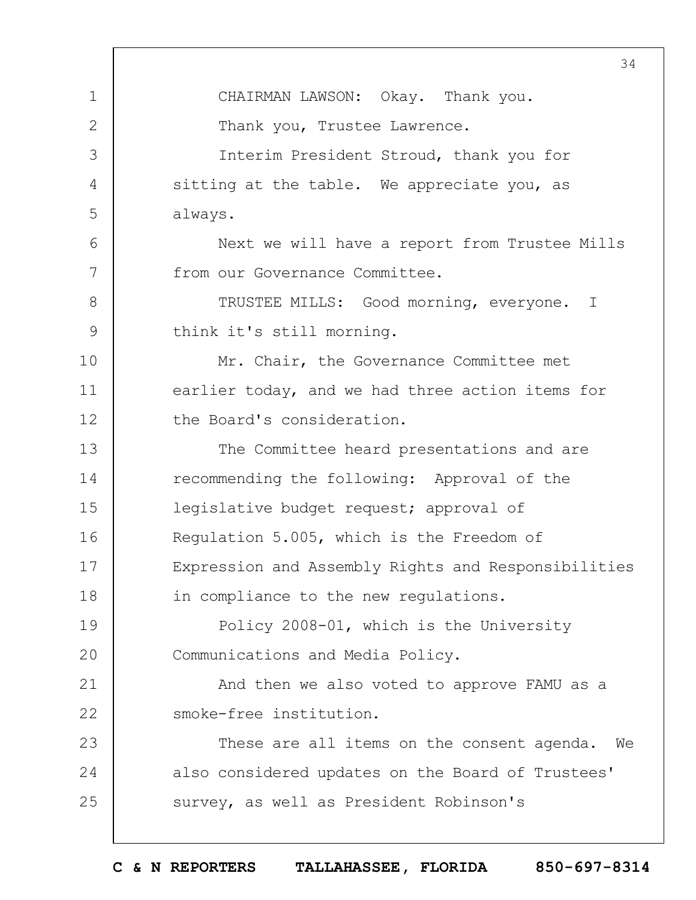CHAIRMAN LAWSON: Okay. Thank you.

Thank you, Trustee Lawrence.

Interim President Stroud, thank you for sitting at the table. We appreciate you, as always.

Next we will have a report from Trustee Mills from our Governance Committee.

TRUSTEE MILLS: Good morning, everyone. I think it's still morning.

Mr. Chair, the Governance Committee met earlier today, and we had three action items for the Board's consideration.

The Committee heard presentations and are recommending the following: Approval of the legislative budget request; approval of Regulation 5.005, which is the Freedom of Expression and Assembly Rights and Responsibilities in compliance to the new regulations.

Policy 2008-01, which is the University Communications and Media Policy.

And then we also voted to approve FAMU as a smoke-free institution.

These are all items on the consent agenda. We also considered updates on the Board of Trustees' survey, as well as President Robinson's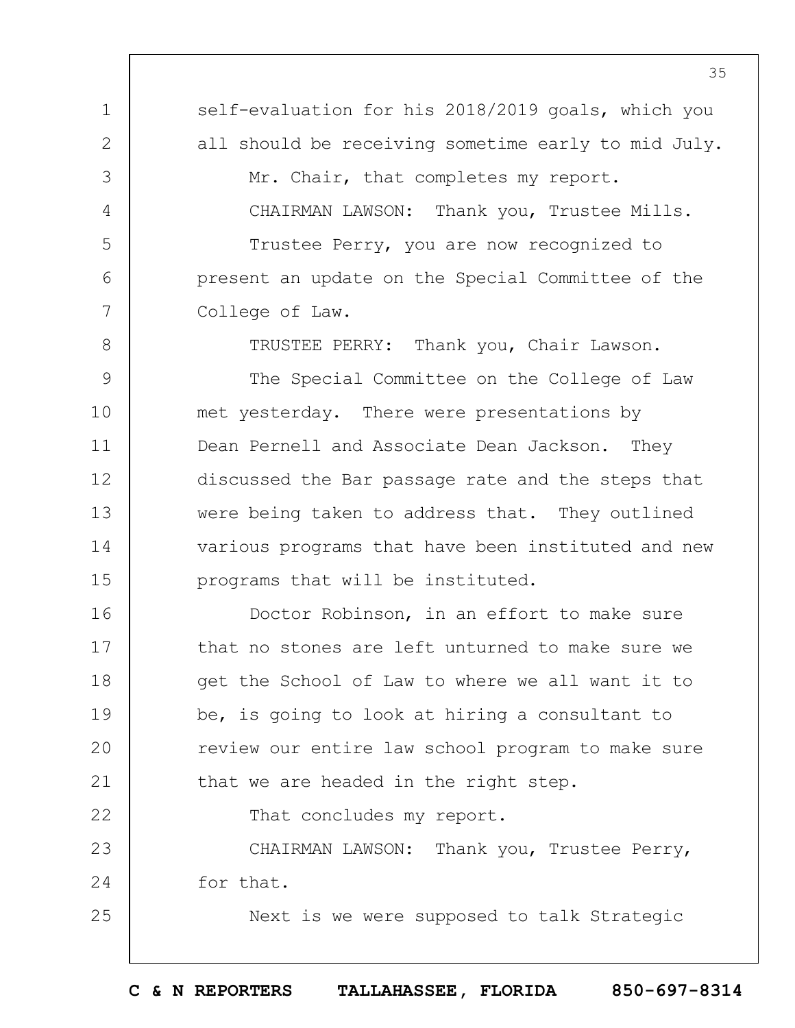self-evaluation for his 2018/2019 goals, which you all should be receiving sometime early to mid July.

Mr. Chair, that completes my report.

CHAIRMAN LAWSON: Thank you, Trustee Mills.

Trustee Perry, you are now recognized to present an update on the Special Committee of the College of Law.

TRUSTEE PERRY: Thank you, Chair Lawson.

The Special Committee on the College of Law met yesterday. There were presentations by Dean Pernell and Associate Dean Jackson. They discussed the Bar passage rate and the steps that were being taken to address that. They outlined various programs that have been instituted and new programs that will be instituted.

Doctor Robinson, in an effort to make sure that no stones are left unturned to make sure we get the School of Law to where we all want it to be, is going to look at hiring a consultant to review our entire law school program to make sure that we are headed in the right step.

That concludes my report.

CHAIRMAN LAWSON: Thank you, Trustee Perry, for that.

Next is we were supposed to talk Strategic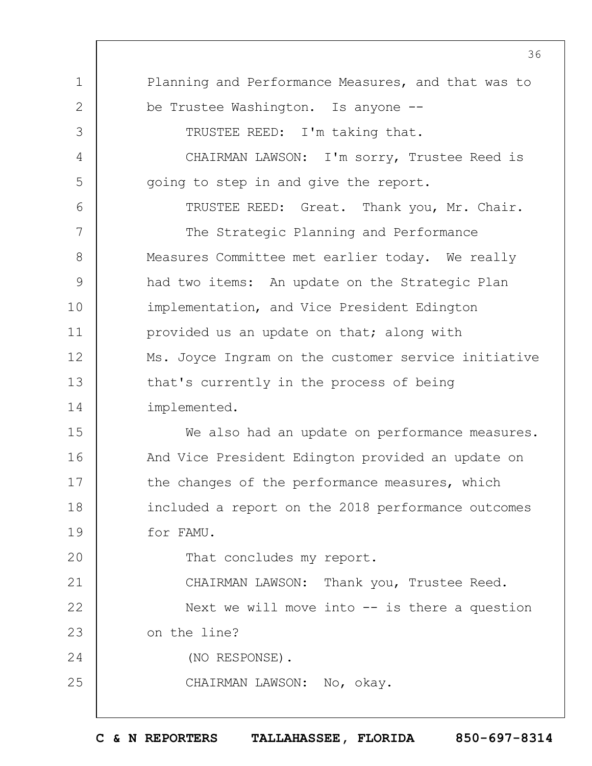Planning and Performance Measures, and that was to be Trustee Washington. Is anyone --

TRUSTEE REED: I'm taking that.

CHAIRMAN LAWSON: I'm sorry, Trustee Reed is going to step in and give the report.

TRUSTEE REED: Great. Thank you, Mr. Chair.

The Strategic Planning and Performance Measures Committee met earlier today. We really had two items: An update on the Strategic Plan implementation, and Vice President Edington provided us an update on that; along with Ms. Joyce Ingram on the customer service initiative that's currently in the process of being implemented.

We also had an update on performance measures. And Vice President Edington provided an update on the changes of the performance measures, which included a report on the 2018 performance outcomes for FAMU.

That concludes my report.

CHAIRMAN LAWSON: Thank you, Trustee Reed.

Next we will move into -- is there a question on the line?

(NO RESPONSE).

CHAIRMAN LAWSON: No, okay.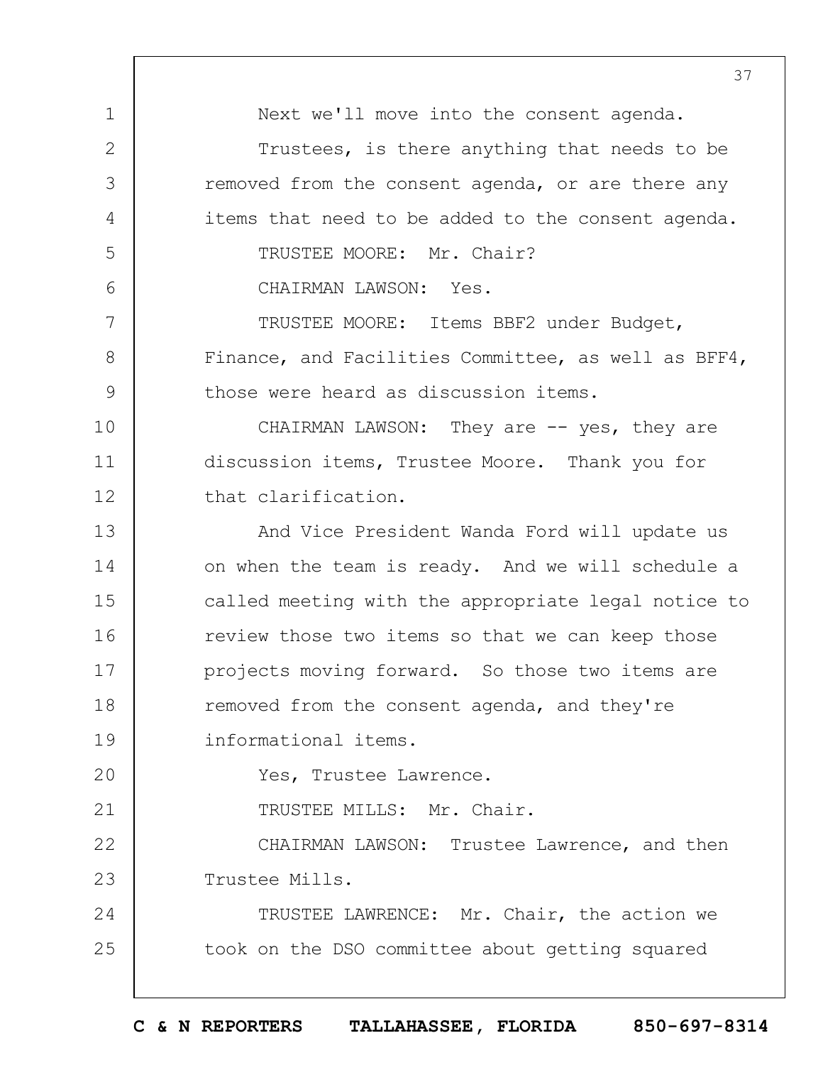Next we'll move into the consent agenda.

Trustees, is there anything that needs to be removed from the consent agenda, or are there any items that need to be added to the consent agenda.

TRUSTEE MOORE: Mr. Chair?

CHAIRMAN LAWSON: Yes.

TRUSTEE MOORE: Items BBF2 under Budget, Finance, and Facilities Committee, as well as BFF4, those were heard as discussion items.

CHAIRMAN LAWSON: They are -- yes, they are discussion items, Trustee Moore. Thank you for that clarification.

And Vice President Wanda Ford will update us on when the team is ready. And we will schedule a called meeting with the appropriate legal notice to review those two items so that we can keep those projects moving forward. So those two items are removed from the consent agenda, and they're informational items.

Yes, Trustee Lawrence.

TRUSTEE MILLS: Mr. Chair.

CHAIRMAN LAWSON: Trustee Lawrence, and then Trustee Mills.

TRUSTEE LAWRENCE: Mr. Chair, the action we took on the DSO committee about getting squared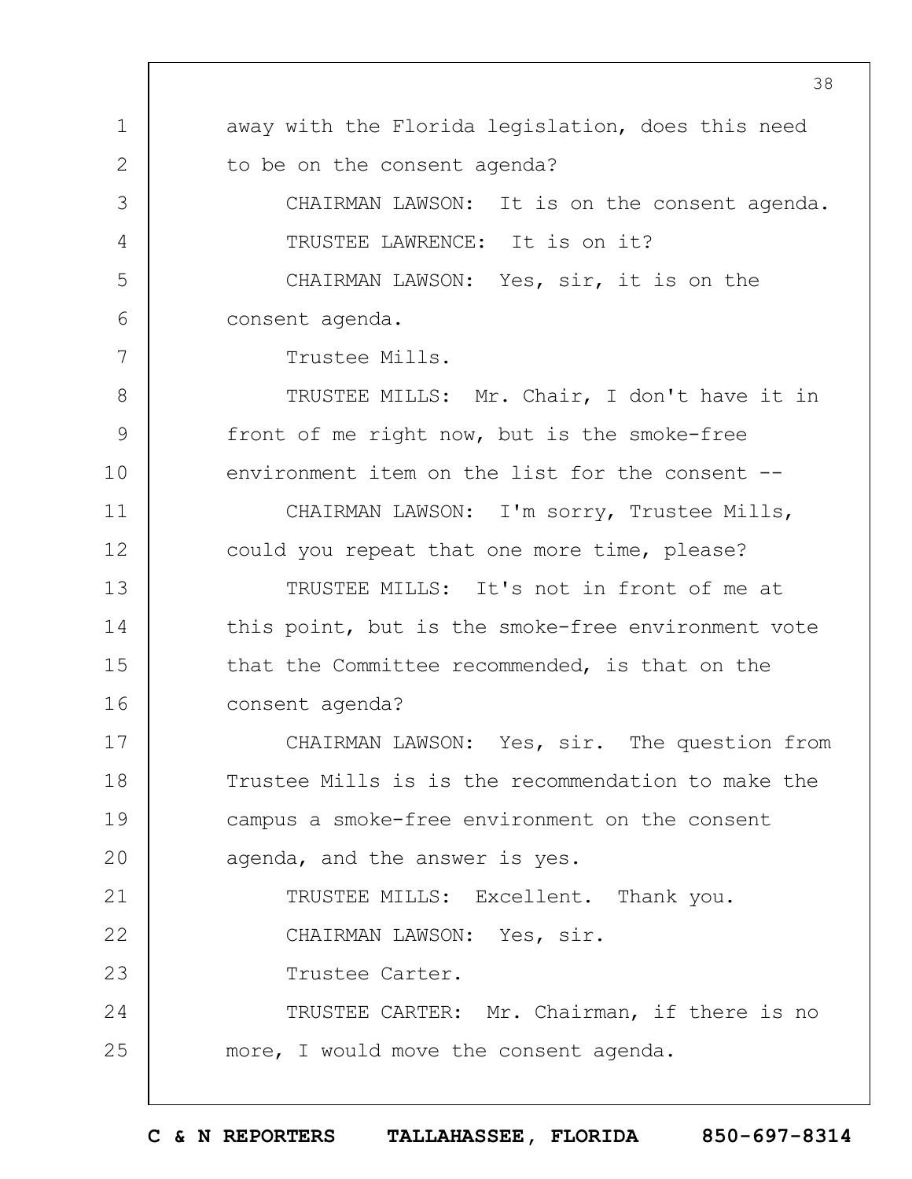away with the Florida legislation, does this need to be on the consent agenda?

CHAIRMAN LAWSON: It is on the consent agenda.

TRUSTEE LAWRENCE: It is on it?

CHAIRMAN LAWSON: Yes, sir, it is on the consent agenda.

Trustee Mills.

TRUSTEE MILLS: Mr. Chair, I don't have it in front of me right now, but is the smoke-free environment item on the list for the consent --

CHAIRMAN LAWSON: I'm sorry, Trustee Mills, could you repeat that one more time, please?

TRUSTEE MILLS: It's not in front of me at this point, but is the smoke-free environment vote that the Committee recommended, is that on the consent agenda?

CHAIRMAN LAWSON: Yes, sir. The question from Trustee Mills is is the recommendation to make the campus a smoke-free environment on the consent agenda, and the answer is yes.

TRUSTEE MILLS: Excellent. Thank you.

CHAIRMAN LAWSON: Yes, sir.

Trustee Carter.

TRUSTEE CARTER: Mr. Chairman, if there is no more, I would move the consent agenda.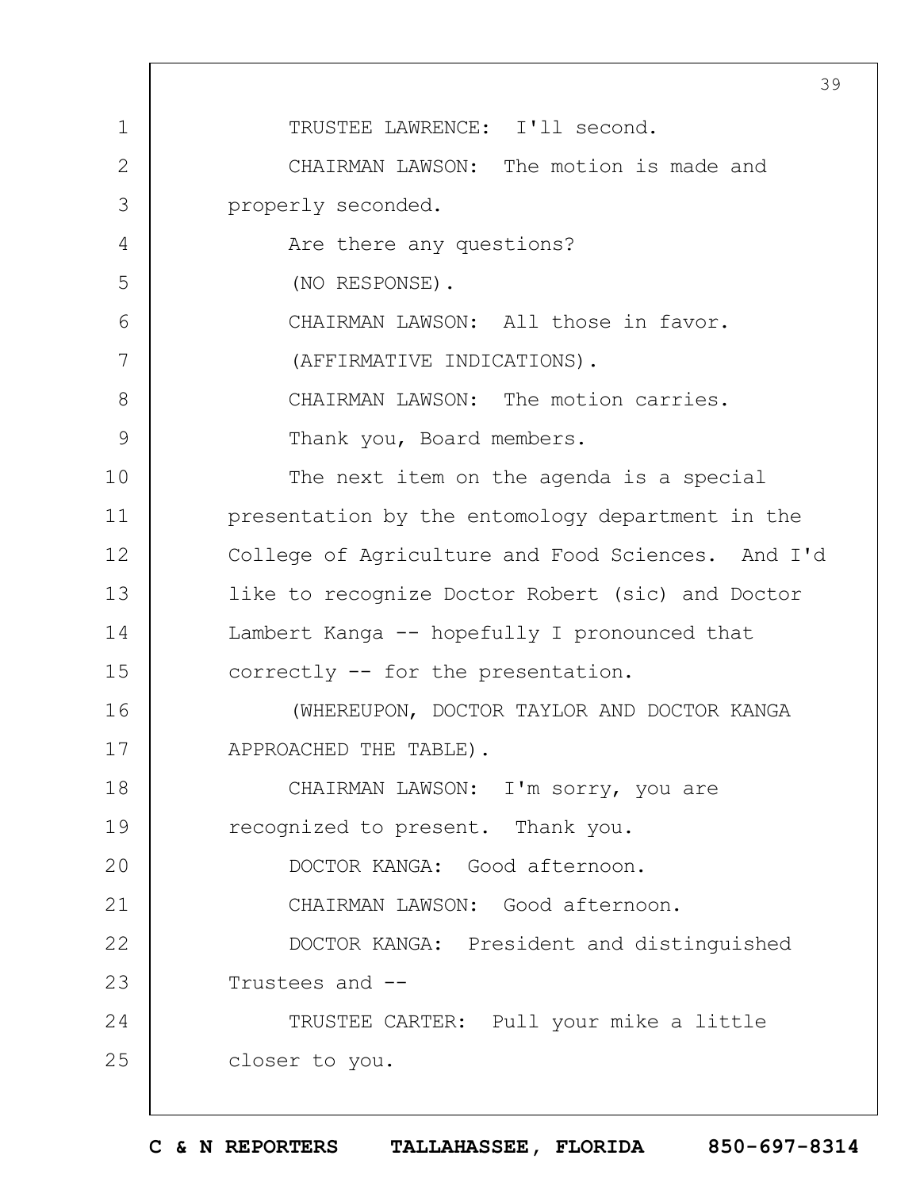TRUSTEE LAWRENCE: I'll second.

CHAIRMAN LAWSON: The motion is made and properly seconded.

Are there any questions?

(NO RESPONSE).

CHAIRMAN LAWSON: All those in favor.

(AFFIRMATIVE INDICATIONS).

CHAIRMAN LAWSON: The motion carries.

Thank you, Board members.

The next item on the agenda is a special presentation by the entomology department in the College of Agriculture and Food Sciences. And I'd like to recognize Doctor Robert (sic) and Doctor Lambert Kanga -- hopefully I pronounced that correctly -- for the presentation.

(WHEREUPON, DOCTOR TAYLOR AND DOCTOR KANGA APPROACHED THE TABLE).

CHAIRMAN LAWSON: I'm sorry, you are recognized to present. Thank you.

DOCTOR KANGA: Good afternoon.

CHAIRMAN LAWSON: Good afternoon.

DOCTOR KANGA: President and distinguished Trustees and --

TRUSTEE CARTER: Pull your mike a little closer to you.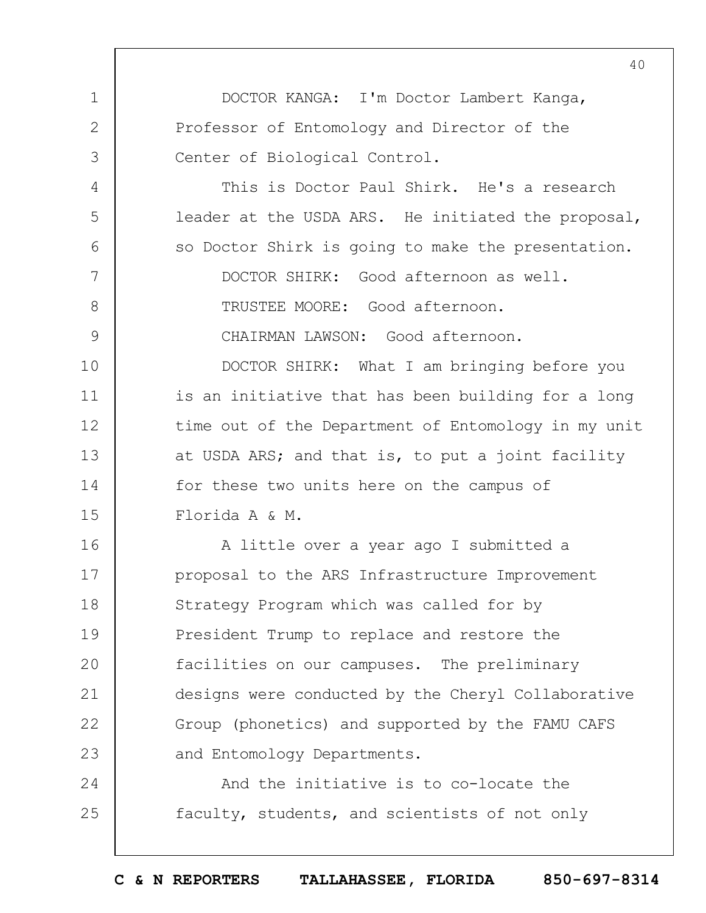DOCTOR KANGA: I'm Doctor Lambert Kanga, Professor of Entomology and Director of the Center of Biological Control.

This is Doctor Paul Shirk. He's a research leader at the USDA ARS. He initiated the proposal, so Doctor Shirk is going to make the presentation.

DOCTOR SHIRK: Good afternoon as well.

TRUSTEE MOORE: Good afternoon.

CHAIRMAN LAWSON: Good afternoon.

DOCTOR SHIRK: What I am bringing before you is an initiative that has been building for a long time out of the Department of Entomology in my unit at USDA ARS; and that is, to put a joint facility for these two units here on the campus of Florida A & M.

A little over a year ago I submitted a proposal to the ARS Infrastructure Improvement Strategy Program which was called for by President Trump to replace and restore the facilities on our campuses. The preliminary designs were conducted by the Cheryl Collaborative Group (phonetics) and supported by the FAMU CAFS and Entomology Departments.

And the initiative is to co-locate the faculty, students, and scientists of not only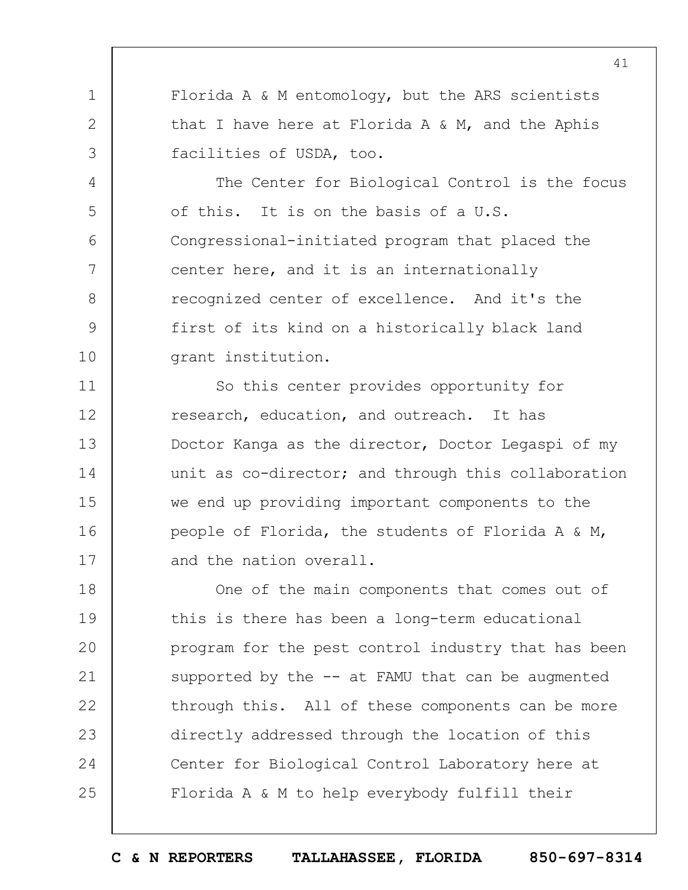Florida A & M entomology, but the ARS scientists that I have here at Florida A & M, and the Aphis facilities of USDA, too.

The Center for Biological Control is the focus of this. It is on the basis of a U.S. Congressional-initiated program that placed the center here, and it is an internationally recognized center of excellence. And it's the first of its kind on a historically black land grant institution.

So this center provides opportunity for research, education, and outreach. It has Doctor Kanga as the director, Doctor Legaspi of my unit as co-director; and through this collaboration we end up providing important components to the people of Florida, the students of Florida A & M, and the nation overall.

One of the main components that comes out of this is there has been a long-term educational program for the pest control industry that has been supported by the -- at FAMU that can be augmented through this. All of these components can be more directly addressed through the location of this Center for Biological Control Laboratory here at Florida A & M to help everybody fulfill their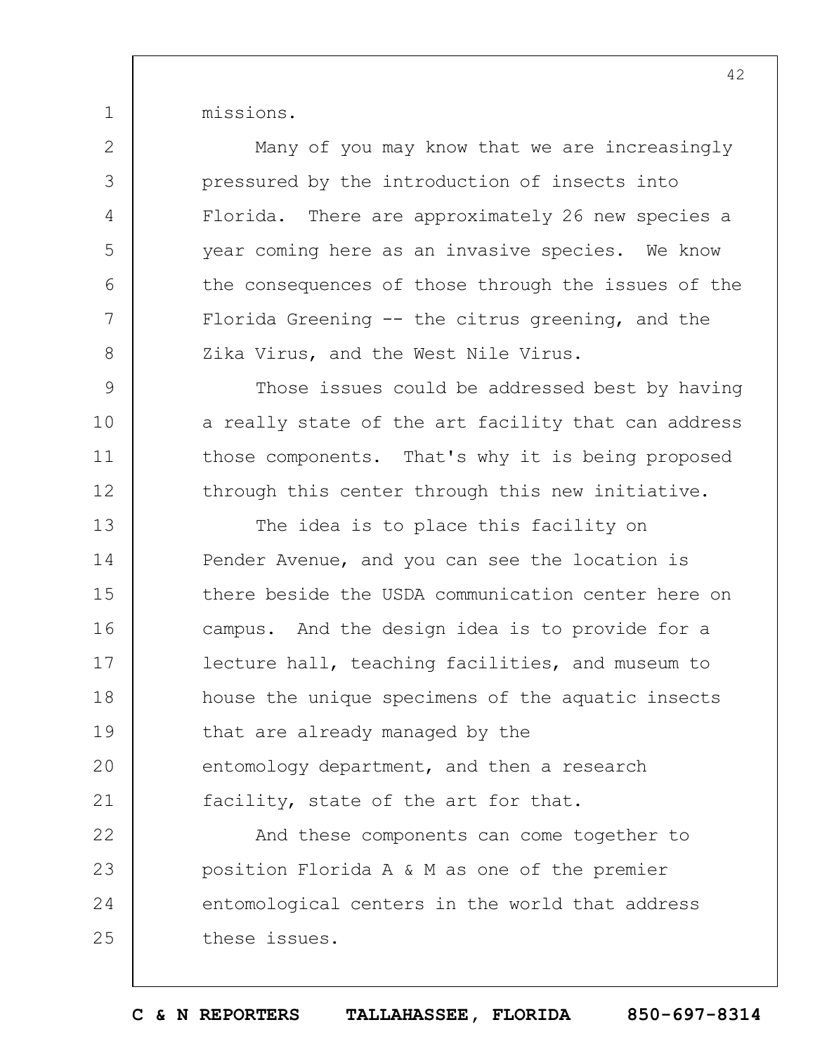missions.

Many of you may know that we are increasingly pressured by the introduction of insects into Florida. There are approximately 26 new species a year coming here as an invasive species. We know the consequences of those through the issues of the Florida Greening -- the citrus greening, and the Zika Virus, and the West Nile Virus.

Those issues could be addressed best by having a really state of the art facility that can address those components. That's why it is being proposed through this center through this new initiative.

The idea is to place this facility on Pender Avenue, and you can see the location is there beside the USDA communication center here on campus. And the design idea is to provide for a lecture hall, teaching facilities, and museum to house the unique specimens of the aquatic insects that are already managed by the entomology department, and then a research facility, state of the art for that.

And these components can come together to position Florida A & M as one of the premier entomological centers in the world that address these issues.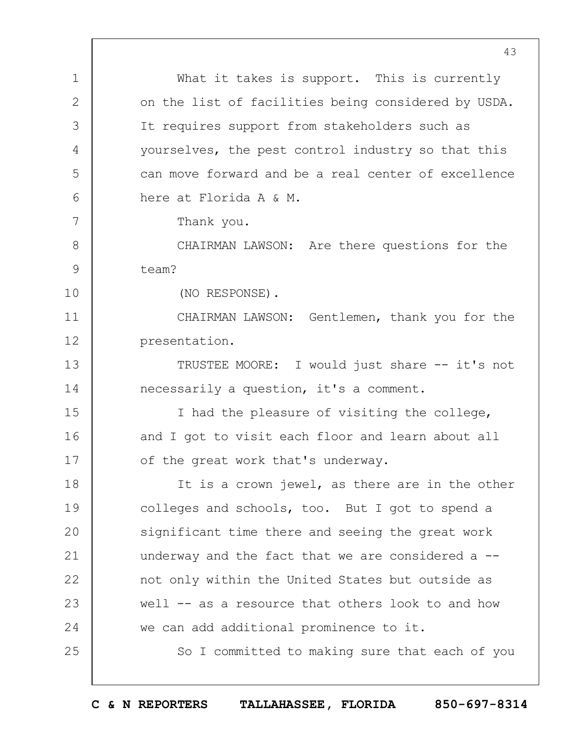What it takes is support. This is currently on the list of facilities being considered by USDA. It requires support from stakeholders such as yourselves, the pest control industry so that this can move forward and be a real center of excellence here at Florida A & M.

Thank you.

CHAIRMAN LAWSON: Are there questions for the team?

(NO RESPONSE).

CHAIRMAN LAWSON: Gentlemen, thank you for the presentation.

TRUSTEE MOORE: I would just share -- it's not necessarily a question, it's a comment.

I had the pleasure of visiting the college, and I got to visit each floor and learn about all of the great work that's underway.

It is a crown jewel, as there are in the other colleges and schools, too. But I got to spend a significant time there and seeing the great work underway and the fact that we are considered a -- not only within the United States but outside as well -- as a resource that others look to and how we can add additional prominence to it.

So I committed to making sure that each of you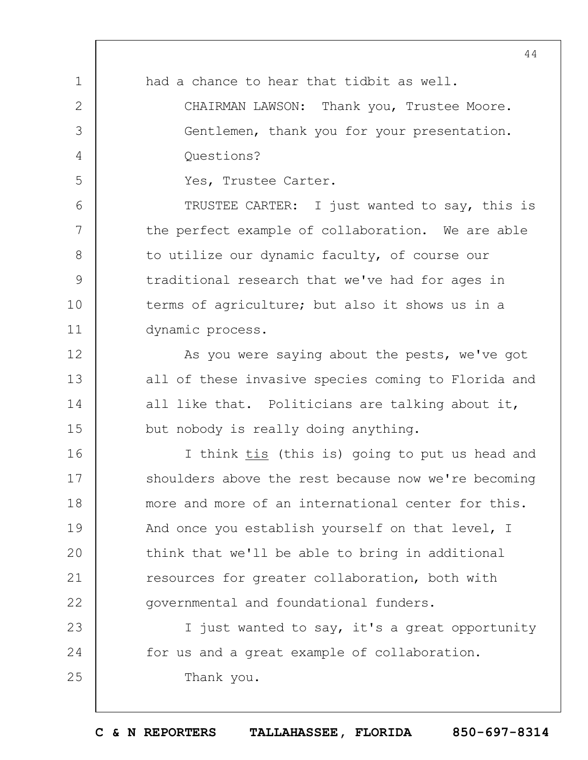had a chance to hear that tidbit as well.

CHAIRMAN LAWSON: Thank you, Trustee Moore. Gentlemen, thank you for your presentation. Questions?

Yes, Trustee Carter.

TRUSTEE CARTER: I just wanted to say, this is the perfect example of collaboration. We are able to utilize our dynamic faculty, of course our traditional research that we've had for ages in terms of agriculture; but also it shows us in a dynamic process.

As you were saying about the pests, we've got all of these invasive species coming to Florida and all like that. Politicians are talking about it, but nobody is really doing anything.

I think tis (this is) going to put us head and shoulders above the rest because now we're becoming more and more of an international center for this. And once you establish yourself on that level, I think that we'll be able to bring in additional resources for greater collaboration, both with governmental and foundational funders.

I just wanted to say, it's a great opportunity for us and a great example of collaboration.

Thank you.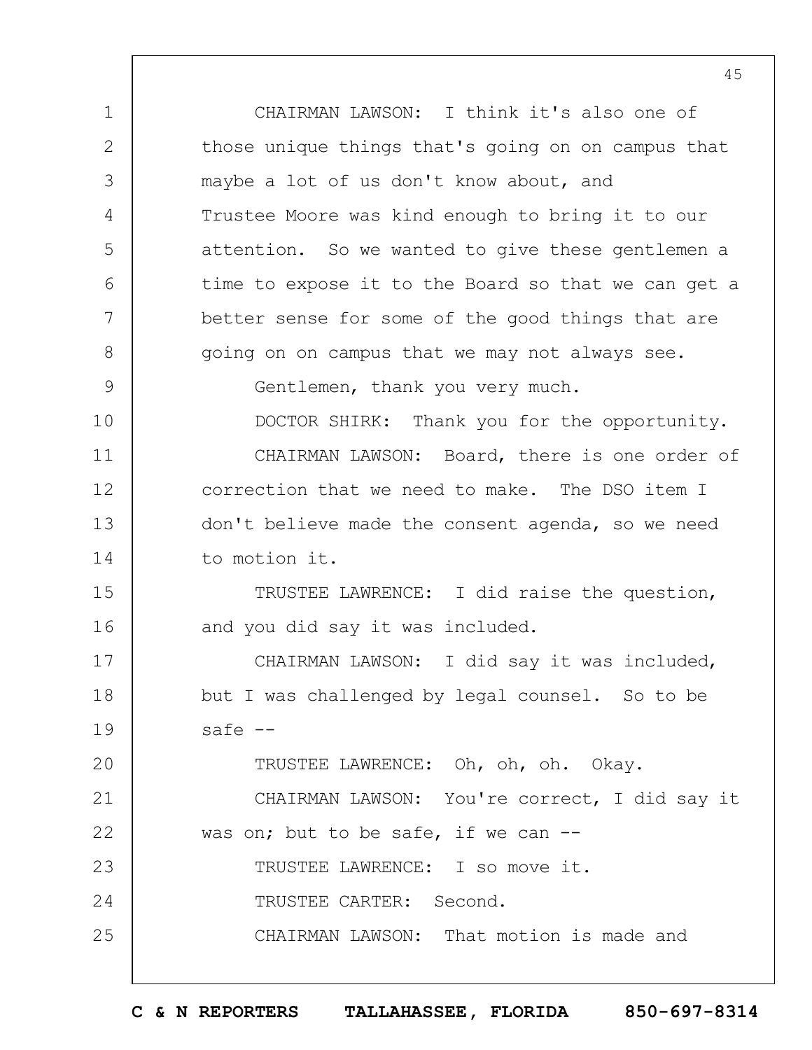CHAIRMAN LAWSON: I think it's also one of those unique things that's going on on campus that maybe a lot of us don't know about, and Trustee Moore was kind enough to bring it to our attention. So we wanted to give these gentlemen a time to expose it to the Board so that we can get a better sense for some of the good things that are going on on campus that we may not always see.

Gentlemen, thank you very much.

DOCTOR SHIRK: Thank you for the opportunity.

CHAIRMAN LAWSON: Board, there is one order of correction that we need to make. The DSO item I don't believe made the consent agenda, so we need to motion it.

TRUSTEE LAWRENCE: I did raise the question, and you did say it was included.

CHAIRMAN LAWSON: I did say it was included, but I was challenged by legal counsel. So to be safe --

TRUSTEE LAWRENCE: Oh, oh, oh. Okay.

CHAIRMAN LAWSON: You're correct, I did say it was on; but to be safe, if we can --

TRUSTEE LAWRENCE: I so move it.

TRUSTEE CARTER: Second.

CHAIRMAN LAWSON: That motion is made and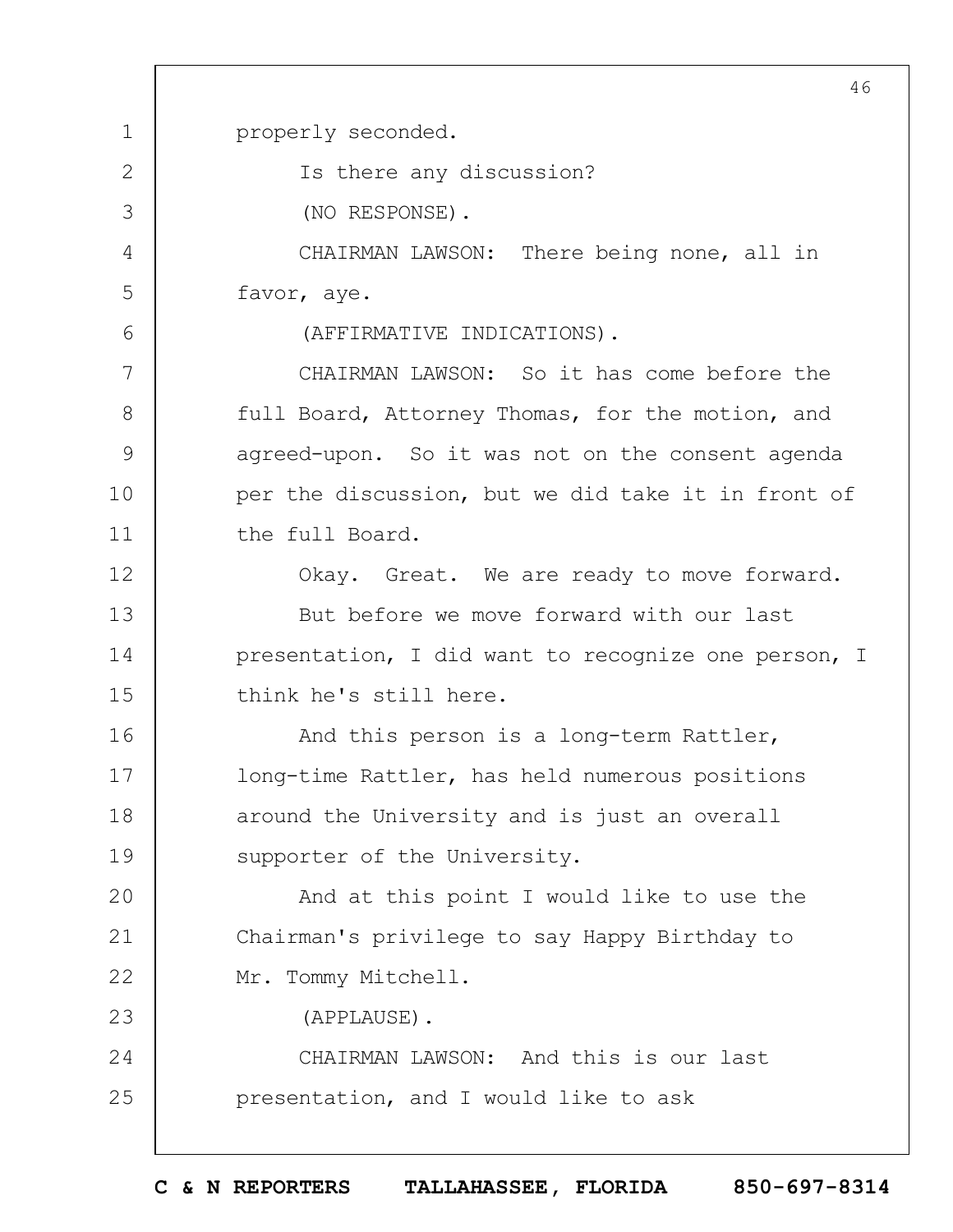properly seconded.

Is there any discussion?

(NO RESPONSE).

CHAIRMAN LAWSON: There being none, all in favor, aye.

(AFFIRMATIVE INDICATIONS).

CHAIRMAN LAWSON: So it has come before the full Board, Attorney Thomas, for the motion, and agreed-upon. So it was not on the consent agenda per the discussion, but we did take it in front of the full Board.

Okay. Great. We are ready to move forward.

But before we move forward with our last presentation, I did want to recognize one person, I think he's still here.

And this person is a long-term Rattler, long-time Rattler, has held numerous positions around the University and is just an overall supporter of the University.

And at this point I would like to use the Chairman's privilege to say Happy Birthday to Mr. Tommy Mitchell.

(APPLAUSE).

CHAIRMAN LAWSON: And this is our last presentation, and I would like to ask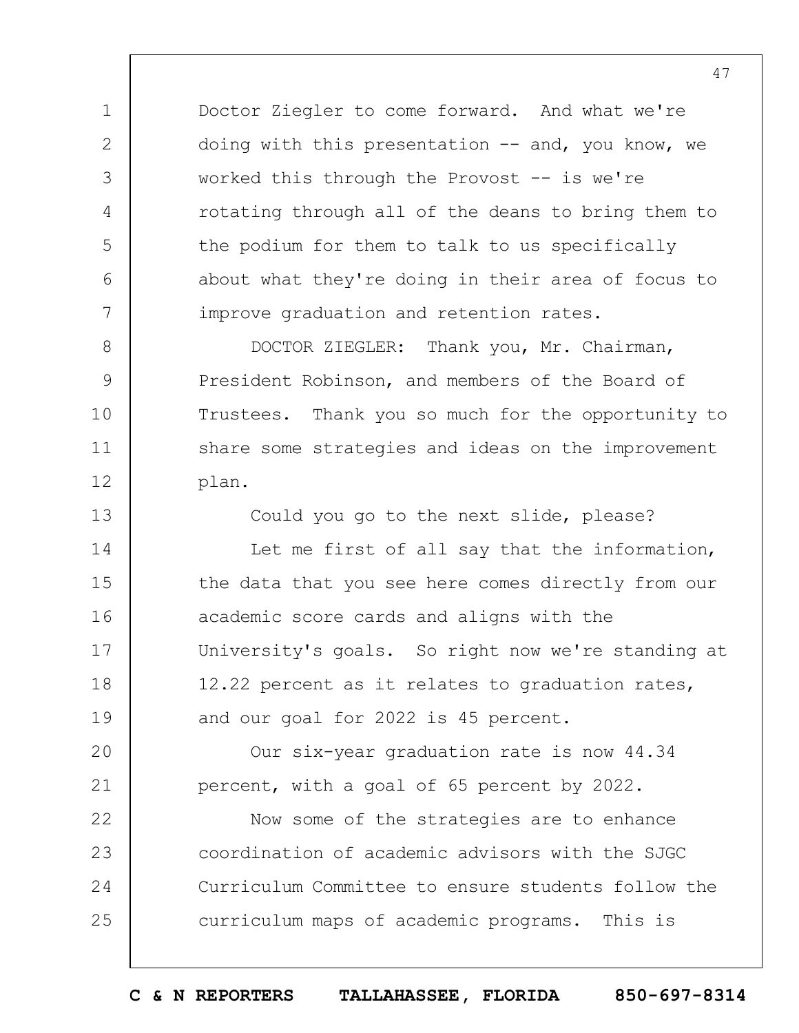Doctor Ziegler to come forward. And what we're doing with this presentation -- and, you know, we worked this through the Provost -- is we're rotating through all of the deans to bring them to the podium for them to talk to us specifically about what they're doing in their area of focus to improve graduation and retention rates.

DOCTOR ZIEGLER: Thank you, Mr. Chairman, President Robinson, and members of the Board of Trustees. Thank you so much for the opportunity to share some strategies and ideas on the improvement plan.

Could you go to the next slide, please?

Let me first of all say that the information, the data that you see here comes directly from our academic score cards and aligns with the University's goals. So right now we're standing at 12.22 percent as it relates to graduation rates, and our goal for 2022 is 45 percent.

Our six-year graduation rate is now 44.34 percent, with a goal of 65 percent by 2022.

Now some of the strategies are to enhance coordination of academic advisors with the SJGC Curriculum Committee to ensure students follow the curriculum maps of academic programs. This is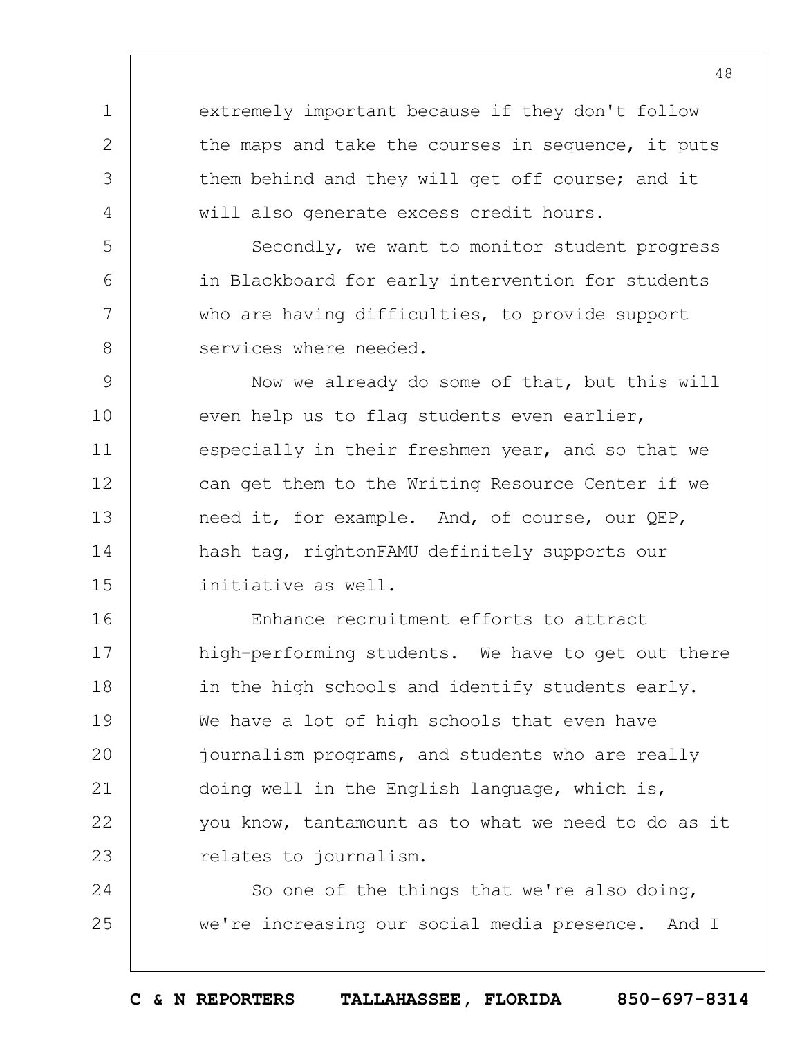extremely important because if they don't follow the maps and take the courses in sequence, it puts them behind and they will get off course; and it will also generate excess credit hours.

Secondly, we want to monitor student progress in Blackboard for early intervention for students who are having difficulties, to provide support services where needed.

Now we already do some of that, but this will even help us to flag students even earlier, especially in their freshmen year, and so that we can get them to the Writing Resource Center if we need it, for example. And, of course, our QEP, hash tag, rightonFAMU definitely supports our initiative as well.

Enhance recruitment efforts to attract high-performing students. We have to get out there in the high schools and identify students early. We have a lot of high schools that even have journalism programs, and students who are really doing well in the English language, which is, you know, tantamount as to what we need to do as it relates to journalism.

So one of the things that we're also doing, we're increasing our social media presence. And I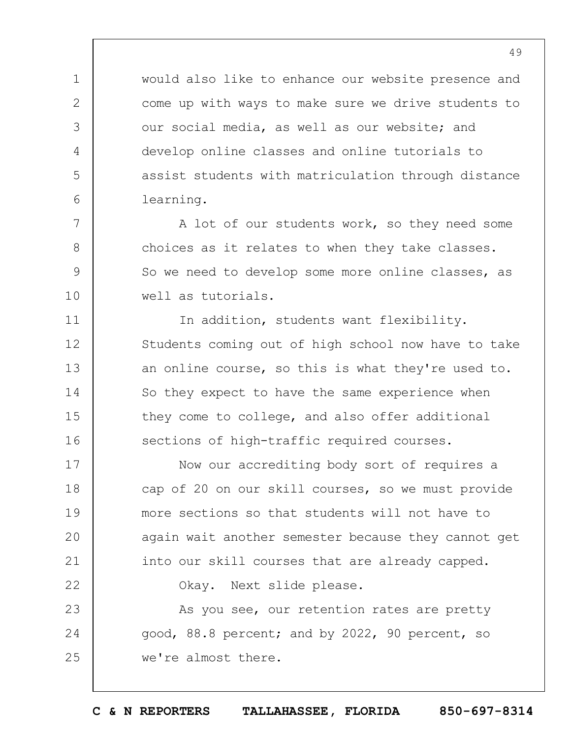would also like to enhance our website presence and come up with ways to make sure we drive students to our social media, as well as our website; and develop online classes and online tutorials to assist students with matriculation through distance learning.

A lot of our students work, so they need some choices as it relates to when they take classes. So we need to develop some more online classes, as well as tutorials.

In addition, students want flexibility. Students coming out of high school now have to take an online course, so this is what they're used to. So they expect to have the same experience when they come to college, and also offer additional sections of high-traffic required courses.

Now our accrediting body sort of requires a cap of 20 on our skill courses, so we must provide more sections so that students will not have to again wait another semester because they cannot get into our skill courses that are already capped.

Okay. Next slide please.

As you see, our retention rates are pretty good, 88.8 percent; and by 2022, 90 percent, so we're almost there.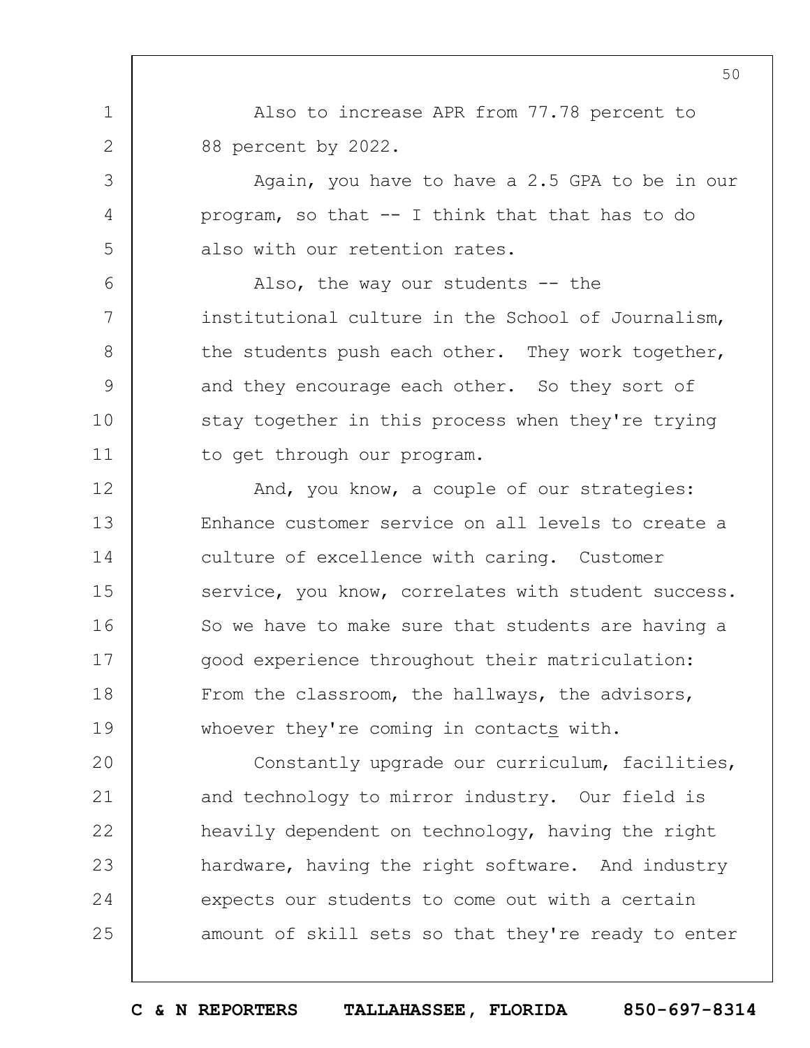Also to increase APR from 77.78 percent to 88 percent by 2022.

Again, you have to have a 2.5 GPA to be in our program, so that -- I think that that has to do also with our retention rates.

Also, the way our students -- the institutional culture in the School of Journalism, the students push each other. They work together, and they encourage each other. So they sort of stay together in this process when they're trying to get through our program.

And, you know, a couple of our strategies: Enhance customer service on all levels to create a culture of excellence with caring. Customer service, you know, correlates with student success. So we have to make sure that students are having a good experience throughout their matriculation: From the classroom, the hallways, the advisors, whoever they're coming in contacts with.

Constantly upgrade our curriculum, facilities, and technology to mirror industry. Our field is heavily dependent on technology, having the right hardware, having the right software. And industry expects our students to come out with a certain amount of skill sets so that they're ready to enter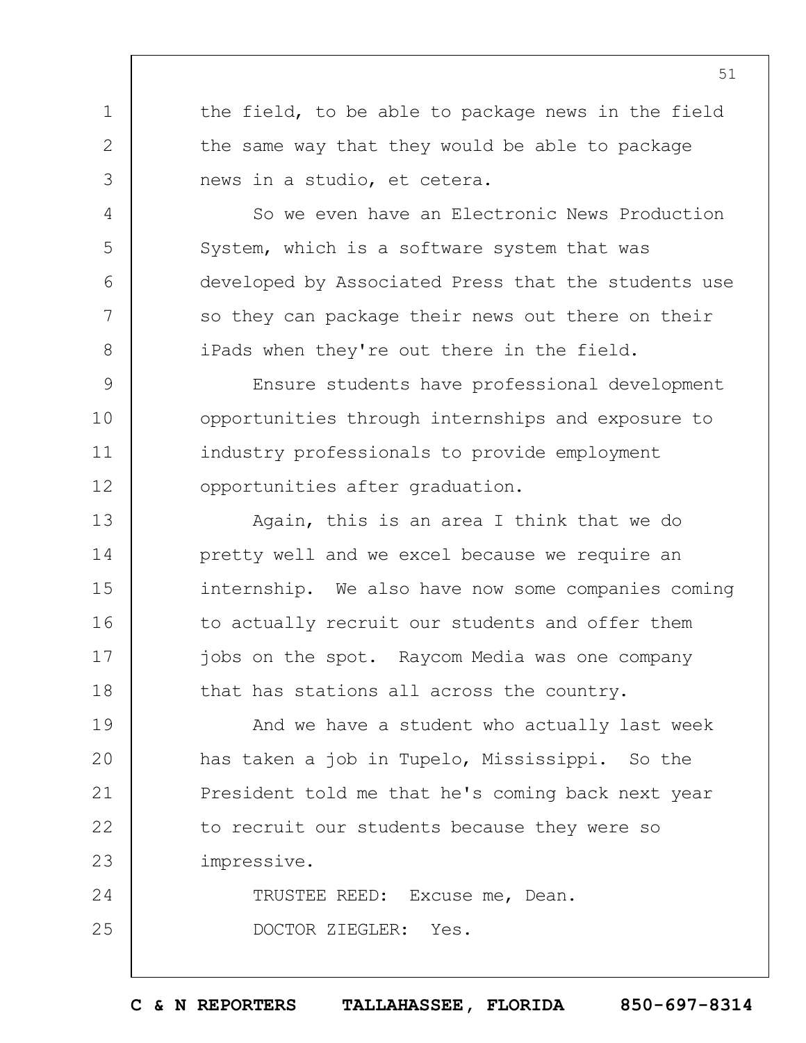the field, to be able to package news in the field the same way that they would be able to package news in a studio, et cetera.

So we even have an Electronic News Production System, which is a software system that was developed by Associated Press that the students use so they can package their news out there on their iPads when they're out there in the field.

Ensure students have professional development opportunities through internships and exposure to industry professionals to provide employment opportunities after graduation.

Again, this is an area I think that we do pretty well and we excel because we require an internship. We also have now some companies coming to actually recruit our students and offer them jobs on the spot. Raycom Media was one company that has stations all across the country.

And we have a student who actually last week has taken a job in Tupelo, Mississippi. So the President told me that he's coming back next year to recruit our students because they were so impressive.

TRUSTEE REED: Excuse me, Dean.

DOCTOR ZIEGLER: Yes.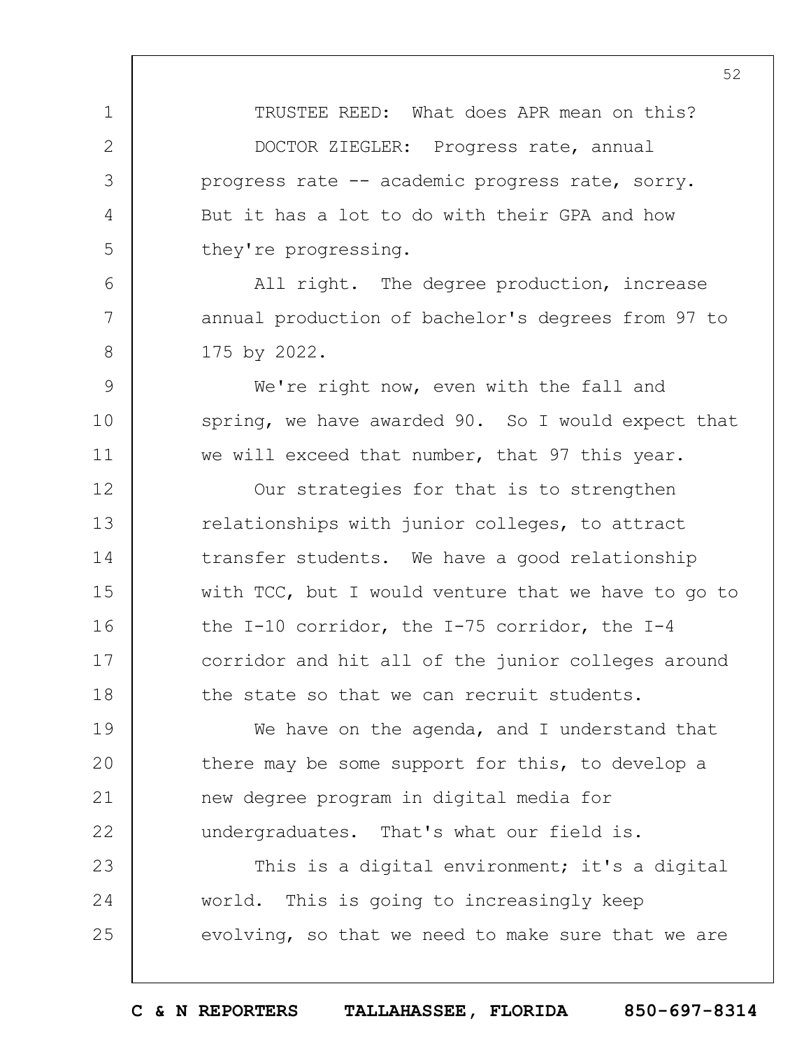TRUSTEE REED: What does APR mean on this?

DOCTOR ZIEGLER: Progress rate, annual progress rate -- academic progress rate, sorry. But it has a lot to do with their GPA and how they're progressing.

All right. The degree production, increase annual production of bachelor's degrees from 97 to 175 by 2022.

We're right now, even with the fall and spring, we have awarded 90. So I would expect that we will exceed that number, that 97 this year.

Our strategies for that is to strengthen relationships with junior colleges, to attract transfer students. We have a good relationship with TCC, but I would venture that we have to go to the I-10 corridor, the I-75 corridor, the I-4 corridor and hit all of the junior colleges around the state so that we can recruit students.

We have on the agenda, and I understand that there may be some support for this, to develop a new degree program in digital media for undergraduates. That's what our field is.

This is a digital environment; it's a digital world. This is going to increasingly keep evolving, so that we need to make sure that we are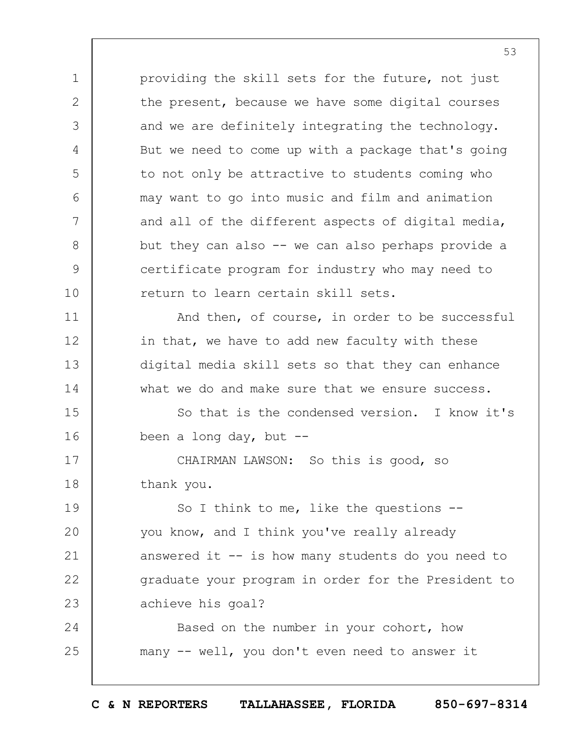providing the skill sets for the future, not just the present, because we have some digital courses and we are definitely integrating the technology. But we need to come up with a package that's going to not only be attractive to students coming who may want to go into music and film and animation and all of the different aspects of digital media, but they can also -- we can also perhaps provide a certificate program for industry who may need to return to learn certain skill sets.

And then, of course, in order to be successful in that, we have to add new faculty with these digital media skill sets so that they can enhance what we do and make sure that we ensure success.

So that is the condensed version. I know it's been a long day, but --

CHAIRMAN LAWSON: So this is good, so thank you.

So I think to me, like the questions -- you know, and I think you've really already answered it -- is how many students do you need to graduate your program in order for the President to achieve his goal?

Based on the number in your cohort, how many -- well, you don't even need to answer it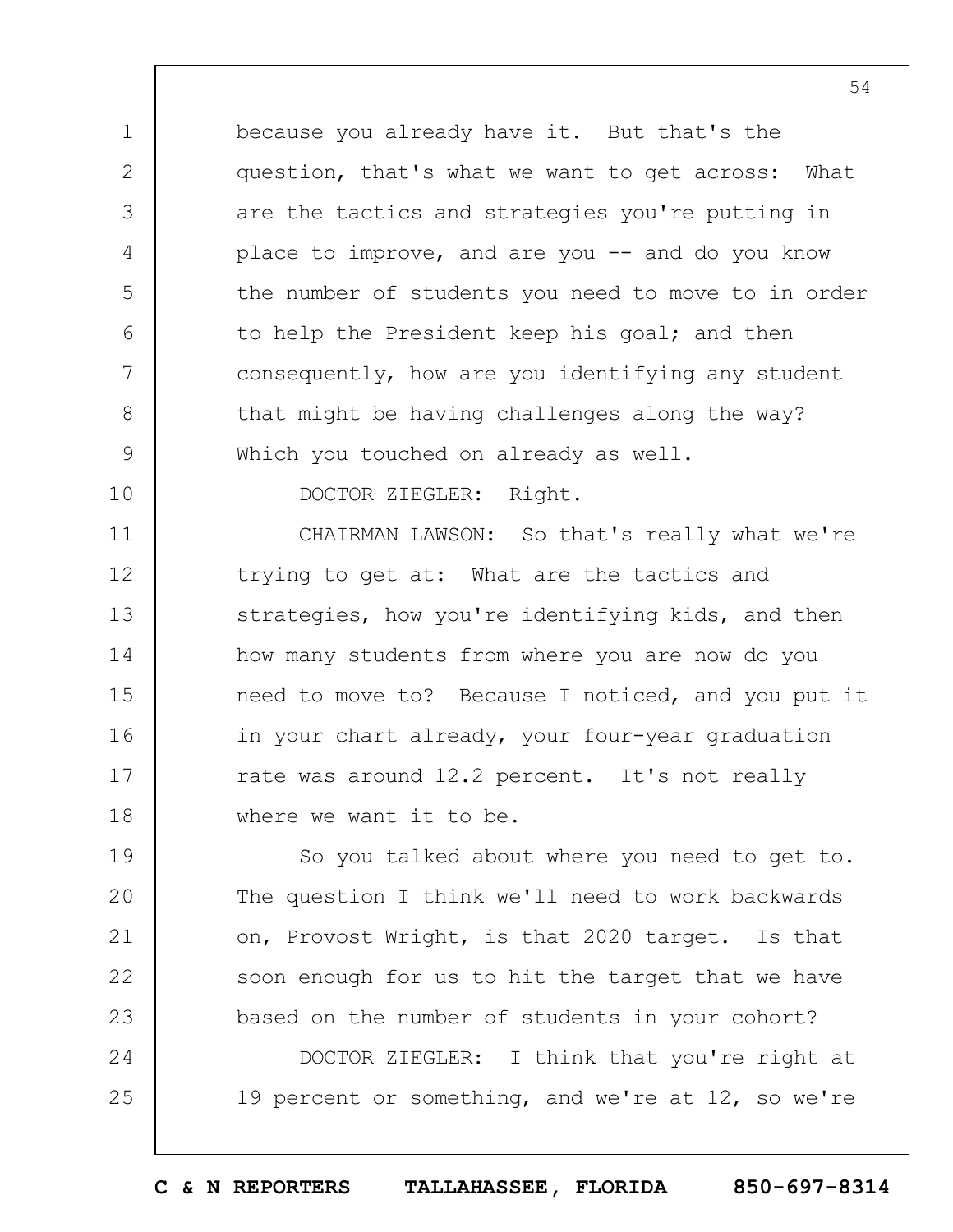because you already have it. But that's the question, that's what we want to get across: What are the tactics and strategies you're putting in place to improve, and are you -- and do you know the number of students you need to move to in order to help the President keep his goal; and then consequently, how are you identifying any student that might be having challenges along the way? Which you touched on already as well.

DOCTOR ZIEGLER: Right.

CHAIRMAN LAWSON: So that's really what we're trying to get at: What are the tactics and strategies, how you're identifying kids, and then how many students from where you are now do you need to move to? Because I noticed, and you put it in your chart already, your four-year graduation rate was around 12.2 percent. It's not really where we want it to be.

So you talked about where you need to get to. The question I think we'll need to work backwards on, Provost Wright, is that 2020 target. Is that soon enough for us to hit the target that we have based on the number of students in your cohort?

DOCTOR ZIEGLER: I think that you're right at 19 percent or something, and we're at 12, so we're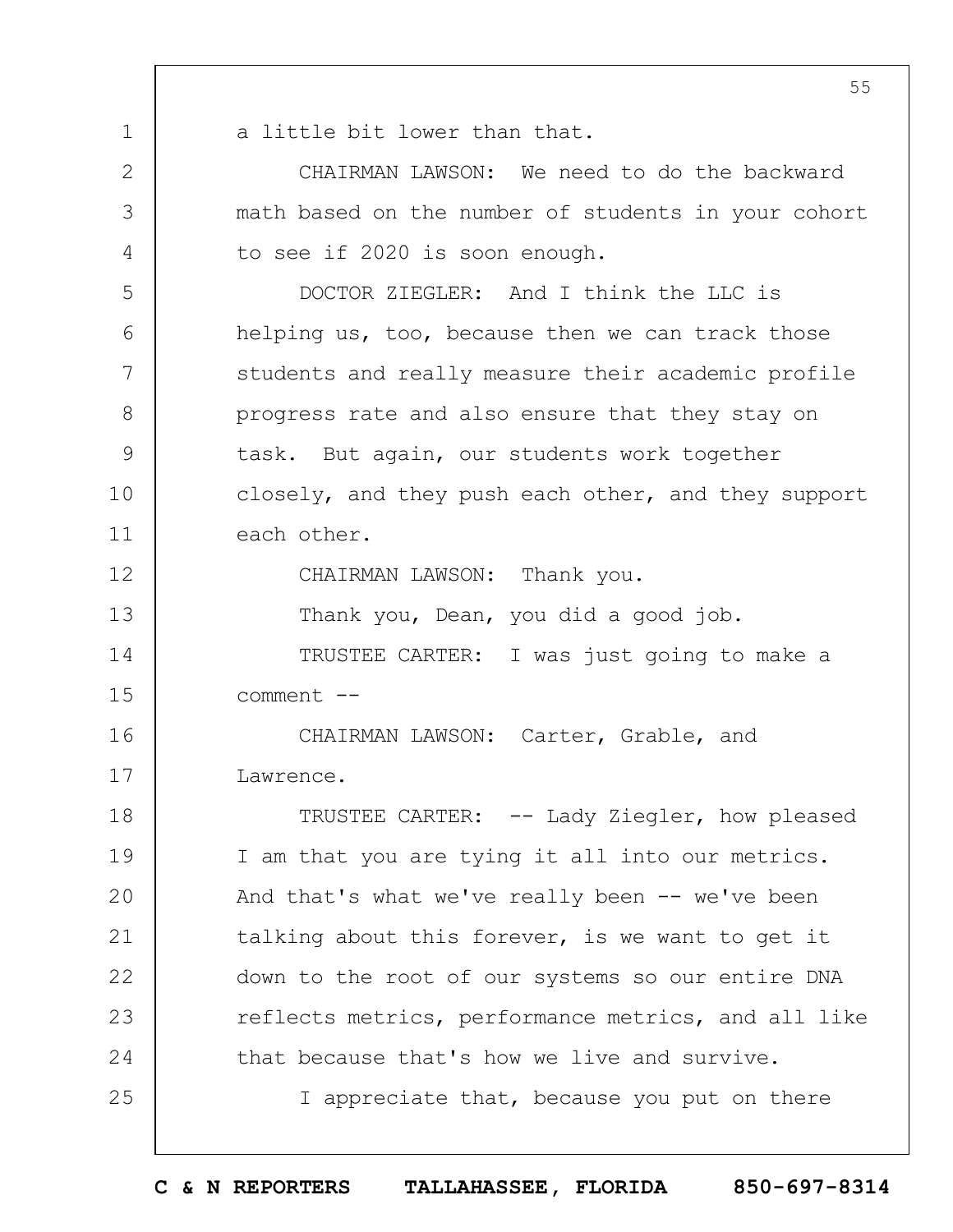a little bit lower than that.

CHAIRMAN LAWSON: We need to do the backward math based on the number of students in your cohort to see if 2020 is soon enough.

DOCTOR ZIEGLER: And I think the LLC is helping us, too, because then we can track those students and really measure their academic profile progress rate and also ensure that they stay on task. But again, our students work together closely, and they push each other, and they support each other.

CHAIRMAN LAWSON: Thank you.

Thank you, Dean, you did a good job.

TRUSTEE CARTER: I was just going to make a comment --

CHAIRMAN LAWSON: Carter, Grable, and Lawrence.

TRUSTEE CARTER: -- Lady Ziegler, how pleased I am that you are tying it all into our metrics. And that's what we've really been -- we've been talking about this forever, is we want to get it down to the root of our systems so our entire DNA reflects metrics, performance metrics, and all like that because that's how we live and survive.

I appreciate that, because you put on there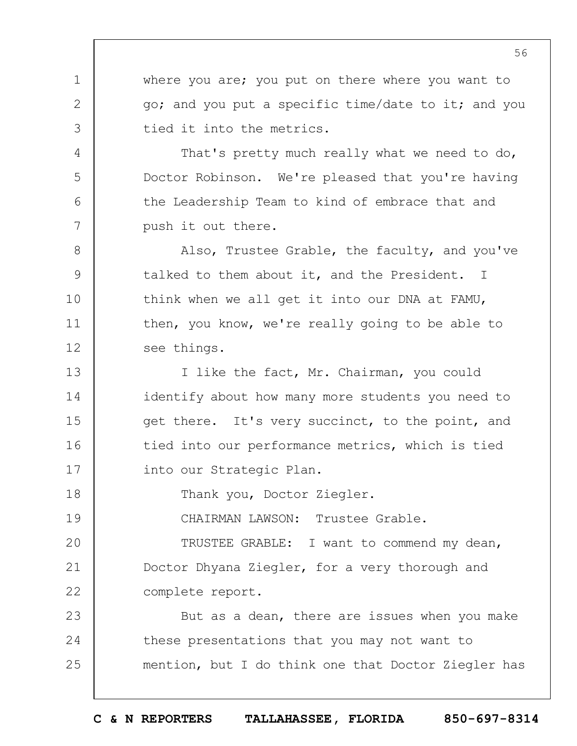where you are; you put on there where you want to go; and you put a specific time/date to it; and you tied it into the metrics.

That's pretty much really what we need to do, Doctor Robinson. We're pleased that you're having the Leadership Team to kind of embrace that and push it out there.

Also, Trustee Grable, the faculty, and you've talked to them about it, and the President. I think when we all get it into our DNA at FAMU, then, you know, we're really going to be able to see things.

I like the fact, Mr. Chairman, you could identify about how many more students you need to get there. It's very succinct, to the point, and tied into our performance metrics, which is tied into our Strategic Plan.

Thank you, Doctor Ziegler.

CHAIRMAN LAWSON: Trustee Grable.

TRUSTEE GRABLE: I want to commend my dean, Doctor Dhyana Ziegler, for a very thorough and complete report.

But as a dean, there are issues when you make these presentations that you may not want to mention, but I do think one that Doctor Ziegler has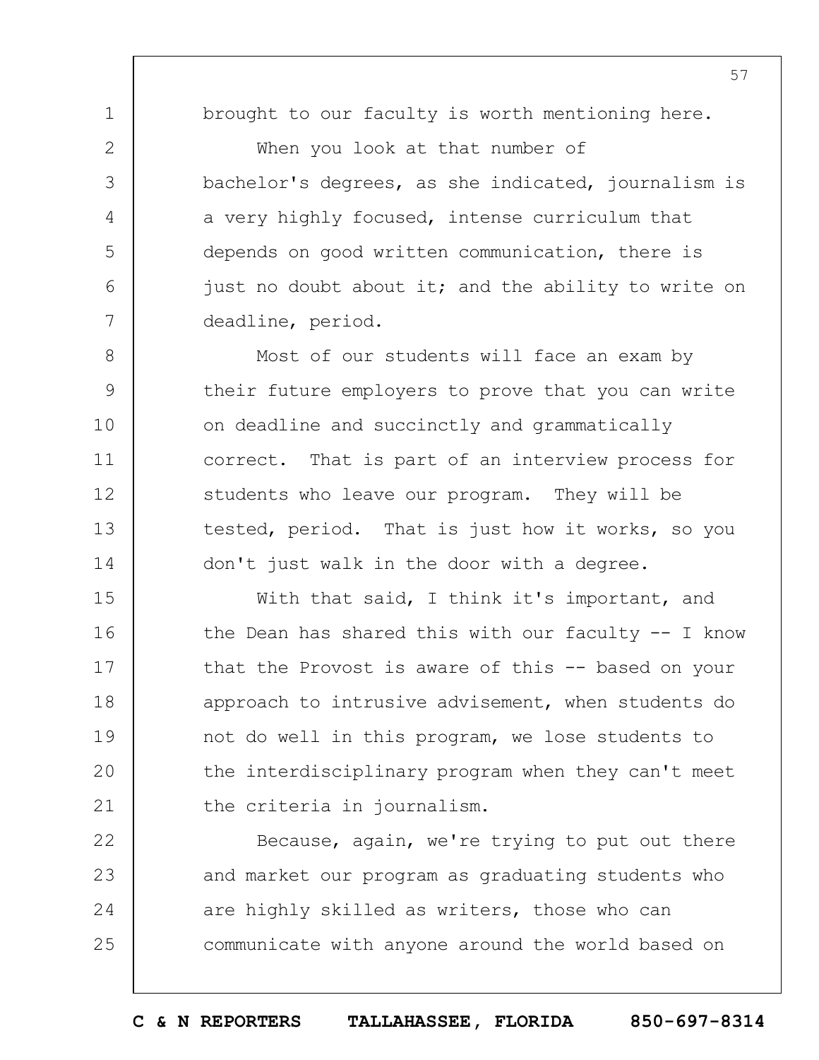brought to our faculty is worth mentioning here.

When you look at that number of bachelor's degrees, as she indicated, journalism is a very highly focused, intense curriculum that depends on good written communication, there is just no doubt about it; and the ability to write on deadline, period.

Most of our students will face an exam by their future employers to prove that you can write on deadline and succinctly and grammatically correct. That is part of an interview process for students who leave our program. They will be tested, period. That is just how it works, so you don't just walk in the door with a degree.

With that said, I think it's important, and the Dean has shared this with our faculty -- I know that the Provost is aware of this -- based on your approach to intrusive advisement, when students do not do well in this program, we lose students to the interdisciplinary program when they can't meet the criteria in journalism.

Because, again, we're trying to put out there and market our program as graduating students who are highly skilled as writers, those who can communicate with anyone around the world based on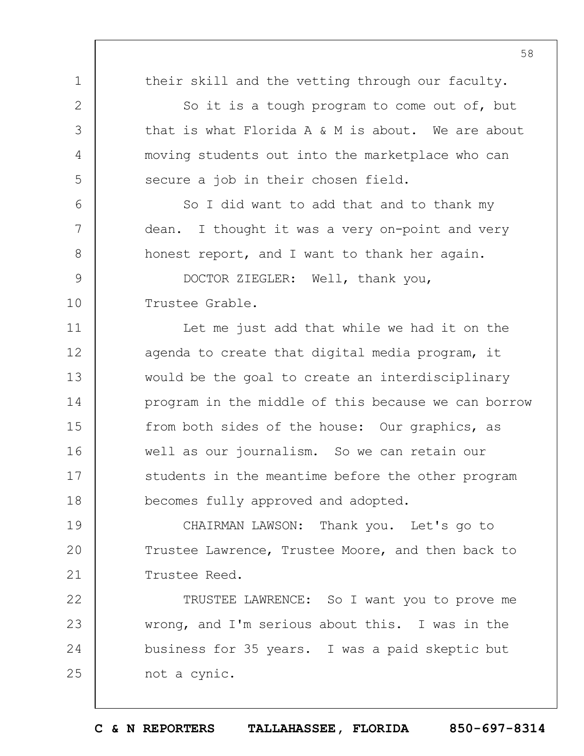their skill and the vetting through our faculty.

So it is a tough program to come out of, but that is what Florida A & M is about. We are about moving students out into the marketplace who can secure a job in their chosen field.

So I did want to add that and to thank my dean. I thought it was a very on-point and very honest report, and I want to thank her again.

DOCTOR ZIEGLER: Well, thank you, Trustee Grable.

Let me just add that while we had it on the agenda to create that digital media program, it would be the goal to create an interdisciplinary program in the middle of this because we can borrow from both sides of the house: Our graphics, as well as our journalism. So we can retain our students in the meantime before the other program becomes fully approved and adopted.

CHAIRMAN LAWSON: Thank you. Let's go to Trustee Lawrence, Trustee Moore, and then back to Trustee Reed.

TRUSTEE LAWRENCE: So I want you to prove me wrong, and I'm serious about this. I was in the business for 35 years. I was a paid skeptic but not a cynic.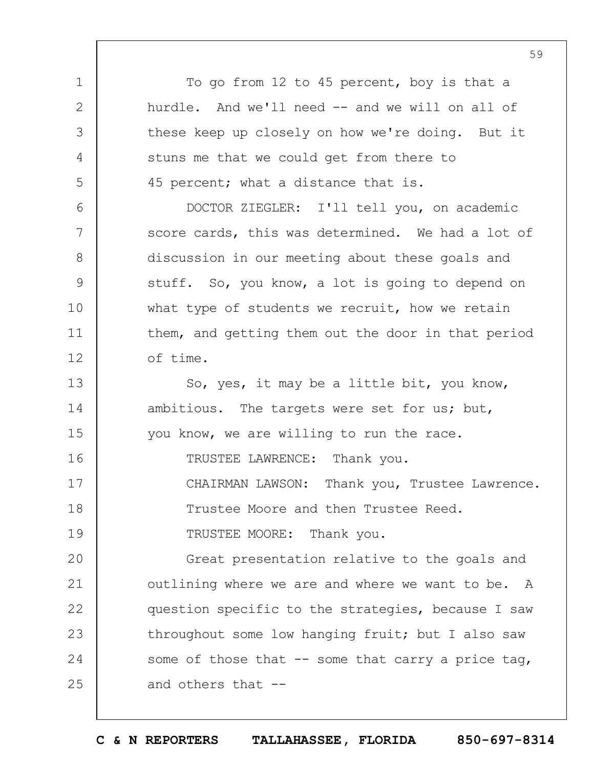To go from 12 to 45 percent, boy is that a hurdle. And we'll need -- and we will on all of these keep up closely on how we're doing. But it stuns me that we could get from there to 45 percent; what a distance that is.

DOCTOR ZIEGLER: I'll tell you, on academic score cards, this was determined. We had a lot of discussion in our meeting about these goals and stuff. So, you know, a lot is going to depend on what type of students we recruit, how we retain them, and getting them out the door in that period of time.

So, yes, it may be a little bit, you know, ambitious. The targets were set for us; but, you know, we are willing to run the race.

TRUSTEE LAWRENCE: Thank you.

CHAIRMAN LAWSON: Thank you, Trustee Lawrence. Trustee Moore and then Trustee Reed.

TRUSTEE MOORE: Thank you.

Great presentation relative to the goals and outlining where we are and where we want to be. A question specific to the strategies, because I saw throughout some low hanging fruit; but I also saw some of those that -- some that carry a price tag, and others that --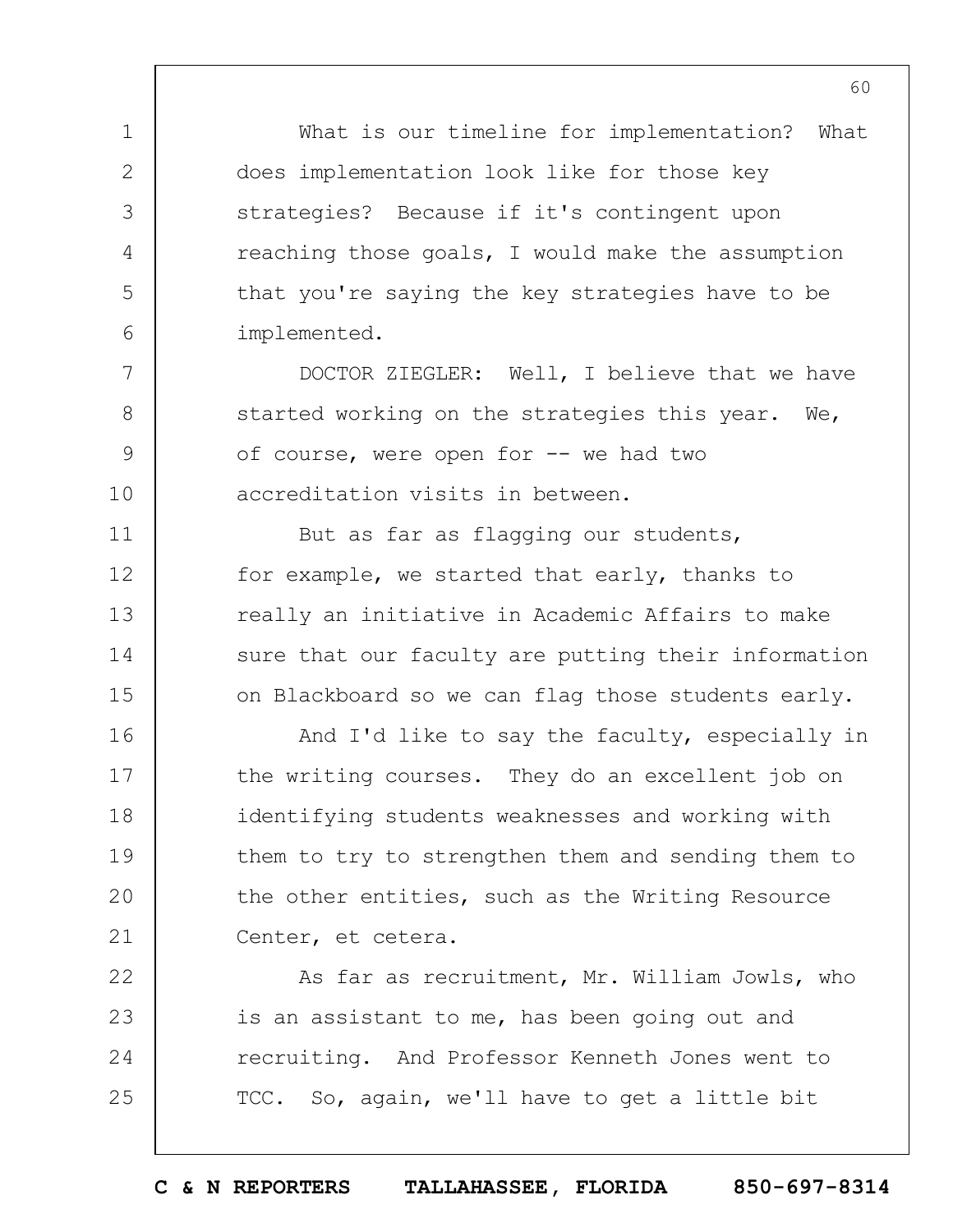What is our timeline for implementation? What does implementation look like for those key strategies? Because if it's contingent upon reaching those goals, I would make the assumption that you're saying the key strategies have to be implemented.

DOCTOR ZIEGLER: Well, I believe that we have started working on the strategies this year. We, of course, were open for -- we had two accreditation visits in between.

But as far as flagging our students, for example, we started that early, thanks to really an initiative in Academic Affairs to make sure that our faculty are putting their information on Blackboard so we can flag those students early.

And I'd like to say the faculty, especially in the writing courses. They do an excellent job on identifying students weaknesses and working with them to try to strengthen them and sending them to the other entities, such as the Writing Resource Center, et cetera.

As far as recruitment, Mr. William Jowls, who is an assistant to me, has been going out and recruiting. And Professor Kenneth Jones went to TCC. So, again, we'll have to get a little bit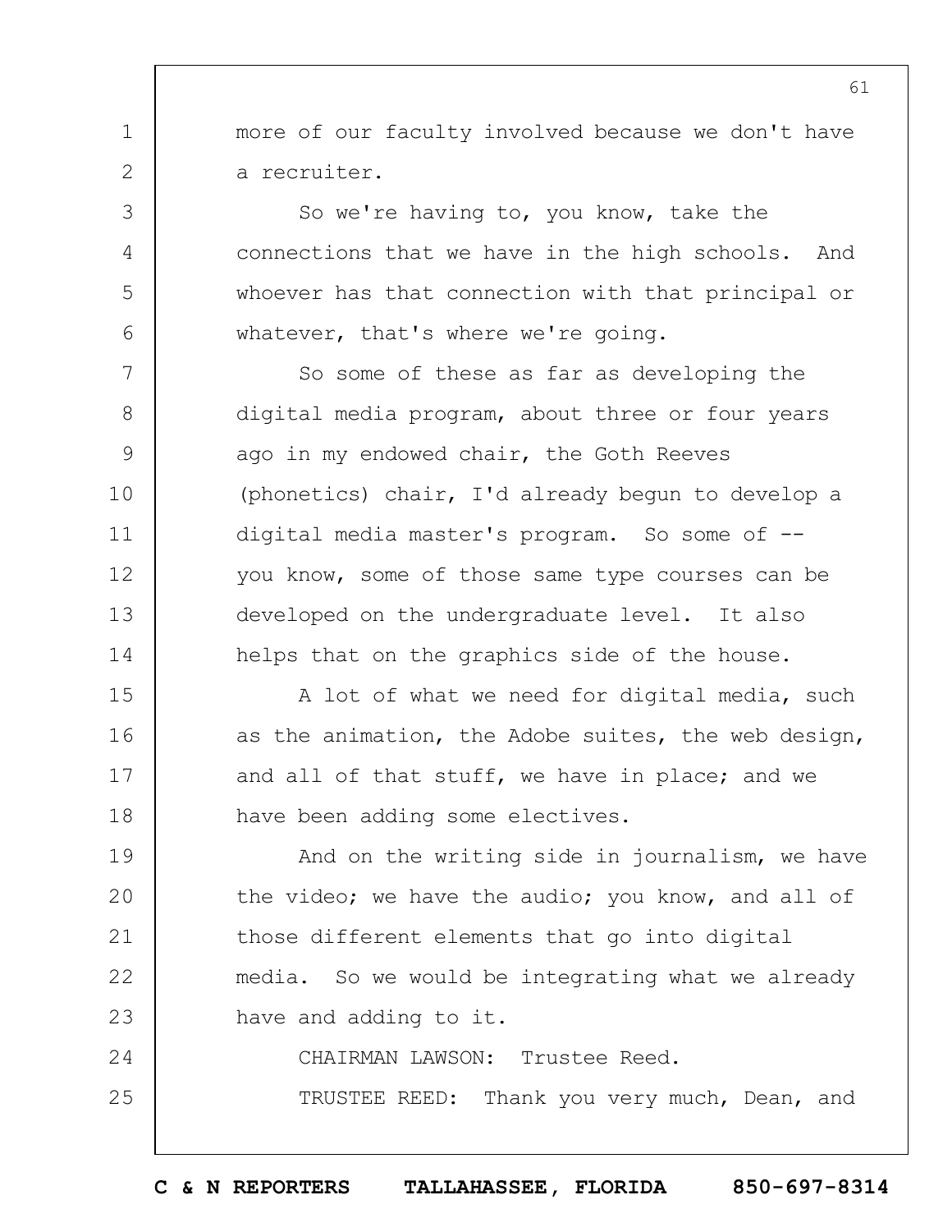more of our faculty involved because we don't have a recruiter.

So we're having to, you know, take the connections that we have in the high schools. And whoever has that connection with that principal or whatever, that's where we're going.

So some of these as far as developing the digital media program, about three or four years ago in my endowed chair, the Goth Reeves (phonetics) chair, I'd already begun to develop a digital media master's program. So some of -- you know, some of those same type courses can be developed on the undergraduate level. It also helps that on the graphics side of the house.

A lot of what we need for digital media, such as the animation, the Adobe suites, the web design, and all of that stuff, we have in place; and we have been adding some electives.

And on the writing side in journalism, we have the video; we have the audio; you know, and all of those different elements that go into digital media. So we would be integrating what we already have and adding to it.

CHAIRMAN LAWSON: Trustee Reed.

TRUSTEE REED: Thank you very much, Dean, and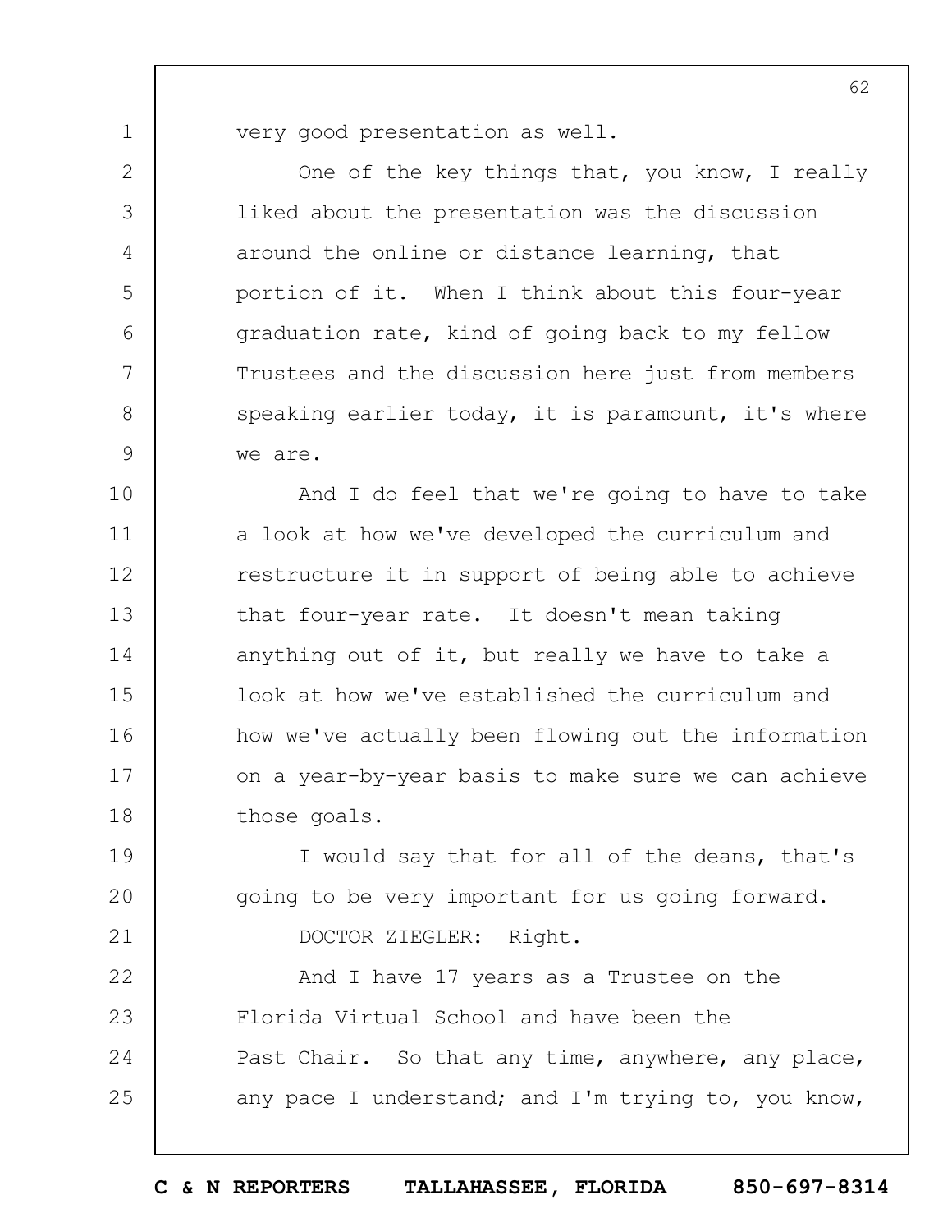very good presentation as well.

One of the key things that, you know, I really liked about the presentation was the discussion around the online or distance learning, that portion of it. When I think about this four-year graduation rate, kind of going back to my fellow Trustees and the discussion here just from members speaking earlier today, it is paramount, it's where we are.

And I do feel that we're going to have to take a look at how we've developed the curriculum and restructure it in support of being able to achieve that four-year rate. It doesn't mean taking anything out of it, but really we have to take a look at how we've established the curriculum and how we've actually been flowing out the information on a year-by-year basis to make sure we can achieve those goals.

I would say that for all of the deans, that's going to be very important for us going forward.

DOCTOR ZIEGLER: Right.

And I have 17 years as a Trustee on the Florida Virtual School and have been the Past Chair. So that any time, anywhere, any place, any pace I understand; and I'm trying to, you know,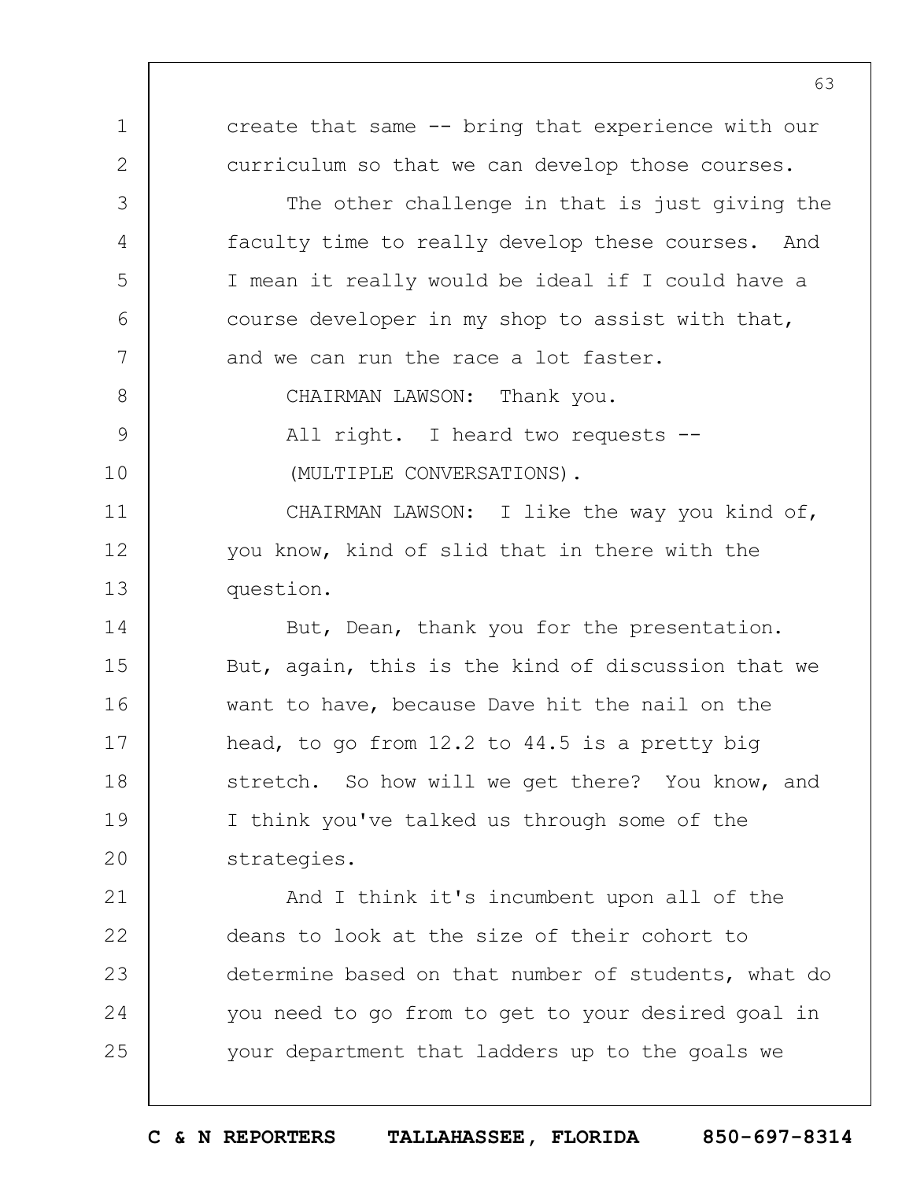create that same -- bring that experience with our curriculum so that we can develop those courses.

The other challenge in that is just giving the faculty time to really develop these courses. And I mean it really would be ideal if I could have a course developer in my shop to assist with that, and we can run the race a lot faster.

CHAIRMAN LAWSON: Thank you.

All right. I heard two requests --

(MULTIPLE CONVERSATIONS).

CHAIRMAN LAWSON: I like the way you kind of, you know, kind of slid that in there with the question.

But, Dean, thank you for the presentation. But, again, this is the kind of discussion that we want to have, because Dave hit the nail on the head, to go from 12.2 to 44.5 is a pretty big stretch. So how will we get there? You know, and I think you've talked us through some of the strategies.

And I think it's incumbent upon all of the deans to look at the size of their cohort to determine based on that number of students, what do you need to go from to get to your desired goal in your department that ladders up to the goals we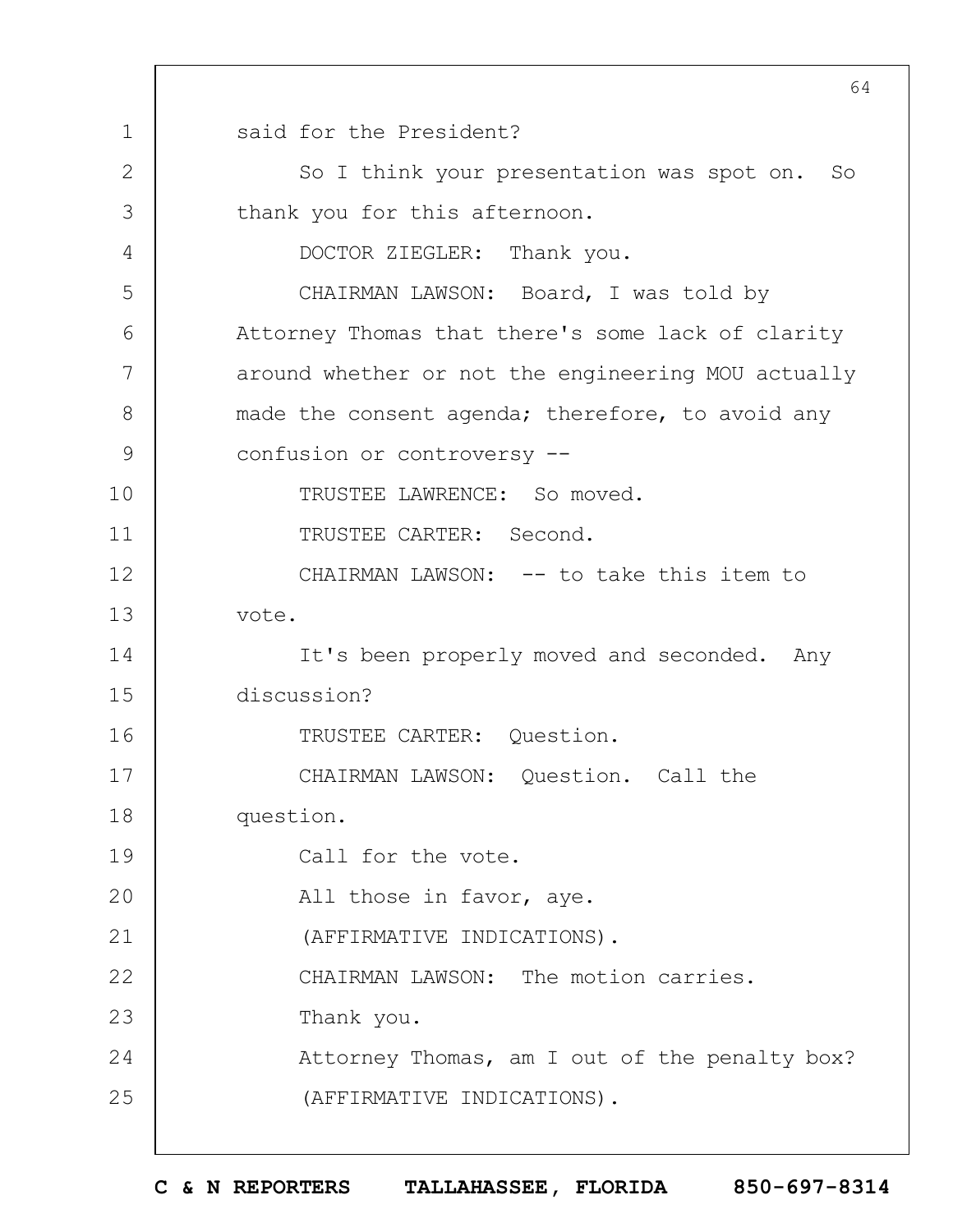said for the President?

So I think your presentation was spot on. So thank you for this afternoon.

DOCTOR ZIEGLER: Thank you.

CHAIRMAN LAWSON: Board, I was told by Attorney Thomas that there's some lack of clarity around whether or not the engineering MOU actually made the consent agenda; therefore, to avoid any confusion or controversy --

TRUSTEE LAWRENCE: So moved.

TRUSTEE CARTER: Second.

CHAIRMAN LAWSON: -- to take this item to vote.

It's been properly moved and seconded. Any discussion?

TRUSTEE CARTER: Question.

CHAIRMAN LAWSON: Question. Call the question.

Call for the vote.

All those in favor, aye.

(AFFIRMATIVE INDICATIONS).

CHAIRMAN LAWSON: The motion carries.

Thank you.

Attorney Thomas, am I out of the penalty box?

(AFFIRMATIVE INDICATIONS).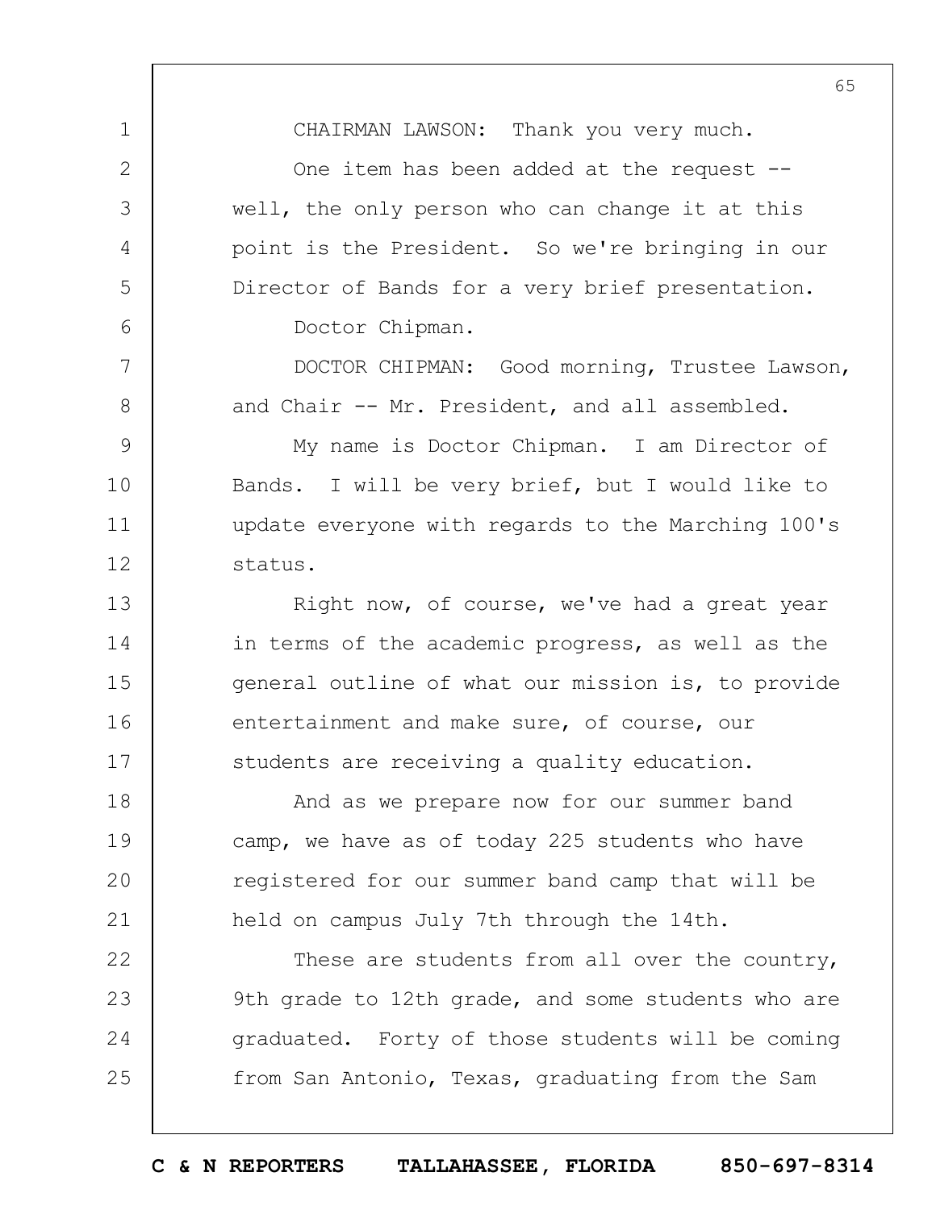CHAIRMAN LAWSON: Thank you very much.

One item has been added at the request -- well, the only person who can change it at this point is the President. So we're bringing in our Director of Bands for a very brief presentation.

Doctor Chipman.

DOCTOR CHIPMAN: Good morning, Trustee Lawson, and Chair -- Mr. President, and all assembled.

My name is Doctor Chipman. I am Director of Bands. I will be very brief, but I would like to update everyone with regards to the Marching 100's status.

Right now, of course, we've had a great year in terms of the academic progress, as well as the general outline of what our mission is, to provide entertainment and make sure, of course, our students are receiving a quality education.

And as we prepare now for our summer band camp, we have as of today 225 students who have registered for our summer band camp that will be held on campus July 7th through the 14th.

These are students from all over the country, 9th grade to 12th grade, and some students who are graduated. Forty of those students will be coming from San Antonio, Texas, graduating from the Sam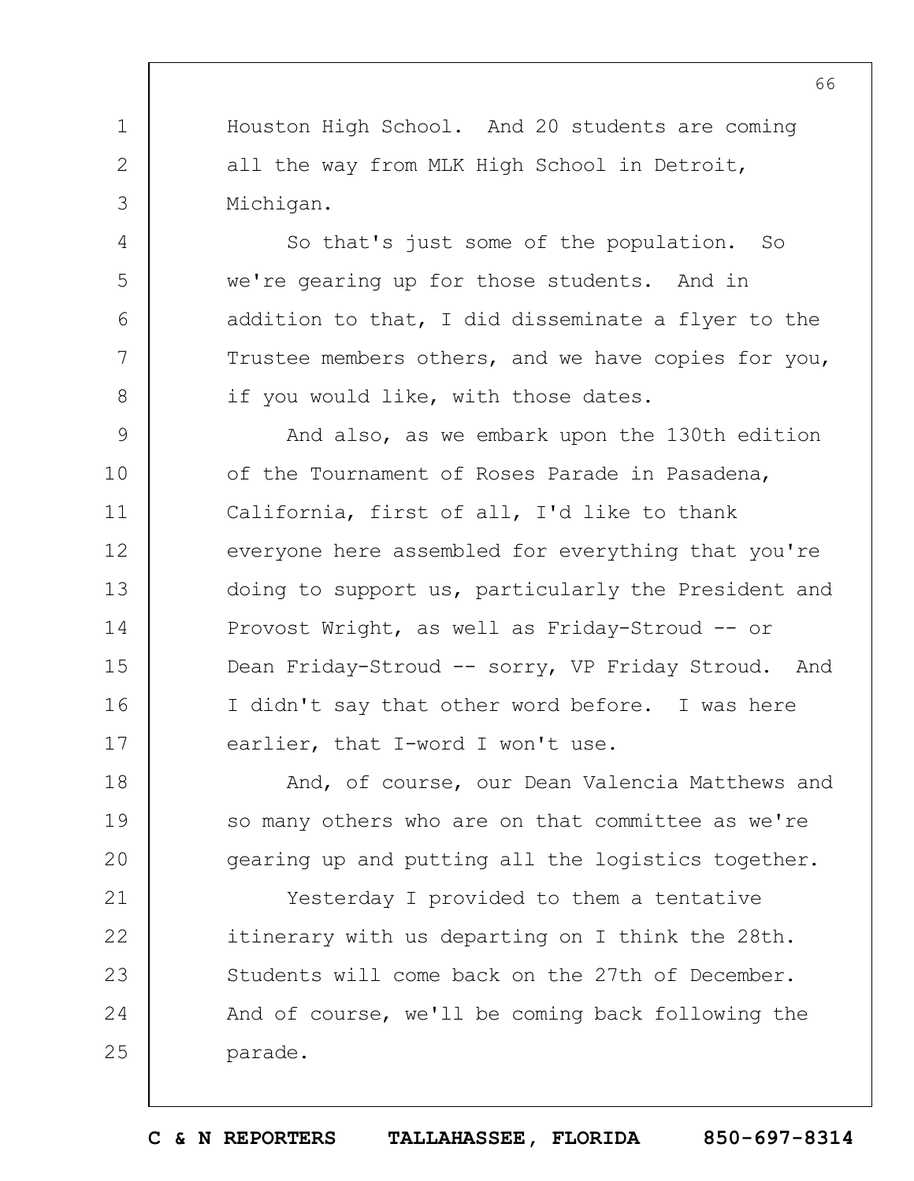Houston High School. And 20 students are coming all the way from MLK High School in Detroit, Michigan.

So that's just some of the population. So we're gearing up for those students. And in addition to that, I did disseminate a flyer to the Trustee members others, and we have copies for you, if you would like, with those dates.

And also, as we embark upon the 130th edition of the Tournament of Roses Parade in Pasadena, California, first of all, I'd like to thank everyone here assembled for everything that you're doing to support us, particularly the President and Provost Wright, as well as Friday-Stroud -- or Dean Friday-Stroud -- sorry, VP Friday Stroud. And I didn't say that other word before. I was here earlier, that I-word I won't use.

And, of course, our Dean Valencia Matthews and so many others who are on that committee as we're gearing up and putting all the logistics together.

Yesterday I provided to them a tentative itinerary with us departing on I think the 28th. Students will come back on the 27th of December. And of course, we'll be coming back following the parade.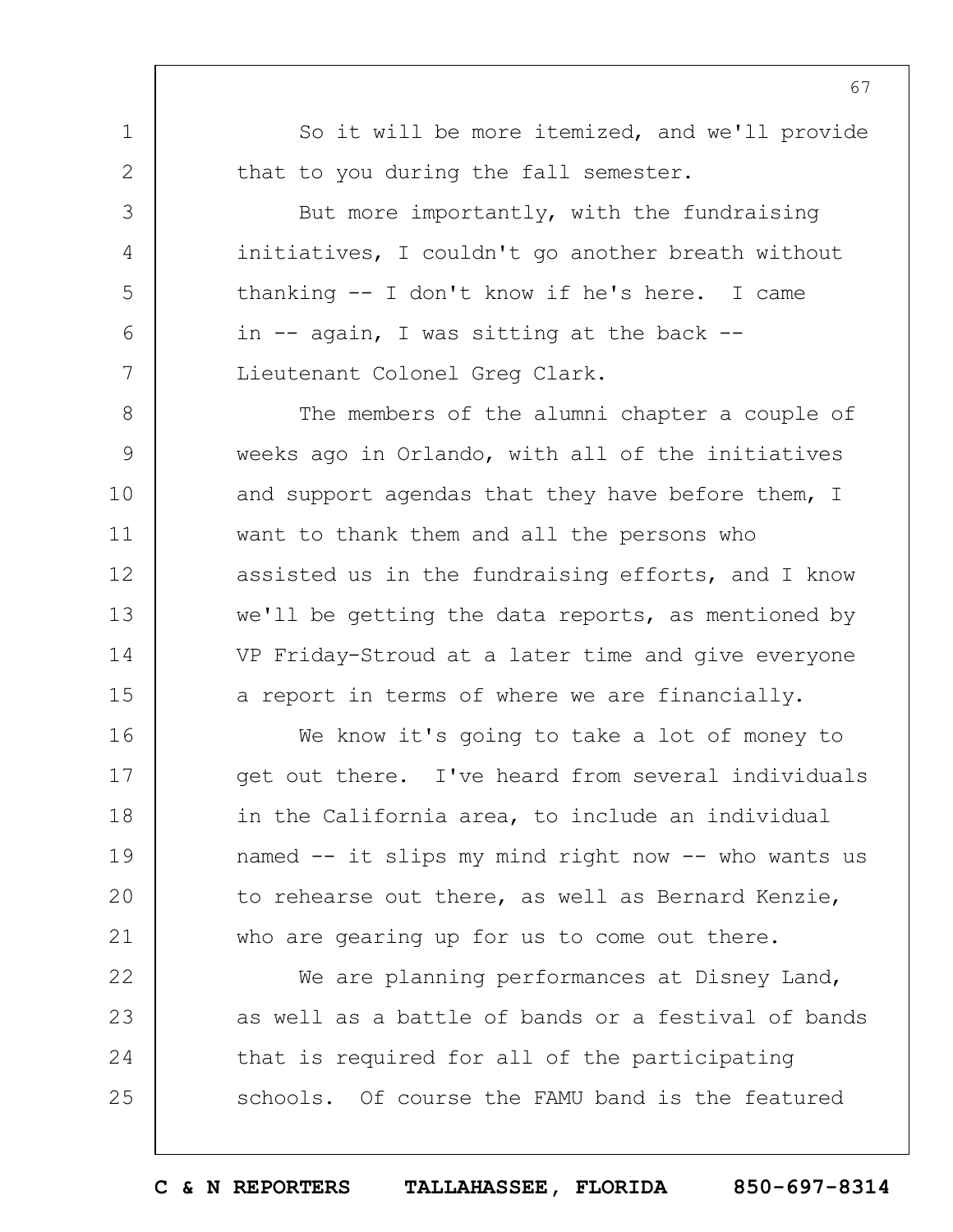So it will be more itemized, and we'll provide that to you during the fall semester.

But more importantly, with the fundraising initiatives, I couldn't go another breath without thanking -- I don't know if he's here. I came in -- again, I was sitting at the back -- Lieutenant Colonel Greg Clark.

The members of the alumni chapter a couple of weeks ago in Orlando, with all of the initiatives and support agendas that they have before them, I want to thank them and all the persons who assisted us in the fundraising efforts, and I know we'll be getting the data reports, as mentioned by VP Friday-Stroud at a later time and give everyone a report in terms of where we are financially.

We know it's going to take a lot of money to get out there. I've heard from several individuals in the California area, to include an individual named -- it slips my mind right now -- who wants us to rehearse out there, as well as Bernard Kenzie, who are gearing up for us to come out there.

We are planning performances at Disney Land, as well as a battle of bands or a festival of bands that is required for all of the participating schools. Of course the FAMU band is the featured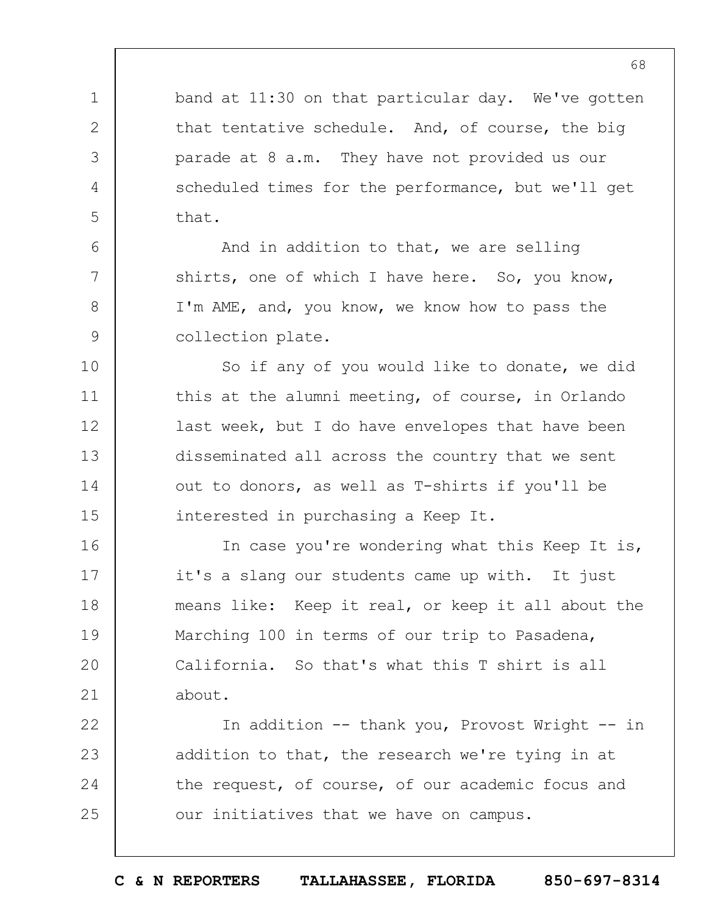band at 11:30 on that particular day. We've gotten that tentative schedule. And, of course, the big parade at 8 a.m. They have not provided us our scheduled times for the performance, but we'll get that.

And in addition to that, we are selling shirts, one of which I have here. So, you know, I'm AME, and, you know, we know how to pass the collection plate.

So if any of you would like to donate, we did this at the alumni meeting, of course, in Orlando last week, but I do have envelopes that have been disseminated all across the country that we sent out to donors, as well as T-shirts if you'll be interested in purchasing a Keep It.

In case you're wondering what this Keep It is, it's a slang our students came up with. It just means like: Keep it real, or keep it all about the Marching 100 in terms of our trip to Pasadena, California. So that's what this T shirt is all about.

In addition -- thank you, Provost Wright -- in addition to that, the research we're tying in at the request, of course, of our academic focus and our initiatives that we have on campus.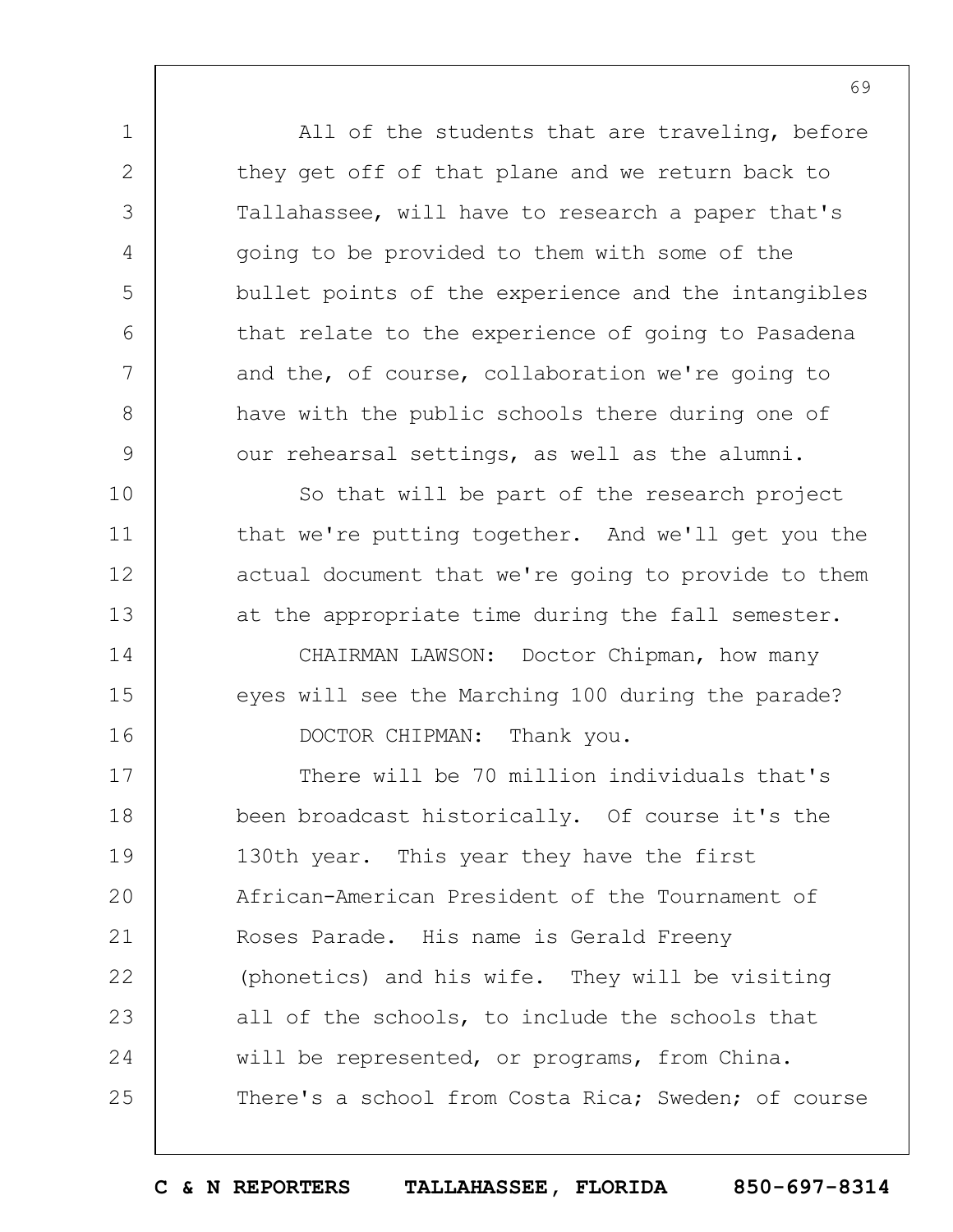All of the students that are traveling, before they get off of that plane and we return back to Tallahassee, will have to research a paper that's going to be provided to them with some of the bullet points of the experience and the intangibles that relate to the experience of going to Pasadena and the, of course, collaboration we're going to have with the public schools there during one of our rehearsal settings, as well as the alumni.

So that will be part of the research project that we're putting together. And we'll get you the actual document that we're going to provide to them at the appropriate time during the fall semester.

CHAIRMAN LAWSON: Doctor Chipman, how many eyes will see the Marching 100 during the parade?

DOCTOR CHIPMAN: Thank you.

There will be 70 million individuals that's been broadcast historically. Of course it's the 130th year. This year they have the first African-American President of the Tournament of Roses Parade. His name is Gerald Freeny (phonetics) and his wife. They will be visiting all of the schools, to include the schools that will be represented, or programs, from China. There's a school from Costa Rica; Sweden; of course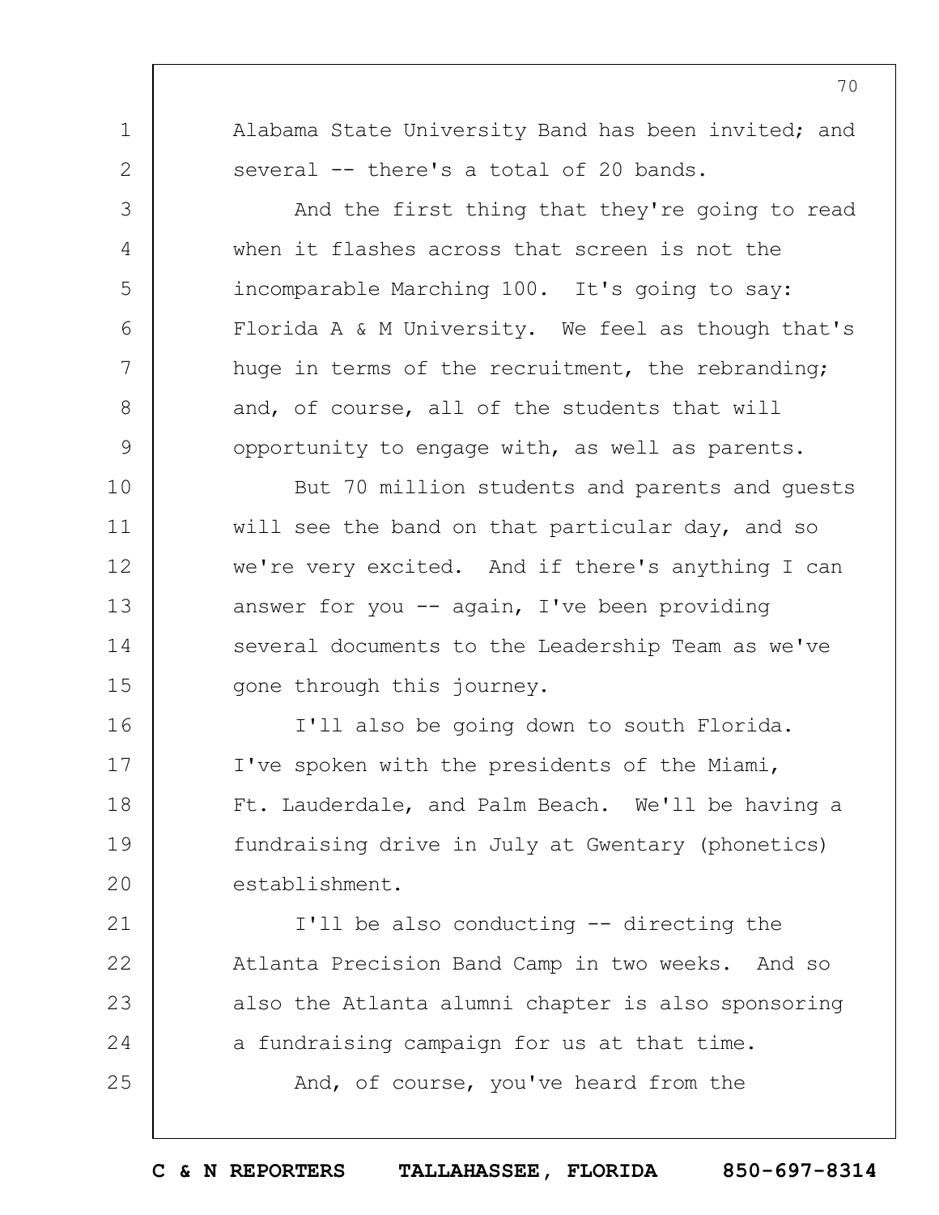Alabama State University Band has been invited; and several -- there's a total of 20 bands.

And the first thing that they're going to read when it flashes across that screen is not the incomparable Marching 100. It's going to say: Florida A & M University. We feel as though that's huge in terms of the recruitment, the rebranding; and, of course, all of the students that will opportunity to engage with, as well as parents.

But 70 million students and parents and guests will see the band on that particular day, and so we're very excited. And if there's anything I can answer for you -- again, I've been providing several documents to the Leadership Team as we've gone through this journey.

I'll also be going down to south Florida. I've spoken with the presidents of the Miami, Ft. Lauderdale, and Palm Beach. We'll be having a fundraising drive in July at Gwentary (phonetics) establishment.

I'll be also conducting -- directing the Atlanta Precision Band Camp in two weeks. And so also the Atlanta alumni chapter is also sponsoring a fundraising campaign for us at that time.

And, of course, you've heard from the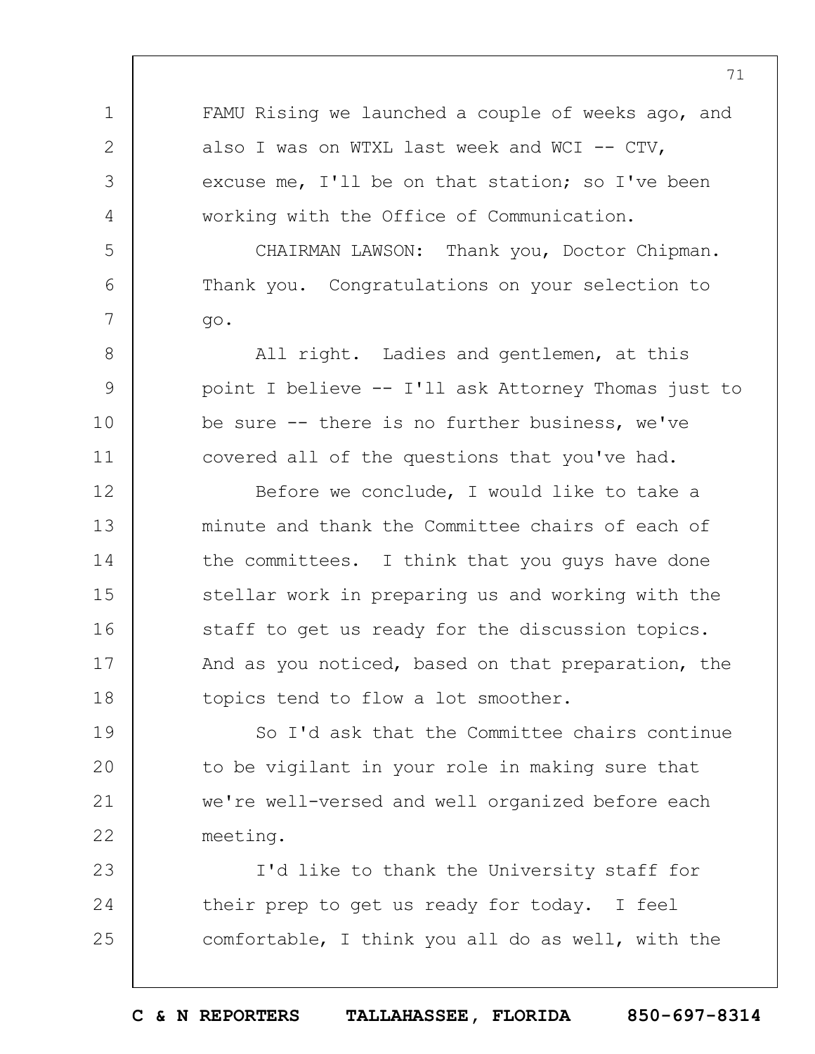FAMU Rising we launched a couple of weeks ago, and also I was on WTXL last week and WCI -- CTV, excuse me, I'll be on that station; so I've been working with the Office of Communication.

CHAIRMAN LAWSON: Thank you, Doctor Chipman. Thank you. Congratulations on your selection to go.

All right. Ladies and gentlemen, at this point I believe -- I'll ask Attorney Thomas just to be sure -- there is no further business, we've covered all of the questions that you've had.

Before we conclude, I would like to take a minute and thank the Committee chairs of each of the committees. I think that you guys have done stellar work in preparing us and working with the staff to get us ready for the discussion topics. And as you noticed, based on that preparation, the topics tend to flow a lot smoother.

So I'd ask that the Committee chairs continue to be vigilant in your role in making sure that we're well-versed and well organized before each meeting.

I'd like to thank the University staff for their prep to get us ready for today. I feel comfortable, I think you all do as well, with the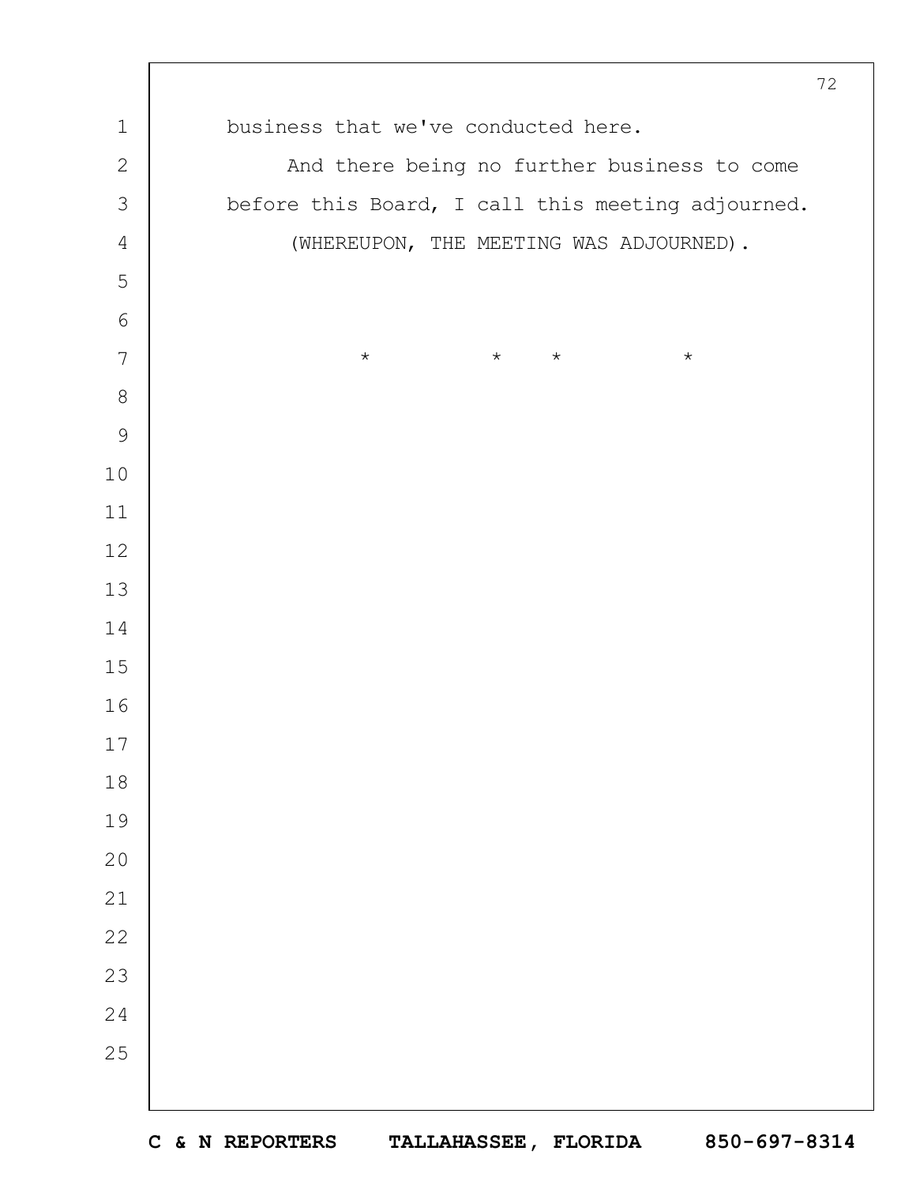business that we've conducted here.

And there being no further business to come before this Board, I call this meeting adjourned.

(WHEREUPON, THE MEETING WAS ADJOURNED).

\* \* \* \*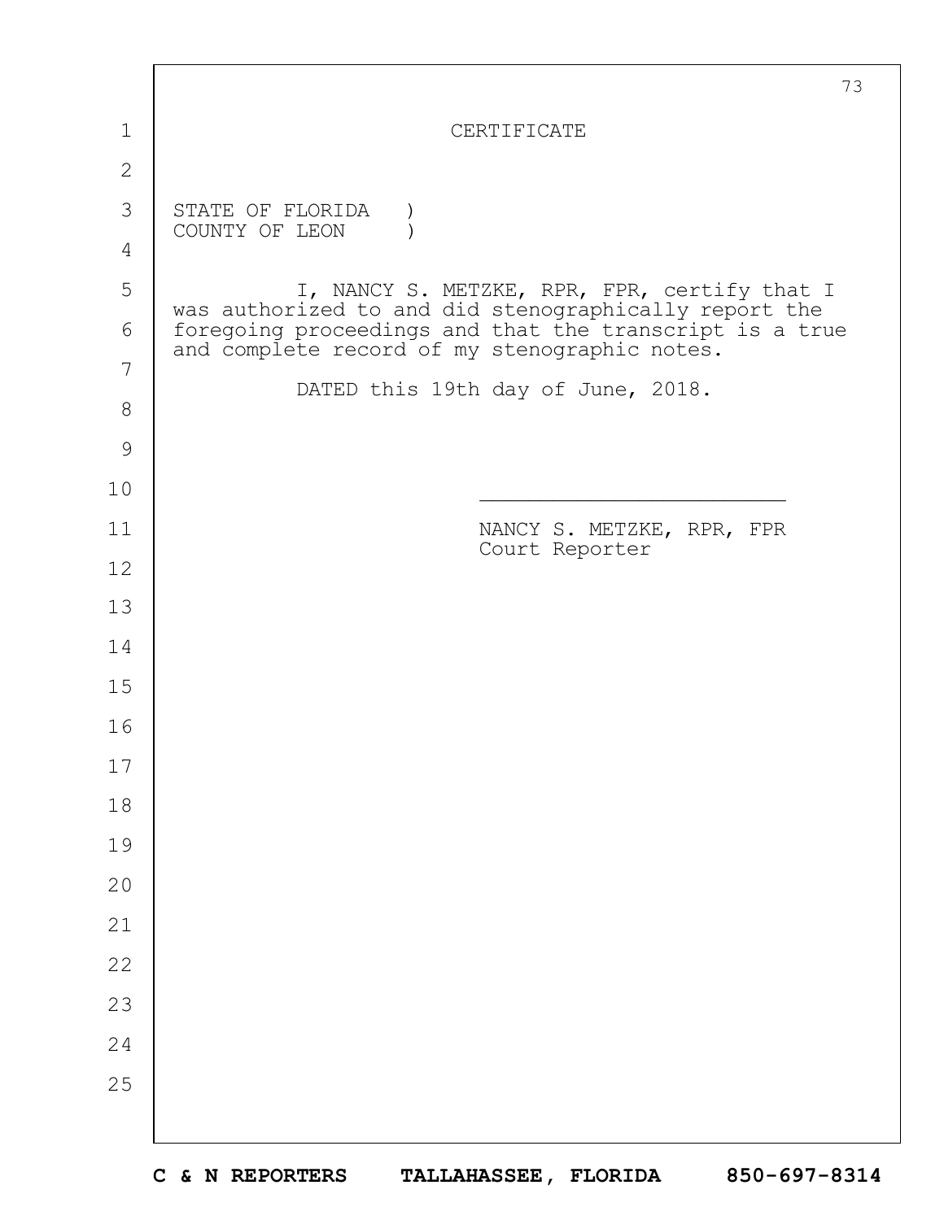# CERTIFICATE

STATE OF FLORIDA )
COUNTY OF LEON )

I, NANCY S. METZKE, RPR, FPR, certify that I was authorized to and did stenographically report the foregoing proceedings and that the transcript is a true and complete record of my stenographic notes.

DATED this 19th day of June, 2018.

______________________________

NANCY S. METZKE, RPR, FPR
Court Reporter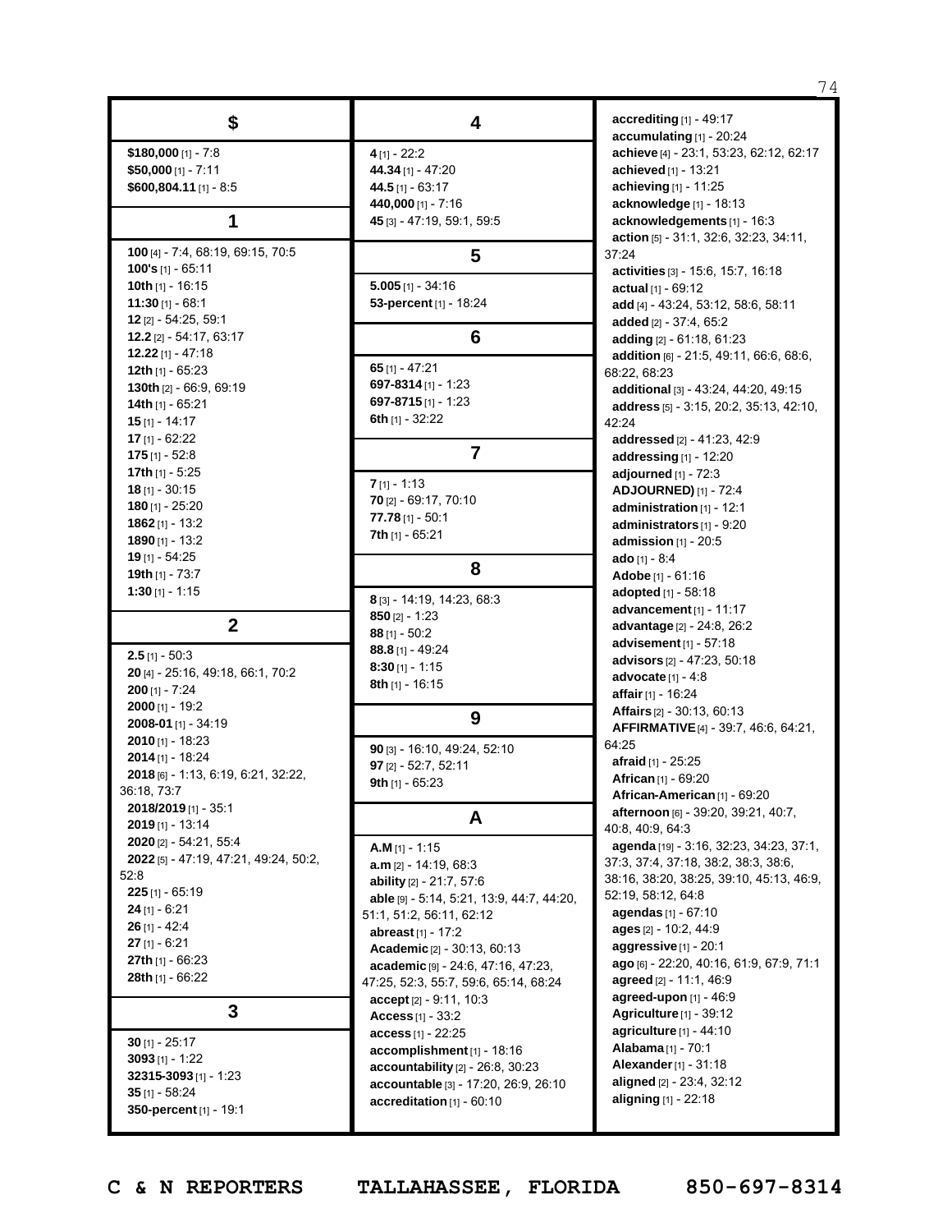## $

**$180,000** [1] - 7:8
**$50,000** [1] - 7:11
**$600,804.11** [1] - 8:5

## 1

**100** [4] - 7:4, 68:19, 69:15, 70:5
**100's** [1] - 65:11
**10th** [1] - 16:15
**11:30** [1] - 68:1
**12** [2] - 54:25, 59:1
**12.2** [2] - 54:17, 63:17
**12.22** [1] - 47:18
**12th** [1] - 65:23
**130th** [2] - 66:9, 69:19
**14th** [1] - 65:21
**15** [1] - 14:17
**17** [1] - 62:22
**175** [1] - 52:8
**17th** [1] - 5:25
**18** [1] - 30:15
**180** [1] - 25:20
**1862** [1] - 13:2
**1890** [1] - 13:2
**19** [1] - 54:25
**19th** [1] - 73:7
**1:30** [1] - 1:15

## 2

**2.5** [1] - 50:3
**20** [4] - 25:16, 49:18, 66:1, 70:2
**200** [1] - 7:24
**2000** [1] - 19:2
**2008-01** [1] - 34:19
**2010** [1] - 18:23
**2014** [1] - 18:24
**2018** [6] - 1:13, 6:19, 6:21, 32:22, 36:18, 73:7
**2018/2019** [1] - 35:1
**2019** [1] - 13:14
**2020** [2] - 54:21, 55:4
**2022** [5] - 47:19, 47:21, 49:24, 50:2, 52:8
**225** [1] - 65:19
**24** [1] - 6:21
**26** [1] - 42:4
**27** [1] - 6:21
**27th** [1] - 66:23
**28th** [1] - 66:22

## 3

**30** [1] - 25:17
**3093** [1] - 1:22
**32315-3093** [1] - 1:23
**35** [1] - 58:24
**350-percent** [1] - 19:1

## 4

**4** [1] - 22:2
**44.34** [1] - 47:20
**44.5** [1] - 63:17
**440,000** [1] - 7:16
**45** [3] - 47:19, 59:1, 59:5

## 5

**5.005** [1] - 34:16
**53-percent** [1] - 18:24

## 6

**65** [1] - 47:21
**697-8314** [1] - 1:23
**697-8715** [1] - 1:23
**6th** [1] - 32:22

## 7

**7** [1] - 1:13
**70** [2] - 69:17, 70:10
**77.78** [1] - 50:1
**7th** [1] - 65:21

## 8

**8** [3] - 14:19, 14:23, 68:3
**850** [2] - 1:23
**88** [1] - 50:2
**88.8** [1] - 49:24
**8:30** [1] - 1:15
**8th** [1] - 16:15

## 9

**90** [3] - 16:10, 49:24, 52:10
**97** [2] - 52:7, 52:11
**9th** [1] - 65:23

## A

**A.M** [1] - 1:15
**a.m** [2] - 14:19, 68:3
**ability** [2] - 21:7, 57:6
**able** [9] - 5:14, 5:21, 13:9, 44:7, 44:20, 51:1, 51:2, 56:11, 62:12
**abreast** [1] - 17:2
**Academic** [2] - 30:13, 60:13
**academic** [9] - 24:6, 47:16, 47:23, 47:25, 52:3, 55:7, 59:6, 65:14, 68:24
**accept** [2] - 9:11, 10:3
**Access** [1] - 33:2
**access** [1] - 22:25
**accomplishment** [1] - 18:16
**accountability** [2] - 26:8, 30:23
**accountable** [3] - 17:20, 26:9, 26:10
**accreditation** [1] - 60:10
**accrediting** [1] - 49:17
**accumulating** [1] - 20:24
**achieve** [4] - 23:1, 53:23, 62:12, 62:17
**achieved** [1] - 13:21
**achieving** [1] - 11:25
**acknowledge** [1] - 18:13
**acknowledgements** [1] - 16:3
**action** [5] - 31:1, 32:6, 32:23, 34:11, 37:24
**activities** [3] - 15:6, 15:7, 16:18
**actual** [1] - 69:12
**add** [4] - 43:24, 53:12, 58:6, 58:11
**added** [2] - 37:4, 65:2
**adding** [2] - 61:18, 61:23
**addition** [6] - 21:5, 49:11, 66:6, 68:6, 68:22, 68:23
**additional** [3] - 43:24, 44:20, 49:15
**address** [5] - 3:15, 20:2, 35:13, 42:10, 42:24
**addressed** [2] - 41:23, 42:9
**addressing** [1] - 12:20
**adjourned** [1] - 72:3
**ADJOURNED)** [1] - 72:4
**administration** [1] - 12:1
**administrators** [1] - 9:20
**admission** [1] - 20:5
**ado** [1] - 8:4
**Adobe** [1] - 61:16
**adopted** [1] - 58:18
**advancement** [1] - 11:17
**advantage** [2] - 24:8, 26:2
**advisement** [1] - 57:18
**advisors** [2] - 47:23, 50:18
**advocate** [1] - 4:8
**affair** [1] - 16:24
**Affairs** [2] - 30:13, 60:13
**AFFIRMATIVE** [4] - 39:7, 46:6, 64:21, 64:25
**afraid** [1] - 25:25
**African** [1] - 69:20
**African-American** [1] - 69:20
**afternoon** [6] - 39:20, 39:21, 40:7, 40:8, 40:9, 64:3
**agenda** [19] - 3:16, 32:23, 34:23, 37:1, 37:3, 37:4, 37:18, 38:2, 38:3, 38:6, 38:16, 38:20, 38:25, 39:10, 45:13, 46:9, 52:19, 58:12, 64:8
**agendas** [1] - 67:10
**ages** [2] - 10:2, 44:9
**aggressive** [1] - 20:1
**ago** [6] - 22:20, 40:16, 61:9, 67:9, 71:1
**agreed** [2] - 11:1, 46:9
**agreed-upon** [1] - 46:9
**Agriculture** [1] - 39:12
**agriculture** [1] - 44:10
**Alabama** [1] - 70:1
**Alexander** [1] - 31:18
**aligned** [2] - 23:4, 32:12
**aligning** [1] - 22:18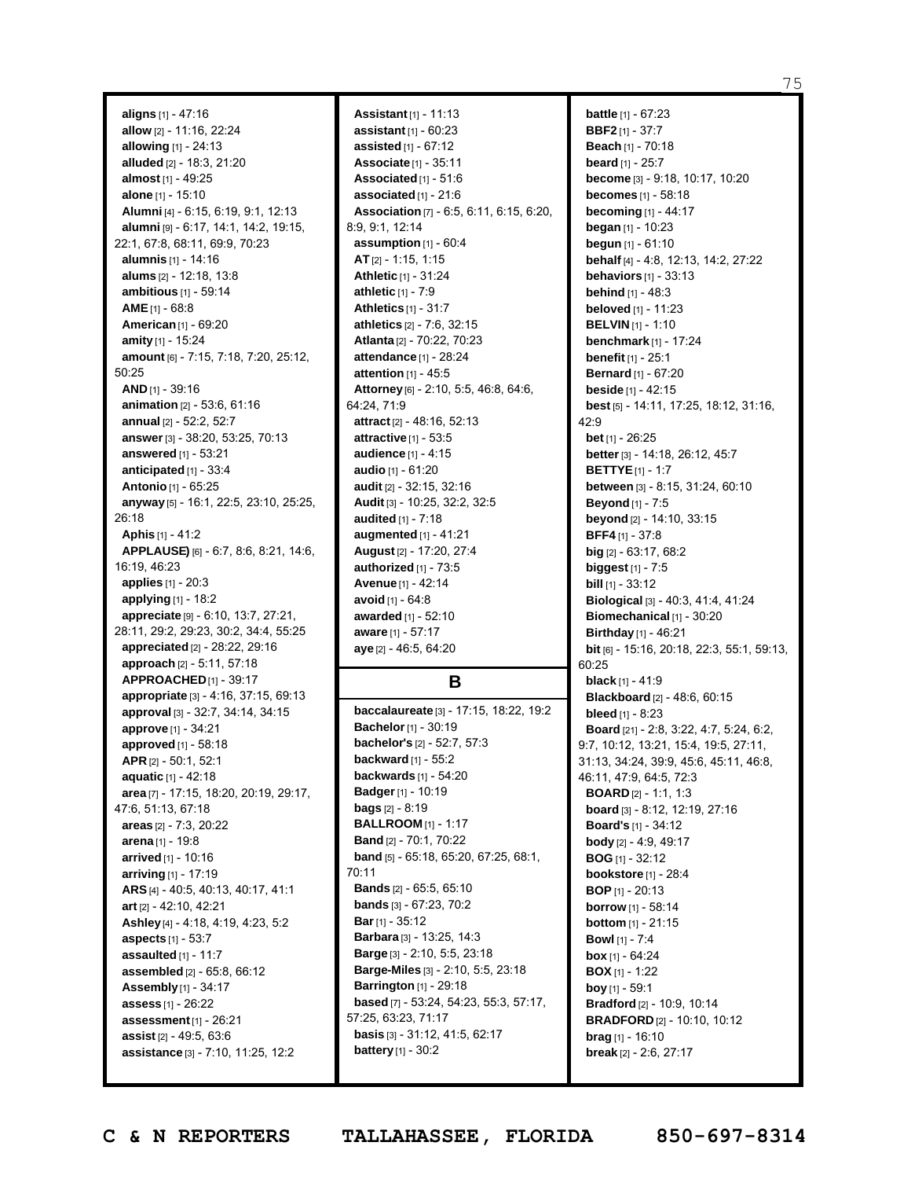**aligns** [1] - 47:16
**allow** [2] - 11:16, 22:24
**allowing** [1] - 24:13
**alluded** [2] - 18:3, 21:20
**almost** [1] - 49:25
**alone** [1] - 15:10
**Alumni** [4] - 6:15, 6:19, 9:1, 12:13
**alumni** [9] - 6:17, 14:1, 14:2, 19:15, 22:1, 67:8, 68:11, 69:9, 70:23
**alumnis** [1] - 14:16
**alums** [2] - 12:18, 13:8
**ambitious** [1] - 59:14
**AME** [1] - 68:8
**American** [1] - 69:20
**amity** [1] - 15:24
**amount** [6] - 7:15, 7:18, 7:20, 25:12, 50:25
**AND** [1] - 39:16
**animation** [2] - 53:6, 61:16
**annual** [2] - 52:2, 52:7
**answer** [3] - 38:20, 53:25, 70:13
**answered** [1] - 53:21
**anticipated** [1] - 33:4
**Antonio** [1] - 65:25
**anyway** [5] - 16:1, 22:5, 23:10, 25:25, 26:18
**Aphis** [1] - 41:2
**APPLAUSE)** [6] - 6:7, 8:6, 8:21, 14:6, 16:19, 46:23
**applies** [1] - 20:3
**applying** [1] - 18:2
**appreciate** [9] - 6:10, 13:7, 27:21, 28:11, 29:2, 29:23, 30:2, 34:4, 55:25
**appreciated** [2] - 28:22, 29:16
**approach** [2] - 5:11, 57:18
**APPROACHED** [1] - 39:17
**appropriate** [3] - 4:16, 37:15, 69:13
**approval** [3] - 32:7, 34:14, 34:15
**approve** [1] - 34:21
**approved** [1] - 58:18
**APR** [2] - 50:1, 52:1
**aquatic** [1] - 42:18
**area** [7] - 17:15, 18:20, 20:19, 29:17, 47:6, 51:13, 67:18
**areas** [2] - 7:3, 20:22
**arena** [1] - 19:8
**arrived** [1] - 10:16
**arriving** [1] - 17:19
**ARS** [4] - 40:5, 40:13, 40:17, 41:1
**art** [2] - 42:10, 42:21
**Ashley** [4] - 4:18, 4:19, 4:23, 5:2
**aspects** [1] - 53:7
**assaulted** [1] - 11:7
**assembled** [2] - 65:8, 66:12
**Assembly** [1] - 34:17
**assess** [1] - 26:22
**assessment** [1] - 26:21
**assist** [2] - 49:5, 63:6
**assistance** [3] - 7:10, 11:25, 12:2
**Assistant** [1] - 11:13
**assistant** [1] - 60:23
**assisted** [1] - 67:12
**Associate** [1] - 35:11
**Associated** [1] - 51:6
**associated** [1] - 21:6
**Association** [7] - 6:5, 6:11, 6:15, 6:20, 8:9, 9:1, 12:14
**assumption** [1] - 60:4
**AT** [2] - 1:15, 1:15
**Athletic** [1] - 31:24
**athletic** [1] - 7:9
**Athletics** [1] - 31:7
**athletics** [2] - 7:6, 32:15
**Atlanta** [2] - 70:22, 70:23
**attendance** [1] - 28:24
**attention** [1] - 45:5
**Attorney** [6] - 2:10, 5:5, 46:8, 64:6, 64:24, 71:9
**attract** [2] - 48:16, 52:13
**attractive** [1] - 53:5
**audience** [1] - 4:15
**audio** [1] - 61:20
**audit** [2] - 32:15, 32:16
**Audit** [3] - 10:25, 32:2, 32:5
**audited** [1] - 7:18
**augmented** [1] - 41:21
**August** [2] - 17:20, 27:4
**authorized** [1] - 73:5
**Avenue** [1] - 42:14
**avoid** [1] - 64:8
**awarded** [1] - 52:10
**aware** [1] - 57:17
**aye** [2] - 46:5, 64:20

## B

**baccalaureate** [3] - 17:15, 18:22, 19:2
**Bachelor** [1] - 30:19
**bachelor's** [2] - 52:7, 57:3
**backward** [1] - 55:2
**backwards** [1] - 54:20
**Badger** [1] - 10:19
**bags** [2] - 8:19
**BALLROOM** [1] - 1:17
**Band** [2] - 70:1, 70:22
**band** [5] - 65:18, 65:20, 67:25, 68:1, 70:11
**Bands** [2] - 65:5, 65:10
**bands** [3] - 67:23, 70:2
**Bar** [1] - 35:12
**Barbara** [3] - 13:25, 14:3
**Barge** [3] - 2:10, 5:5, 23:18
**Barge-Miles** [3] - 2:10, 5:5, 23:18
**Barrington** [1] - 29:18
**based** [7] - 53:24, 54:23, 55:3, 57:17, 57:25, 63:23, 71:17
**basis** [3] - 31:12, 41:5, 62:17
**battery** [1] - 30:2
**battle** [1] - 67:23
**BBF2** [1] - 37:7
**Beach** [1] - 70:18
**beard** [1] - 25:7
**become** [3] - 9:18, 10:17, 10:20
**becomes** [1] - 58:18
**becoming** [1] - 44:17
**began** [1] - 10:23
**begun** [1] - 61:10
**behalf** [4] - 4:8, 12:13, 14:2, 27:22
**behaviors** [1] - 33:13
**behind** [1] - 48:3
**beloved** [1] - 11:23
**BELVIN** [1] - 1:10
**benchmark** [1] - 17:24
**benefit** [1] - 25:1
**Bernard** [1] - 67:20
**beside** [1] - 42:15
**best** [5] - 14:11, 17:25, 18:12, 31:16, 42:9
**bet** [1] - 26:25
**better** [3] - 14:18, 26:12, 45:7
**BETTYE** [1] - 1:7
**between** [3] - 8:15, 31:24, 60:10
**Beyond** [1] - 7:5
**beyond** [2] - 14:10, 33:15
**BFF4** [1] - 37:8
**big** [2] - 63:17, 68:2
**biggest** [1] - 7:5
**bill** [1] - 33:12
**Biological** [3] - 40:3, 41:4, 41:24
**Biomechanical** [1] - 30:20
**Birthday** [1] - 46:21
**bit** [6] - 15:16, 20:18, 22:3, 55:1, 59:13, 60:25
**black** [1] - 41:9
**Blackboard** [2] - 48:6, 60:15
**bleed** [1] - 8:23
**Board** [21] - 2:8, 3:22, 4:7, 5:24, 6:2, 9:7, 10:12, 13:21, 15:4, 19:5, 27:11, 31:13, 34:24, 39:9, 45:6, 45:11, 46:8, 46:11, 47:9, 64:5, 72:3
**BOARD** [2] - 1:1, 1:3
**board** [3] - 8:12, 12:19, 27:16
**Board's** [1] - 34:12
**body** [2] - 4:9, 49:17
**BOG** [1] - 32:12
**bookstore** [1] - 28:4
**BOP** [1] - 20:13
**borrow** [1] - 58:14
**bottom** [1] - 21:15
**Bowl** [1] - 7:4
**box** [1] - 64:24
**BOX** [1] - 1:22
**boy** [1] - 59:1
**Bradford** [2] - 10:9, 10:14
**BRADFORD** [2] - 10:10, 10:12
**brag** [1] - 16:10
**break** [2] - 2:6, 27:17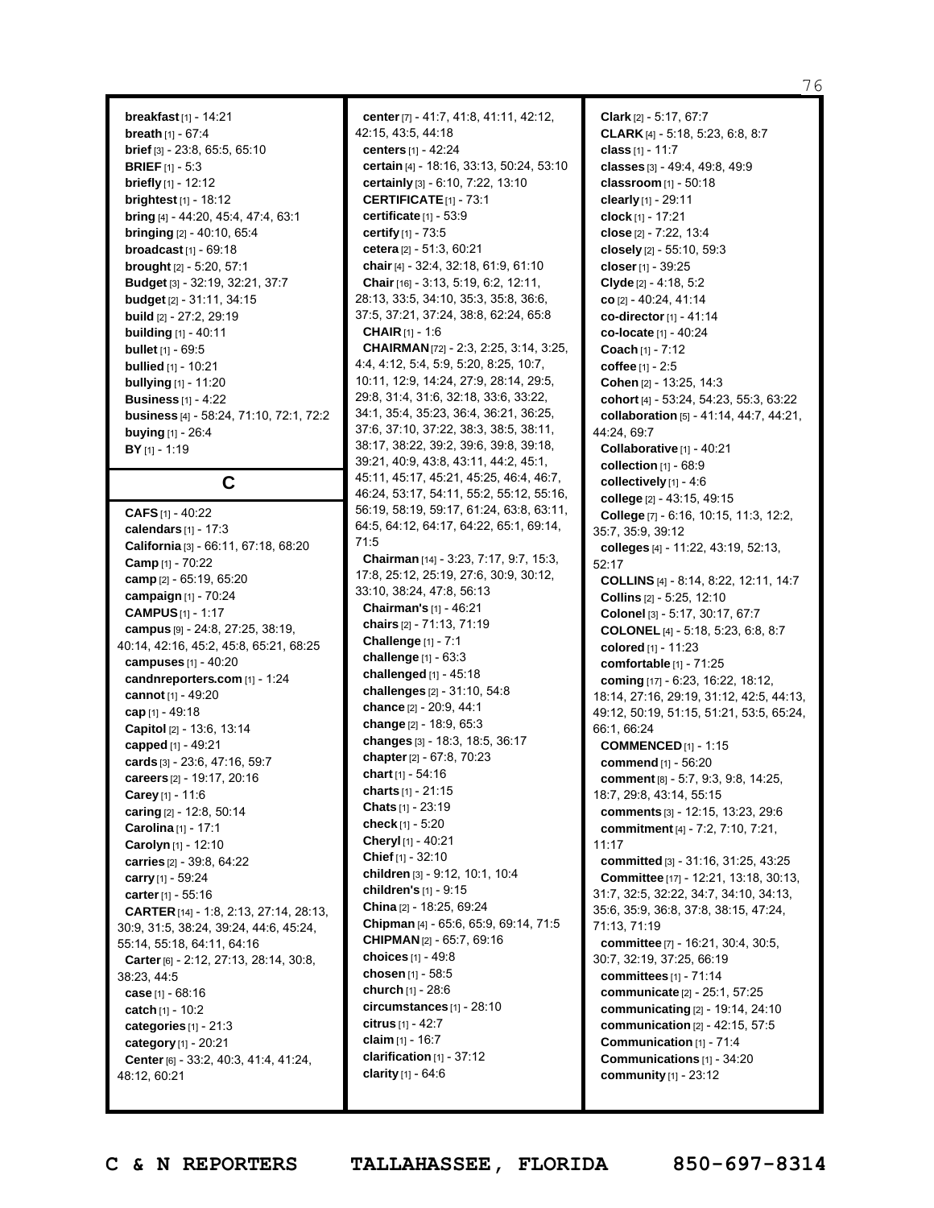**breakfast** [1] - 14:21
**breath** [1] - 67:4
**brief** [3] - 23:8, 65:5, 65:10
**BRIEF** [1] - 5:3
**briefly** [1] - 12:12
**brightest** [1] - 18:12
**bring** [4] - 44:20, 45:4, 47:4, 63:1
**bringing** [2] - 40:10, 65:4
**broadcast** [1] - 69:18
**brought** [2] - 5:20, 57:1
**Budget** [3] - 32:19, 32:21, 37:7
**budget** [2] - 31:11, 34:15
**build** [2] - 27:2, 29:19
**building** [1] - 40:11
**bullet** [1] - 69:5
**bullied** [1] - 10:21
**bullying** [1] - 11:20
**Business** [1] - 4:22
**business** [4] - 58:24, 71:10, 72:1, 72:2
**buying** [1] - 26:4
**BY** [1] - 1:19

## C

**CAFS** [1] - 40:22
**calendars** [1] - 17:3
**California** [3] - 66:11, 67:18, 68:20
**Camp** [1] - 70:22
**camp** [2] - 65:19, 65:20
**campaign** [1] - 70:24
**CAMPUS** [1] - 1:17
**campus** [9] - 24:8, 27:25, 38:19, 40:14, 42:16, 45:2, 45:8, 65:21, 68:25
**campuses** [1] - 40:20
**candnreporters.com** [1] - 1:24
**cannot** [1] - 49:20
**cap** [1] - 49:18
**Capitol** [2] - 13:6, 13:14
**capped** [1] - 49:21
**cards** [3] - 23:6, 47:16, 59:7
**careers** [2] - 19:17, 20:16
**Carey** [1] - 11:6
**caring** [2] - 12:8, 50:14
**Carolina** [1] - 17:1
**Carolyn** [1] - 12:10
**carries** [2] - 39:8, 64:22
**carry** [1] - 59:24
**carter** [1] - 55:16
**CARTER** [14] - 1:8, 2:13, 27:14, 28:13, 30:9, 31:5, 38:24, 39:24, 44:6, 45:24, 55:14, 55:18, 64:11, 64:16
**Carter** [6] - 2:12, 27:13, 28:14, 30:8, 38:23, 44:5
**case** [1] - 68:16
**catch** [1] - 10:2
**categories** [1] - 21:3
**category** [1] - 20:21
**Center** [6] - 33:2, 40:3, 41:4, 41:24, 48:12, 60:21
**center** [7] - 41:7, 41:8, 41:11, 42:12, 42:15, 43:5, 44:18
**centers** [1] - 42:24
**certain** [4] - 18:16, 33:13, 50:24, 53:10
**certainly** [3] - 6:10, 7:22, 13:10
**CERTIFICATE** [1] - 73:1
**certificate** [1] - 53:9
**certify** [1] - 73:5
**cetera** [2] - 51:3, 60:21
**chair** [4] - 32:4, 32:18, 61:9, 61:10
**Chair** [16] - 3:13, 5:19, 6:2, 12:11, 28:13, 33:5, 34:10, 35:3, 35:8, 36:6, 37:5, 37:21, 37:24, 38:8, 62:24, 65:8
**CHAIR** [1] - 1:6
**CHAIRMAN** [72] - 2:3, 2:25, 3:14, 3:25, 4:4, 4:12, 5:4, 5:9, 5:20, 8:25, 10:7, 10:11, 12:9, 14:24, 27:9, 28:14, 29:5, 29:8, 31:4, 31:6, 32:18, 33:6, 33:22, 34:1, 35:4, 35:23, 36:4, 36:21, 36:25, 37:6, 37:10, 37:22, 38:3, 38:5, 38:11, 38:17, 38:22, 39:2, 39:6, 39:8, 39:18, 39:21, 40:9, 43:8, 43:11, 44:2, 45:1, 45:11, 45:17, 45:21, 45:25, 46:4, 46:7, 46:24, 53:17, 54:11, 55:2, 55:12, 55:16, 56:19, 58:19, 59:17, 61:24, 63:8, 63:11, 64:5, 64:12, 64:17, 64:22, 65:1, 69:14, 71:5
**Chairman** [14] - 3:23, 7:17, 9:7, 15:3, 17:8, 25:12, 25:19, 27:6, 30:9, 30:12, 33:10, 38:24, 47:8, 56:13
**Chairman's** [1] - 46:21
**chairs** [2] - 71:13, 71:19
**Challenge** [1] - 7:1
**challenge** [1] - 63:3
**challenged** [1] - 45:18
**challenges** [2] - 31:10, 54:8
**chance** [2] - 20:9, 44:1
**change** [2] - 18:9, 65:3
**changes** [3] - 18:3, 18:5, 36:17
**chapter** [2] - 67:8, 70:23
**chart** [1] - 54:16
**charts** [1] - 21:15
**Chats** [1] - 23:19
**check** [1] - 5:20
**Cheryl** [1] - 40:21
**Chief** [1] - 32:10
**children** [3] - 9:12, 10:1, 10:4
**children's** [1] - 9:15
**China** [2] - 18:25, 69:24
**Chipman** [4] - 65:6, 65:9, 69:14, 71:5
**CHIPMAN** [2] - 65:7, 69:16
**choices** [1] - 49:8
**chosen** [1] - 58:5
**church** [1] - 28:6
**circumstances** [1] - 28:10
**citrus** [1] - 42:7
**claim** [1] - 16:7
**clarification** [1] - 37:12
**clarity** [1] - 64:6
**Clark** [2] - 5:17, 67:7
**CLARK** [4] - 5:18, 5:23, 6:8, 8:7
**class** [1] - 11:7
**classes** [3] - 49:4, 49:8, 49:9
**classroom** [1] - 50:18
**clearly** [1] - 29:11
**clock** [1] - 17:21
**close** [2] - 7:22, 13:4
**closely** [2] - 55:10, 59:3
**closer** [1] - 39:25
**Clyde** [2] - 4:18, 5:2
**co** [2] - 40:24, 41:14
**co-director** [1] - 41:14
**co-locate** [1] - 40:24
**Coach** [1] - 7:12
**coffee** [1] - 2:5
**Cohen** [2] - 13:25, 14:3
**cohort** [4] - 53:24, 54:23, 55:3, 63:22
**collaboration** [5] - 41:14, 44:7, 44:21, 44:24, 69:7
**Collaborative** [1] - 40:21
**collection** [1] - 68:9
**collectively** [1] - 4:6
**college** [2] - 43:15, 49:15
**College** [7] - 6:16, 10:15, 11:3, 12:2, 35:7, 35:9, 39:12
**colleges** [4] - 11:22, 43:19, 52:13, 52:17
**COLLINS** [4] - 8:14, 8:22, 12:11, 14:7
**Collins** [2] - 5:25, 12:10
**Colonel** [3] - 5:17, 30:17, 67:7
**COLONEL** [4] - 5:18, 5:23, 6:8, 8:7
**colored** [1] - 11:23
**comfortable** [1] - 71:25
**coming** [17] - 6:23, 16:22, 18:12, 18:14, 27:16, 29:19, 31:12, 42:5, 44:13, 49:12, 50:19, 51:15, 51:21, 53:5, 65:24, 66:1, 66:24
**COMMENCED** [1] - 1:15
**commend** [1] - 56:20
**comment** [8] - 5:7, 9:3, 9:8, 14:25, 18:7, 29:8, 43:14, 55:15
**comments** [3] - 12:15, 13:23, 29:6
**commitment** [4] - 7:2, 7:10, 7:21, 11:17
**committed** [3] - 31:16, 31:25, 43:25
**Committee** [17] - 12:21, 13:18, 30:13, 31:7, 32:5, 32:22, 34:7, 34:10, 34:13, 35:6, 35:9, 36:8, 37:8, 38:15, 47:24, 71:13, 71:19
**committee** [7] - 16:21, 30:4, 30:5, 30:7, 32:19, 37:25, 66:19
**committees** [1] - 71:14
**communicate** [2] - 25:1, 57:25
**communicating** [2] - 19:14, 24:10
**communication** [2] - 42:15, 57:5
**Communication** [1] - 71:4
**Communications** [1] - 34:20
**community** [1] - 23:12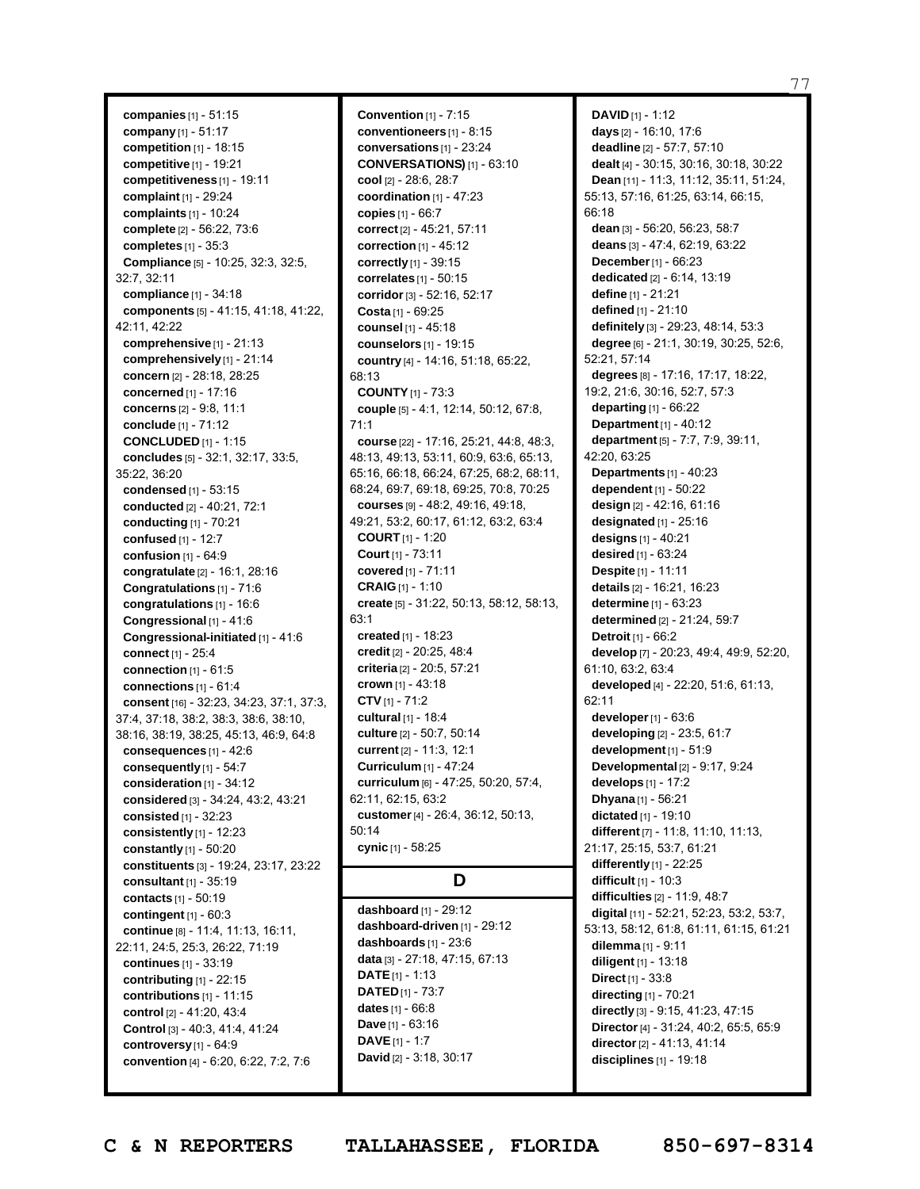**companies** [1] - 51:15
**company** [1] - 51:17
**competition** [1] - 18:15
**competitive** [1] - 19:21
**competitiveness** [1] - 19:11
**complaint** [1] - 29:24
**complaints** [1] - 10:24
**complete** [2] - 56:22, 73:6
**completes** [1] - 35:3
**Compliance** [5] - 10:25, 32:3, 32:5, 32:7, 32:11
**compliance** [1] - 34:18
**components** [5] - 41:15, 41:18, 41:22, 42:11, 42:22
**comprehensive** [1] - 21:13
**comprehensively** [1] - 21:14
**concern** [2] - 28:18, 28:25
**concerned** [1] - 17:16
**concerns** [2] - 9:8, 11:1
**conclude** [1] - 71:12
**CONCLUDED** [1] - 1:15
**concludes** [5] - 32:1, 32:17, 33:5, 35:22, 36:20
**condensed** [1] - 53:15
**conducted** [2] - 40:21, 72:1
**conducting** [1] - 70:21
**confused** [1] - 12:7
**confusion** [1] - 64:9
**congratulate** [2] - 16:1, 28:16
**Congratulations** [1] - 71:6
**congratulations** [1] - 16:6
**Congressional** [1] - 41:6
**Congressional-initiated** [1] - 41:6
**connect** [1] - 25:4
**connection** [1] - 61:5
**connections** [1] - 61:4
**consent** [16] - 32:23, 34:23, 37:1, 37:3, 37:4, 37:18, 38:2, 38:3, 38:6, 38:10, 38:16, 38:19, 38:25, 45:13, 46:9, 64:8
**consequences** [1] - 42:6
**consequently** [1] - 54:7
**consideration** [1] - 34:12
**considered** [3] - 34:24, 43:2, 43:21
**consisted** [1] - 32:23
**consistently** [1] - 12:23
**constantly** [1] - 50:20
**constituents** [3] - 19:24, 23:17, 23:22
**consultant** [1] - 35:19
**contacts** [1] - 50:19
**contingent** [1] - 60:3
**continue** [8] - 11:4, 11:13, 16:11, 22:11, 24:5, 25:3, 26:22, 71:19
**continues** [1] - 33:19
**contributing** [1] - 22:15
**contributions** [1] - 11:15
**control** [2] - 41:20, 43:4
**Control** [3] - 40:3, 41:4, 41:24
**controversy** [1] - 64:9
**convention** [4] - 6:20, 6:22, 7:2, 7:6
**Convention** [1] - 7:15
**conventioneers** [1] - 8:15
**conversations** [1] - 23:24
**CONVERSATIONS)** [1] - 63:10
**cool** [2] - 28:6, 28:7
**coordination** [1] - 47:23
**copies** [1] - 66:7
**correct** [2] - 45:21, 57:11
**correction** [1] - 45:12
**correctly** [1] - 39:15
**correlates** [1] - 50:15
**corridor** [3] - 52:16, 52:17
**Costa** [1] - 69:25
**counsel** [1] - 45:18
**counselors** [1] - 19:15
**country** [4] - 14:16, 51:18, 65:22, 68:13
**COUNTY** [1] - 73:3
**couple** [5] - 4:1, 12:14, 50:12, 67:8, 71:1
**course** [22] - 17:16, 25:21, 44:8, 48:3, 48:13, 49:13, 53:11, 60:9, 63:6, 65:13, 65:16, 66:18, 66:24, 67:25, 68:2, 68:11, 68:24, 69:7, 69:18, 69:25, 70:8, 70:25
**courses** [9] - 48:2, 49:16, 49:18, 49:21, 53:2, 60:17, 61:12, 63:2, 63:4
**COURT** [1] - 1:20
**Court** [1] - 73:11
**covered** [1] - 71:11
**CRAIG** [1] - 1:10
**create** [5] - 31:22, 50:13, 58:12, 58:13, 63:1
**created** [1] - 18:23
**credit** [2] - 20:25, 48:4
**criteria** [2] - 20:5, 57:21
**crown** [1] - 43:18
**CTV** [1] - 71:2
**cultural** [1] - 18:4
**culture** [2] - 50:7, 50:14
**current** [2] - 11:3, 12:1
**Curriculum** [1] - 47:24
**curriculum** [6] - 47:25, 50:20, 57:4, 62:11, 62:15, 63:2
**customer** [4] - 26:4, 36:12, 50:13, 50:14
**cynic** [1] - 58:25

## D

**dashboard** [1] - 29:12
**dashboard-driven** [1] - 29:12
**dashboards** [1] - 23:6
**data** [3] - 27:18, 47:15, 67:13
**DATE** [1] - 1:13
**DATED** [1] - 73:7
**dates** [1] - 66:8
**Dave** [1] - 63:16
**DAVE** [1] - 1:7
**David** [2] - 3:18, 30:17
**DAVID** [1] - 1:12
**days** [2] - 16:10, 17:6
**deadline** [2] - 57:7, 57:10
**dealt** [4] - 30:15, 30:16, 30:18, 30:22
**Dean** [11] - 11:3, 11:12, 35:11, 51:24, 55:13, 57:16, 61:25, 63:14, 66:15, 66:18
**dean** [3] - 56:20, 56:23, 58:7
**deans** [3] - 47:4, 62:19, 63:22
**December** [1] - 66:23
**dedicated** [2] - 6:14, 13:19
**define** [1] - 21:21
**defined** [1] - 21:10
**definitely** [3] - 29:23, 48:14, 53:3
**degree** [6] - 21:1, 30:19, 30:25, 52:6, 52:21, 57:14
**degrees** [8] - 17:16, 17:17, 18:22, 19:2, 21:6, 30:16, 52:7, 57:3
**departing** [1] - 66:22
**Department** [1] - 40:12
**department** [5] - 7:7, 7:9, 39:11, 42:20, 63:25
**Departments** [1] - 40:23
**dependent** [1] - 50:22
**design** [2] - 42:16, 61:16
**designated** [1] - 25:16
**designs** [1] - 40:21
**desired** [1] - 63:24
**Despite** [1] - 11:11
**details** [2] - 16:21, 16:23
**determine** [1] - 63:23
**determined** [2] - 21:24, 59:7
**Detroit** [1] - 66:2
**develop** [7] - 20:23, 49:4, 49:9, 52:20, 61:10, 63:2, 63:4
**developed** [4] - 22:20, 51:6, 61:13, 62:11
**developer** [1] - 63:6
**developing** [2] - 23:5, 61:7
**development** [1] - 51:9
**Developmental** [2] - 9:17, 9:24
**develops** [1] - 17:2
**Dhyana** [1] - 56:21
**dictated** [1] - 19:10
**different** [7] - 11:8, 11:10, 11:13, 21:17, 25:15, 53:7, 61:21
**differently** [1] - 22:25
**difficult** [1] - 10:3
**difficulties** [2] - 11:9, 48:7
**digital** [11] - 52:21, 52:23, 53:2, 53:7, 53:13, 58:12, 61:8, 61:11, 61:15, 61:21
**dilemma** [1] - 9:11
**diligent** [1] - 13:18
**Direct** [1] - 33:8
**directing** [1] - 70:21
**directly** [3] - 9:15, 41:23, 47:15
**Director** [4] - 31:24, 40:2, 65:5, 65:9
**director** [2] - 41:13, 41:14
**disciplines** [1] - 19:18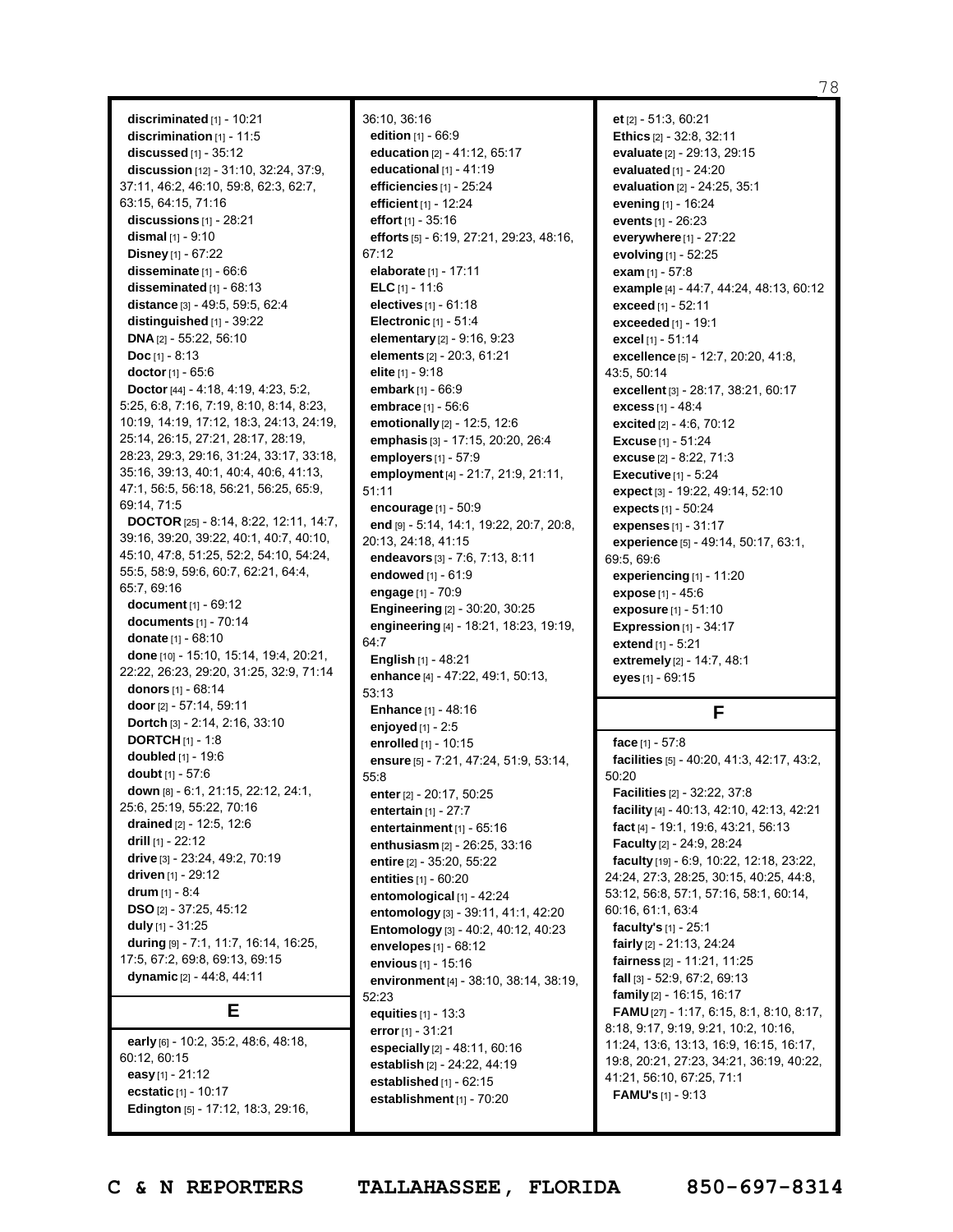**discriminated** [1] - 10:21
**discrimination** [1] - 11:5
**discussed** [1] - 35:12
**discussion** [12] - 31:10, 32:24, 37:9, 37:11, 46:2, 46:10, 59:8, 62:3, 62:7, 63:15, 64:15, 71:16
**discussions** [1] - 28:21
**dismal** [1] - 9:10
**Disney** [1] - 67:22
**disseminate** [1] - 66:6
**disseminated** [1] - 68:13
**distance** [3] - 49:5, 59:5, 62:4
**distinguished** [1] - 39:22
**DNA** [2] - 55:22, 56:10
**Doc** [1] - 8:13
**doctor** [1] - 65:6
**Doctor** [44] - 4:18, 4:19, 4:23, 5:2, 5:25, 6:8, 7:16, 7:19, 8:10, 8:14, 8:23, 10:19, 14:19, 17:12, 18:3, 24:13, 24:19, 25:14, 26:15, 27:21, 28:17, 28:19, 28:23, 29:3, 29:16, 31:24, 33:17, 33:18, 35:16, 39:13, 40:1, 40:4, 40:6, 41:13, 47:1, 56:5, 56:18, 56:21, 56:25, 65:9, 69:14, 71:5
**DOCTOR** [25] - 8:14, 8:22, 12:11, 14:7, 39:16, 39:20, 39:22, 40:1, 40:7, 40:10, 45:10, 47:8, 51:25, 52:2, 54:10, 54:24, 55:5, 58:9, 59:6, 60:7, 62:21, 64:4, 65:7, 69:16
**document** [1] - 69:12
**documents** [1] - 70:14
**donate** [1] - 68:10
**done** [10] - 15:10, 15:14, 19:4, 20:21, 22:22, 26:23, 29:20, 31:25, 32:9, 71:14
**donors** [1] - 68:14
**door** [2] - 57:14, 59:11
**Dortch** [3] - 2:14, 2:16, 33:10
**DORTCH** [1] - 1:8
**doubled** [1] - 19:6
**doubt** [1] - 57:6
**down** [8] - 6:1, 21:15, 22:12, 24:1, 25:6, 25:19, 55:22, 70:16
**drained** [2] - 12:5, 12:6
**drill** [1] - 22:12
**drive** [3] - 23:24, 49:2, 70:19
**driven** [1] - 29:12
**drum** [1] - 8:4
**DSO** [2] - 37:25, 45:12
**duly** [1] - 31:25
**during** [9] - 7:1, 11:7, 16:14, 16:25, 17:5, 67:2, 69:8, 69:13, 69:15
**dynamic** [2] - 44:8, 44:11

## E

**early** [6] - 10:2, 35:2, 48:6, 48:18, 60:12, 60:15
**easy** [1] - 21:12
**ecstatic** [1] - 10:17
**Edington** [5] - 17:12, 18:3, 29:16, 36:10, 36:16
**edition** [1] - 66:9
**education** [2] - 41:12, 65:17
**educational** [1] - 41:19
**efficiencies** [1] - 25:24
**efficient** [1] - 12:24
**effort** [1] - 35:16
**efforts** [5] - 6:19, 27:21, 29:23, 48:16, 67:12
**elaborate** [1] - 17:11
**ELC** [1] - 11:6
**electives** [1] - 61:18
**Electronic** [1] - 51:4
**elementary** [2] - 9:16, 9:23
**elements** [2] - 20:3, 61:21
**elite** [1] - 9:18
**embark** [1] - 66:9
**embrace** [1] - 56:6
**emotionally** [2] - 12:5, 12:6
**emphasis** [3] - 17:15, 20:20, 26:4
**employers** [1] - 57:9
**employment** [4] - 21:7, 21:9, 21:11, 51:11
**encourage** [1] - 50:9
**end** [9] - 5:14, 14:1, 19:22, 20:7, 20:8, 20:13, 24:18, 41:15
**endeavors** [3] - 7:6, 7:13, 8:11
**endowed** [1] - 61:9
**engage** [1] - 70:9
**Engineering** [2] - 30:20, 30:25
**engineering** [4] - 18:21, 18:23, 19:19, 64:7
**English** [1] - 48:21
**enhance** [4] - 47:22, 49:1, 50:13, 53:13
**Enhance** [1] - 48:16
**enjoyed** [1] - 2:5
**enrolled** [1] - 10:15
**ensure** [5] - 7:21, 47:24, 51:9, 53:14, 55:8
**enter** [2] - 20:17, 50:25
**entertain** [1] - 27:7
**entertainment** [1] - 65:16
**enthusiasm** [2] - 26:25, 33:16
**entire** [2] - 35:20, 55:22
**entities** [1] - 60:20
**entomological** [1] - 42:24
**entomology** [3] - 39:11, 41:1, 42:20
**Entomology** [3] - 40:2, 40:12, 40:23
**envelopes** [1] - 68:12
**envious** [1] - 15:16
**environment** [4] - 38:10, 38:14, 38:19, 52:23
**equities** [1] - 13:3
**error** [1] - 31:21
**especially** [2] - 48:11, 60:16
**establish** [2] - 24:22, 44:19
**established** [1] - 62:15
**establishment** [1] - 70:20
**et** [2] - 51:3, 60:21
**Ethics** [2] - 32:8, 32:11
**evaluate** [2] - 29:13, 29:15
**evaluated** [1] - 24:20
**evaluation** [2] - 24:25, 35:1
**evening** [1] - 16:24
**events** [1] - 26:23
**everywhere** [1] - 27:22
**evolving** [1] - 52:25
**exam** [1] - 57:8
**example** [4] - 44:7, 44:24, 48:13, 60:12
**exceed** [1] - 52:11
**exceeded** [1] - 19:1
**excel** [1] - 51:14
**excellence** [5] - 12:7, 20:20, 41:8, 43:5, 50:14
**excellent** [3] - 28:17, 38:21, 60:17
**excess** [1] - 48:4
**excited** [2] - 4:6, 70:12
**Excuse** [1] - 51:24
**excuse** [2] - 8:22, 71:3
**Executive** [1] - 5:24
**expect** [3] - 19:22, 49:14, 52:10
**expects** [1] - 50:24
**expenses** [1] - 31:17
**experience** [5] - 49:14, 50:17, 63:1, 69:5, 69:6
**experiencing** [1] - 11:20
**expose** [1] - 45:6
**exposure** [1] - 51:10
**Expression** [1] - 34:17
**extend** [1] - 5:21
**extremely** [2] - 14:7, 48:1
**eyes** [1] - 69:15

## F

**face** [1] - 57:8
**facilities** [5] - 40:20, 41:3, 42:17, 43:2, 50:20
**Facilities** [2] - 32:22, 37:8
**facility** [4] - 40:13, 42:10, 42:13, 42:21
**fact** [4] - 19:1, 19:6, 43:21, 56:13
**Faculty** [2] - 24:9, 28:24
**faculty** [19] - 6:9, 10:22, 12:18, 23:22, 24:24, 27:3, 28:25, 30:15, 40:25, 44:8, 53:12, 56:8, 57:1, 57:16, 58:1, 60:14, 60:16, 61:1, 63:4
**faculty's** [1] - 25:1
**fairly** [2] - 21:13, 24:24
**fairness** [2] - 11:21, 11:25
**fall** [3] - 52:9, 67:2, 69:13
**family** [2] - 16:15, 16:17
**FAMU** [27] - 1:17, 6:15, 8:1, 8:10, 8:17, 8:18, 9:17, 9:19, 9:21, 10:2, 10:16, 11:24, 13:6, 13:13, 16:9, 16:15, 16:17, 19:8, 20:21, 27:23, 34:21, 36:19, 40:22, 41:21, 56:10, 67:25, 71:1
**FAMU's** [1] - 9:13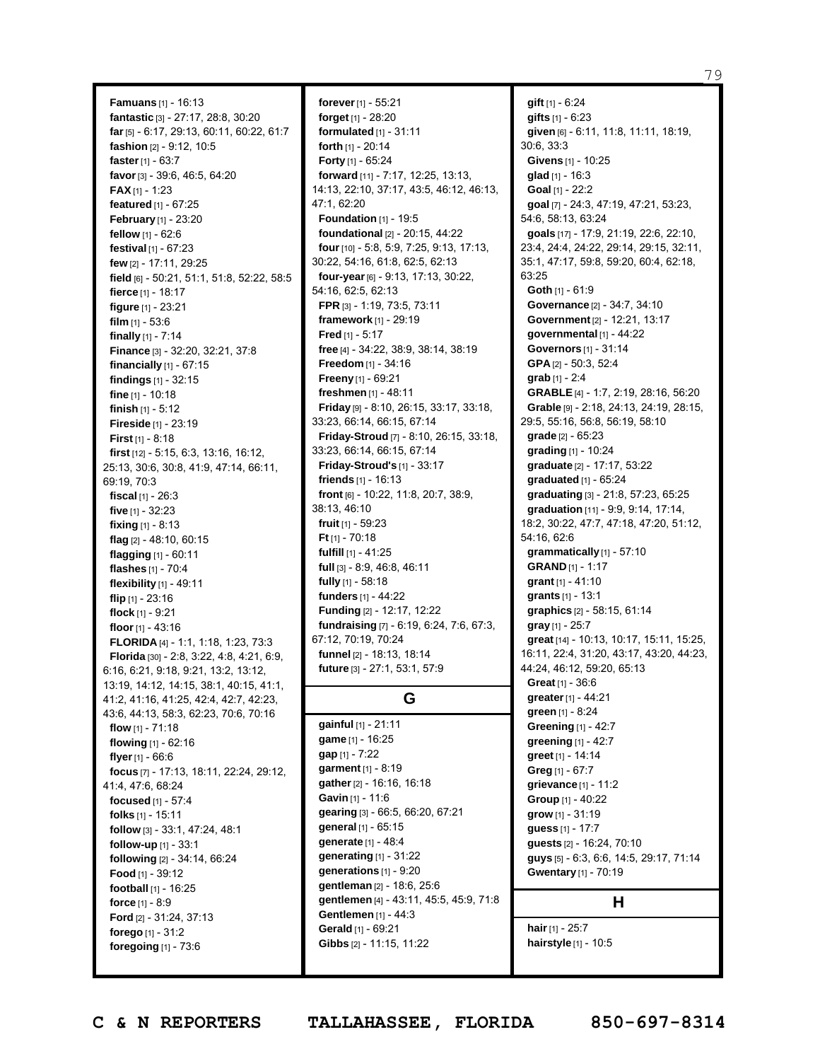**Famuans** [1] - 16:13
**fantastic** [3] - 27:17, 28:8, 30:20
**far** [5] - 6:17, 29:13, 60:11, 60:22, 61:7
**fashion** [2] - 9:12, 10:5
**faster** [1] - 63:7
**favor** [3] - 39:6, 46:5, 64:20
**FAX** [1] - 1:23
**featured** [1] - 67:25
**February** [1] - 23:20
**fellow** [1] - 62:6
**festival** [1] - 67:23
**few** [2] - 17:11, 29:25
**field** [6] - 50:21, 51:1, 51:8, 52:22, 58:5
**fierce** [1] - 18:17
**figure** [1] - 23:21
**film** [1] - 53:6
**finally** [1] - 7:14
**Finance** [3] - 32:20, 32:21, 37:8
**financially** [1] - 67:15
**findings** [1] - 32:15
**fine** [1] - 10:18
**finish** [1] - 5:12
**Fireside** [1] - 23:19
**First** [1] - 8:18
**first** [12] - 5:15, 6:3, 13:16, 16:12, 25:13, 30:6, 30:8, 41:9, 47:14, 66:11, 69:19, 70:3
**fiscal** [1] - 26:3
**five** [1] - 32:23
**fixing** [1] - 8:13
**flag** [2] - 48:10, 60:15
**flagging** [1] - 60:11
**flashes** [1] - 70:4
**flexibility** [1] - 49:11
**flip** [1] - 23:16
**flock** [1] - 9:21
**floor** [1] - 43:16
**FLORIDA** [4] - 1:1, 1:18, 1:23, 73:3
**Florida** [30] - 2:8, 3:22, 4:8, 4:21, 6:9, 6:16, 6:21, 9:18, 9:21, 13:2, 13:12, 13:19, 14:12, 14:15, 38:1, 40:15, 41:1, 41:2, 41:16, 41:25, 42:4, 42:7, 42:23, 43:6, 44:13, 58:3, 62:23, 70:6, 70:16
**flow** [1] - 71:18
**flowing** [1] - 62:16
**flyer** [1] - 66:6
**focus** [7] - 17:13, 18:11, 22:24, 29:12, 41:4, 47:6, 68:24
**focused** [1] - 57:4
**folks** [1] - 15:11
**follow** [3] - 33:1, 47:24, 48:1
**follow-up** [1] - 33:1
**following** [2] - 34:14, 66:24
**Food** [1] - 39:12
**football** [1] - 16:25
**force** [1] - 8:9
**Ford** [2] - 31:24, 37:13
**forego** [1] - 31:2
**foregoing** [1] - 73:6
**forever** [1] - 55:21
**forget** [1] - 28:20
**formulated** [1] - 31:11
**forth** [1] - 20:14
**Forty** [1] - 65:24
**forward** [11] - 7:17, 12:25, 13:13, 14:13, 22:10, 37:17, 43:5, 46:12, 46:13, 47:1, 62:20
**Foundation** [1] - 19:5
**foundational** [2] - 20:15, 44:22
**four** [10] - 5:8, 5:9, 7:25, 9:13, 17:13, 30:22, 54:16, 61:8, 62:5, 62:13
**four-year** [6] - 9:13, 17:13, 30:22, 54:16, 62:5, 62:13
**FPR** [3] - 1:19, 73:5, 73:11
**framework** [1] - 29:19
**Fred** [1] - 5:17
**free** [4] - 34:22, 38:9, 38:14, 38:19
**Freedom** [1] - 34:16
**Freeny** [1] - 69:21
**freshmen** [1] - 48:11
**Friday** [9] - 8:10, 26:15, 33:17, 33:18, 33:23, 66:14, 66:15, 67:14
**Friday-Stroud** [7] - 8:10, 26:15, 33:18, 33:23, 66:14, 66:15, 67:14
**Friday-Stroud's** [1] - 33:17
**friends** [1] - 16:13
**front** [6] - 10:22, 11:8, 20:7, 38:9, 38:13, 46:10
**fruit** [1] - 59:23
**Ft** [1] - 70:18
**fulfill** [1] - 41:25
**full** [3] - 8:9, 46:8, 46:11
**fully** [1] - 58:18
**funders** [1] - 44:22
**Funding** [2] - 12:17, 12:22
**fundraising** [7] - 6:19, 6:24, 7:6, 67:3, 67:12, 70:19, 70:24
**funnel** [2] - 18:13, 18:14
**future** [3] - 27:1, 53:1, 57:9

## G

**gainful** [1] - 21:11
**game** [1] - 16:25
**gap** [1] - 7:22
**garment** [1] - 8:19
**gather** [2] - 16:16, 16:18
**Gavin** [1] - 11:6
**gearing** [3] - 66:5, 66:20, 67:21
**general** [1] - 65:15
**generate** [1] - 48:4
**generating** [1] - 31:22
**generations** [1] - 9:20
**gentleman** [2] - 18:6, 25:6
**gentlemen** [4] - 43:11, 45:5, 45:9, 71:8
**Gentlemen** [1] - 44:3
**Gerald** [1] - 69:21
**Gibbs** [2] - 11:15, 11:22
**gift** [1] - 6:24
**gifts** [1] - 6:23
**given** [6] - 6:11, 11:8, 11:11, 18:19, 30:6, 33:3
**Givens** [1] - 10:25
**glad** [1] - 16:3
**Goal** [1] - 22:2
**goal** [7] - 24:3, 47:19, 47:21, 53:23, 54:6, 58:13, 63:24
**goals** [17] - 17:9, 21:19, 22:6, 22:10, 23:4, 24:4, 24:22, 29:14, 29:15, 32:11, 35:1, 47:17, 59:8, 59:20, 60:4, 62:18, 63:25
**Goth** [1] - 61:9
**Governance** [2] - 34:7, 34:10
**Government** [2] - 12:21, 13:17
**governmental** [1] - 44:22
**Governors** [1] - 31:14
**GPA** [2] - 50:3, 52:4
**grab** [1] - 2:4
**GRABLE** [4] - 1:7, 2:19, 28:16, 56:20
**Grable** [9] - 2:18, 24:13, 24:19, 28:15, 29:5, 55:16, 56:8, 56:19, 58:10
**grade** [2] - 65:23
**grading** [1] - 10:24
**graduate** [2] - 17:17, 53:22
**graduated** [1] - 65:24
**graduating** [3] - 21:8, 57:23, 65:25
**graduation** [11] - 9:9, 9:14, 17:14, 18:2, 30:22, 47:7, 47:18, 47:20, 51:12, 54:16, 62:6
**grammatically** [1] - 57:10
**GRAND** [1] - 1:17
**grant** [1] - 41:10
**grants** [1] - 13:1
**graphics** [2] - 58:15, 61:14
**gray** [1] - 25:7
**great** [14] - 10:13, 10:17, 15:11, 15:25, 16:11, 22:4, 31:20, 43:17, 43:20, 44:23, 44:24, 46:12, 59:20, 65:13
**Great** [1] - 36:6
**greater** [1] - 44:21
**green** [1] - 8:24
**Greening** [1] - 42:7
**greening** [1] - 42:7
**greet** [1] - 14:14
**Greg** [1] - 67:7
**grievance** [1] - 11:2
**Group** [1] - 40:22
**grow** [1] - 31:19
**guess** [1] - 17:7
**guests** [2] - 16:24, 70:10
**guys** [5] - 6:3, 6:6, 14:5, 29:17, 71:14
**Gwentary** [1] - 70:19

## H

**hair** [1] - 25:7
**hairstyle** [1] - 10:5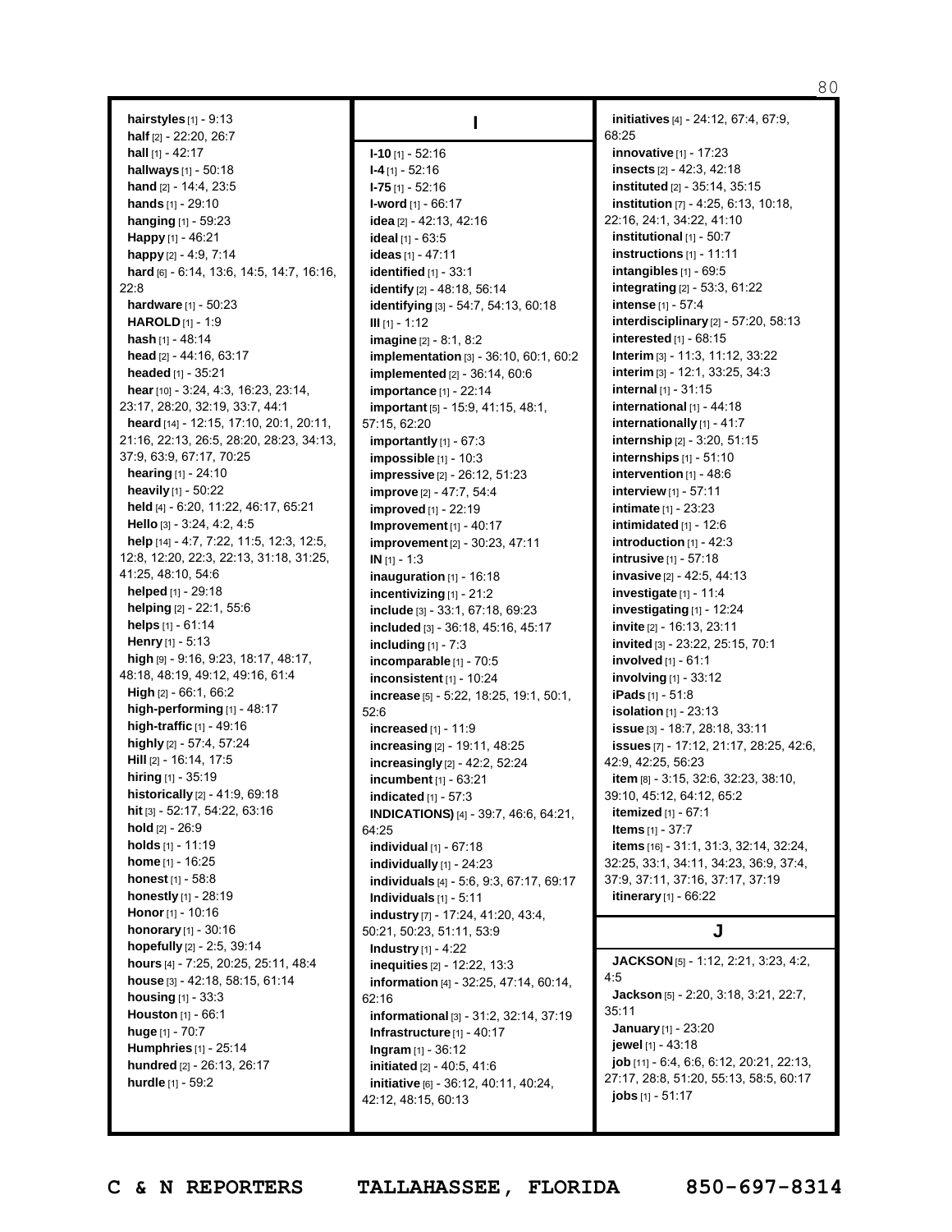**hairstyles** [1] - 9:13
**half** [2] - 22:20, 26:7
**hall** [1] - 42:17
**hallways** [1] - 50:18
**hand** [2] - 14:4, 23:5
**hands** [1] - 29:10
**hanging** [1] - 59:23
**Happy** [1] - 46:21
**happy** [2] - 4:9, 7:14
**hard** [6] - 6:14, 13:6, 14:5, 14:7, 16:16, 22:8
**hardware** [1] - 50:23
**HAROLD** [1] - 1:9
**hash** [1] - 48:14
**head** [2] - 44:16, 63:17
**headed** [1] - 35:21
**hear** [10] - 3:24, 4:3, 16:23, 23:14, 23:17, 28:20, 32:19, 33:7, 44:1
**heard** [14] - 12:15, 17:10, 20:1, 20:11, 21:16, 22:13, 26:5, 28:20, 28:23, 34:13, 37:9, 63:9, 67:17, 70:25
**hearing** [1] - 24:10
**heavily** [1] - 50:22
**held** [4] - 6:20, 11:22, 46:17, 65:21
**Hello** [3] - 3:24, 4:2, 4:5
**help** [14] - 4:7, 7:22, 11:5, 12:3, 12:5, 12:8, 12:20, 22:3, 22:13, 31:18, 31:25, 41:25, 48:10, 54:6
**helped** [1] - 29:18
**helping** [2] - 22:1, 55:6
**helps** [1] - 61:14
**Henry** [1] - 5:13
**high** [9] - 9:16, 9:23, 18:17, 48:17, 48:18, 48:19, 49:12, 49:16, 61:4
**High** [2] - 66:1, 66:2
**high-performing** [1] - 48:17
**high-traffic** [1] - 49:16
**highly** [2] - 57:4, 57:24
**Hill** [2] - 16:14, 17:5
**hiring** [1] - 35:19
**historically** [2] - 41:9, 69:18
**hit** [3] - 52:17, 54:22, 63:16
**hold** [2] - 26:9
**holds** [1] - 11:19
**home** [1] - 16:25
**honest** [1] - 58:8
**honestly** [1] - 28:19
**Honor** [1] - 10:16
**honorary** [1] - 30:16
**hopefully** [2] - 2:5, 39:14
**hours** [4] - 7:25, 20:25, 25:11, 48:4
**house** [3] - 42:18, 58:15, 61:14
**housing** [1] - 33:3
**Houston** [1] - 66:1
**huge** [1] - 70:7
**Humphries** [1] - 25:14
**hundred** [2] - 26:13, 26:17
**hurdle** [1] - 59:2

## I

**I-10** [1] - 52:16
**I-4** [1] - 52:16
**I-75** [1] - 52:16
**I-word** [1] - 66:17
**idea** [2] - 42:13, 42:16
**ideal** [1] - 63:5
**ideas** [1] - 47:11
**identified** [1] - 33:1
**identify** [2] - 48:18, 56:14
**identifying** [3] - 54:7, 54:13, 60:18
**III** [1] - 1:12
**imagine** [2] - 8:1, 8:2
**implementation** [3] - 36:10, 60:1, 60:2
**implemented** [2] - 36:14, 60:6
**importance** [1] - 22:14
**important** [5] - 15:9, 41:15, 48:1, 57:15, 62:20
**importantly** [1] - 67:3
**impossible** [1] - 10:3
**impressive** [2] - 26:12, 51:23
**improve** [2] - 47:7, 54:4
**improved** [1] - 22:19
**Improvement** [1] - 40:17
**improvement** [2] - 30:23, 47:11
**IN** [1] - 1:3
**inauguration** [1] - 16:18
**incentivizing** [1] - 21:2
**include** [3] - 33:1, 67:18, 69:23
**included** [3] - 36:18, 45:16, 45:17
**including** [1] - 7:3
**incomparable** [1] - 70:5
**inconsistent** [1] - 10:24
**increase** [5] - 5:22, 18:25, 19:1, 50:1, 52:6
**increased** [1] - 11:9
**increasing** [2] - 19:11, 48:25
**increasingly** [2] - 42:2, 52:24
**incumbent** [1] - 63:21
**indicated** [1] - 57:3
**INDICATIONS)** [4] - 39:7, 46:6, 64:21, 64:25
**individual** [1] - 67:18
**individually** [1] - 24:23
**individuals** [4] - 5:6, 9:3, 67:17, 69:17
**Individuals** [1] - 5:11
**industry** [7] - 17:24, 41:20, 43:4, 50:21, 50:23, 51:11, 53:9
**Industry** [1] - 4:22
**inequities** [2] - 12:22, 13:3
**information** [4] - 32:25, 47:14, 60:14, 62:16
**informational** [3] - 31:2, 32:14, 37:19
**Infrastructure** [1] - 40:17
**Ingram** [1] - 36:12
**initiated** [2] - 40:5, 41:6
**initiative** [6] - 36:12, 40:11, 40:24, 42:12, 48:15, 60:13
**initiatives** [4] - 24:12, 67:4, 67:9, 68:25
**innovative** [1] - 17:23
**insects** [2] - 42:3, 42:18
**instituted** [2] - 35:14, 35:15
**institution** [7] - 4:25, 6:13, 10:18, 22:16, 24:1, 34:22, 41:10
**institutional** [1] - 50:7
**instructions** [1] - 11:11
**intangibles** [1] - 69:5
**integrating** [2] - 53:3, 61:22
**intense** [1] - 57:4
**interdisciplinary** [2] - 57:20, 58:13
**interested** [1] - 68:15
**Interim** [3] - 11:3, 11:12, 33:22
**interim** [3] - 12:1, 33:25, 34:3
**internal** [1] - 31:15
**international** [1] - 44:18
**internationally** [1] - 41:7
**internship** [2] - 3:20, 51:15
**internships** [1] - 51:10
**intervention** [1] - 48:6
**interview** [1] - 57:11
**intimate** [1] - 23:23
**intimidated** [1] - 12:6
**introduction** [1] - 42:3
**intrusive** [1] - 57:18
**invasive** [2] - 42:5, 44:13
**investigate** [1] - 11:4
**investigating** [1] - 12:24
**invite** [2] - 16:13, 23:11
**invited** [3] - 23:22, 25:15, 70:1
**involved** [1] - 61:1
**involving** [1] - 33:12
**iPads** [1] - 51:8
**isolation** [1] - 23:13
**issue** [3] - 18:7, 28:18, 33:11
**issues** [7] - 17:12, 21:17, 28:25, 42:6, 42:9, 42:25, 56:23
**item** [8] - 3:15, 32:6, 32:23, 38:10, 39:10, 45:12, 64:12, 65:2
**itemized** [1] - 67:1
**Items** [1] - 37:7
**items** [16] - 31:1, 31:3, 32:14, 32:24, 32:25, 33:1, 34:11, 34:23, 36:9, 37:4, 37:9, 37:11, 37:16, 37:17, 37:19
**itinerary** [1] - 66:22

## J

**JACKSON** [5] - 1:12, 2:21, 3:23, 4:2, 4:5
**Jackson** [5] - 2:20, 3:18, 3:21, 22:7, 35:11
**January** [1] - 23:20
**jewel** [1] - 43:18
**job** [11] - 6:4, 6:6, 6:12, 20:21, 22:13, 27:17, 28:8, 51:20, 55:13, 58:5, 60:17
**jobs** [1] - 51:17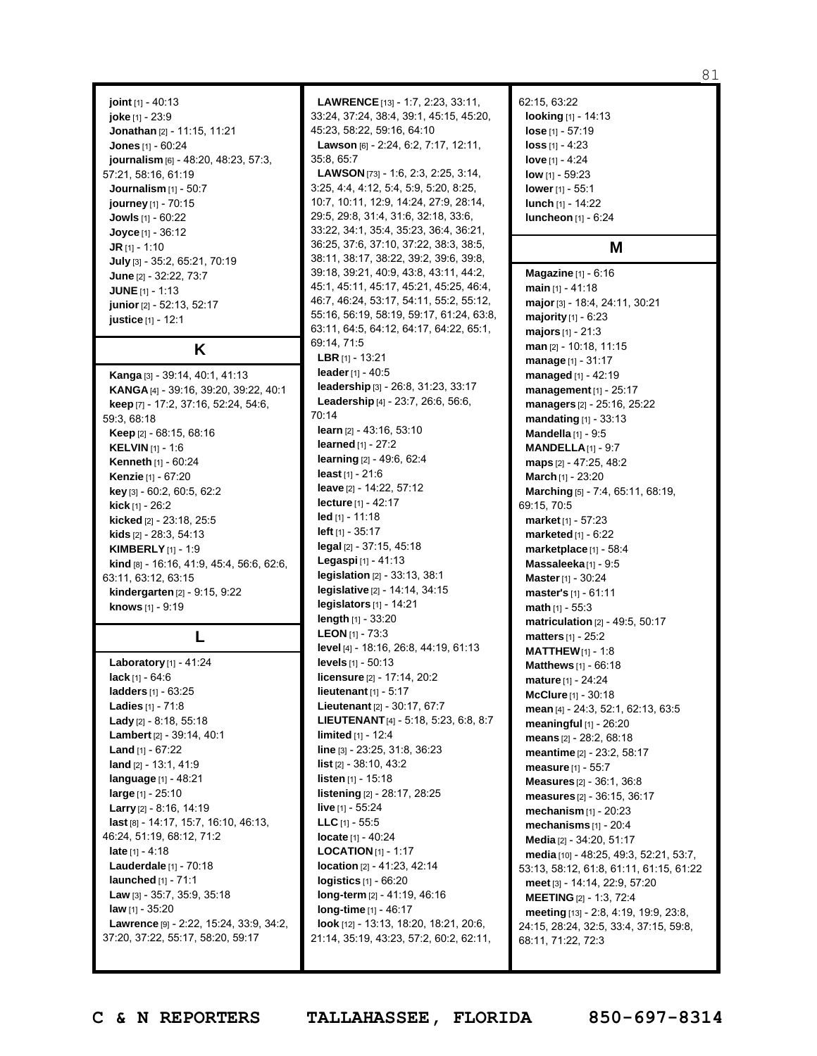**joint** [1] - 40:13
**joke** [1] - 23:9
**Jonathan** [2] - 11:15, 11:21
**Jones** [1] - 60:24
**journalism** [6] - 48:20, 48:23, 57:3, 57:21, 58:16, 61:19
**Journalism** [1] - 50:7
**journey** [1] - 70:15
**Jowls** [1] - 60:22
**Joyce** [1] - 36:12
**JR** [1] - 1:10
**July** [3] - 35:2, 65:21, 70:19
**June** [2] - 32:22, 73:7
**JUNE** [1] - 1:13
**junior** [2] - 52:13, 52:17
**justice** [1] - 12:1

## K

**Kanga** [3] - 39:14, 40:1, 41:13
**KANGA** [4] - 39:16, 39:20, 39:22, 40:1
**keep** [7] - 17:2, 37:16, 52:24, 54:6, 59:3, 68:18
**Keep** [2] - 68:15, 68:16
**KELVIN** [1] - 1:6
**Kenneth** [1] - 60:24
**Kenzie** [1] - 67:20
**key** [3] - 60:2, 60:5, 62:2
**kick** [1] - 26:2
**kicked** [2] - 23:18, 25:5
**kids** [2] - 28:3, 54:13
**KIMBERLY** [1] - 1:9
**kind** [8] - 16:16, 41:9, 45:4, 56:6, 62:6, 63:11, 63:12, 63:15
**kindergarten** [2] - 9:15, 9:22
**knows** [1] - 9:19

## L

**Laboratory** [1] - 41:24
**lack** [1] - 64:6
**ladders** [1] - 63:25
**Ladies** [1] - 71:8
**Lady** [2] - 8:18, 55:18
**Lambert** [2] - 39:14, 40:1
**Land** [1] - 67:22
**land** [2] - 13:1, 41:9
**language** [1] - 48:21
**large** [1] - 25:10
**Larry** [2] - 8:16, 14:19
**last** [8] - 14:17, 15:7, 16:10, 46:13, 46:24, 51:19, 68:12, 71:2
**late** [1] - 4:18
**Lauderdale** [1] - 70:18
**launched** [1] - 71:1
**Law** [3] - 35:7, 35:9, 35:18
**law** [1] - 35:20
**Lawrence** [9] - 2:22, 15:24, 33:9, 34:2, 37:20, 37:22, 55:17, 58:20, 59:17
**LAWRENCE** [13] - 1:7, 2:23, 33:11, 33:24, 37:24, 38:4, 39:1, 45:15, 45:20, 45:23, 58:22, 59:16, 64:10
**Lawson** [6] - 2:24, 6:2, 7:17, 12:11, 35:8, 65:7
**LAWSON** [73] - 1:6, 2:3, 2:25, 3:14, 3:25, 4:4, 4:12, 5:4, 5:9, 5:20, 8:25, 10:7, 10:11, 12:9, 14:24, 27:9, 28:14, 29:5, 29:8, 31:4, 31:6, 32:18, 33:6, 33:22, 34:1, 35:4, 35:23, 36:4, 36:21, 36:25, 37:6, 37:10, 37:22, 38:3, 38:5, 38:11, 38:17, 38:22, 39:2, 39:6, 39:8, 39:18, 39:21, 40:9, 43:8, 43:11, 44:2, 45:1, 45:11, 45:17, 45:21, 45:25, 46:4, 46:7, 46:24, 53:17, 54:11, 55:2, 55:12, 55:16, 56:19, 58:19, 59:17, 61:24, 63:8, 63:11, 64:5, 64:12, 64:17, 64:22, 65:1, 69:14, 71:5
**LBR** [1] - 13:21
**leader** [1] - 40:5
**leadership** [3] - 26:8, 31:23, 33:17
**Leadership** [4] - 23:7, 26:6, 56:6, 70:14
**learn** [2] - 43:16, 53:10
**learned** [1] - 27:2
**learning** [2] - 49:6, 62:4
**least** [1] - 21:6
**leave** [2] - 14:22, 57:12
**lecture** [1] - 42:17
**led** [1] - 11:18
**left** [1] - 35:17
**legal** [2] - 37:15, 45:18
**Legaspi** [1] - 41:13
**legislation** [2] - 33:13, 38:1
**legislative** [2] - 14:14, 34:15
**legislators** [1] - 14:21
**length** [1] - 33:20
**LEON** [1] - 73:3
**level** [4] - 18:16, 26:8, 44:19, 61:13
**levels** [1] - 50:13
**licensure** [2] - 17:14, 20:2
**lieutenant** [1] - 5:17
**Lieutenant** [2] - 30:17, 67:7
**LIEUTENANT** [4] - 5:18, 5:23, 6:8, 8:7
**limited** [1] - 12:4
**line** [3] - 23:25, 31:8, 36:23
**list** [2] - 38:10, 43:2
**listen** [1] - 15:18
**listening** [2] - 28:17, 28:25
**live** [1] - 55:24
**LLC** [1] - 55:5
**locate** [1] - 40:24
**LOCATION** [1] - 1:17
**location** [2] - 41:23, 42:14
**logistics** [1] - 66:20
**long-term** [2] - 41:19, 46:16
**long-time** [1] - 46:17
**look** [12] - 13:13, 18:20, 18:21, 20:6, 21:14, 35:19, 43:23, 57:2, 60:2, 62:11, 62:15, 63:22
**looking** [1] - 14:13
**lose** [1] - 57:19
**loss** [1] - 4:23
**love** [1] - 4:24
**low** [1] - 59:23
**lower** [1] - 55:1
**lunch** [1] - 14:22
**luncheon** [1] - 6:24

## M

**Magazine** [1] - 6:16
**main** [1] - 41:18
**major** [3] - 18:4, 24:11, 30:21
**majority** [1] - 6:23
**majors** [1] - 21:3
**man** [2] - 10:18, 11:15
**manage** [1] - 31:17
**managed** [1] - 42:19
**management** [1] - 25:17
**managers** [2] - 25:16, 25:22
**mandating** [1] - 33:13
**Mandella** [1] - 9:5
**MANDELLA** [1] - 9:7
**maps** [2] - 47:25, 48:2
**March** [1] - 23:20
**Marching** [5] - 7:4, 65:11, 68:19, 69:15, 70:5
**market** [1] - 57:23
**marketed** [1] - 6:22
**marketplace** [1] - 58:4
**Massaleeka** [1] - 9:5
**Master** [1] - 30:24
**master's** [1] - 61:11
**math** [1] - 55:3
**matriculation** [2] - 49:5, 50:17
**matters** [1] - 25:2
**MATTHEW** [1] - 1:8
**Matthews** [1] - 66:18
**mature** [1] - 24:24
**McClure** [1] - 30:18
**mean** [4] - 24:3, 52:1, 62:13, 63:5
**meaningful** [1] - 26:20
**means** [2] - 28:2, 68:18
**meantime** [2] - 23:2, 58:17
**measure** [1] - 55:7
**Measures** [2] - 36:1, 36:8
**measures** [2] - 36:15, 36:17
**mechanism** [1] - 20:23
**mechanisms** [1] - 20:4
**Media** [2] - 34:20, 51:17
**media** [10] - 48:25, 49:3, 52:21, 53:7, 53:13, 58:12, 61:8, 61:11, 61:15, 61:22
**meet** [3] - 14:14, 22:9, 57:20
**MEETING** [2] - 1:3, 72:4
**meeting** [13] - 2:8, 4:19, 19:9, 23:8, 24:15, 28:24, 32:5, 33:4, 37:15, 59:8, 68:11, 71:22, 72:3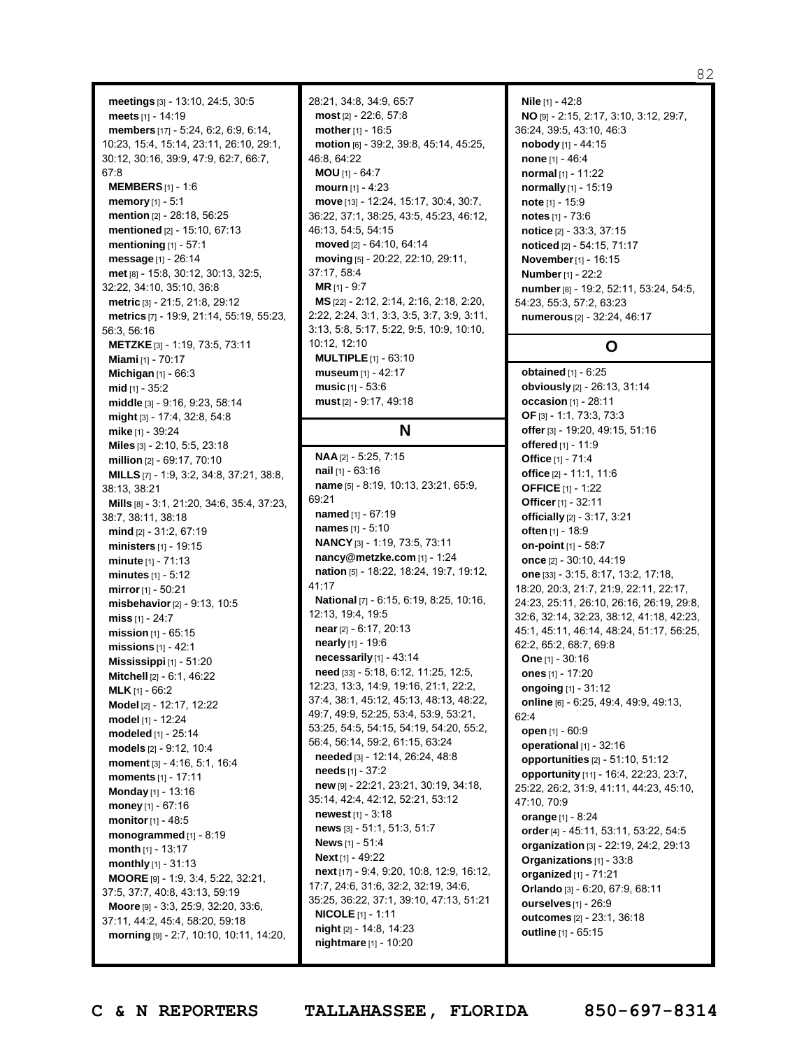**meetings** [3] - 13:10, 24:5, 30:5
**meets** [1] - 14:19
**members** [17] - 5:24, 6:2, 6:9, 6:14, 10:23, 15:4, 15:14, 23:11, 26:10, 29:1, 30:12, 30:16, 39:9, 47:9, 62:7, 66:7, 67:8
**MEMBERS** [1] - 1:6
**memory** [1] - 5:1
**mention** [2] - 28:18, 56:25
**mentioned** [2] - 15:10, 67:13
**mentioning** [1] - 57:1
**message** [1] - 26:14
**met** [8] - 15:8, 30:12, 30:13, 32:5, 32:22, 34:10, 35:10, 36:8
**metric** [3] - 21:5, 21:8, 29:12
**metrics** [7] - 19:9, 21:14, 55:19, 55:23, 56:3, 56:16
**METZKE** [3] - 1:19, 73:5, 73:11
**Miami** [1] - 70:17
**Michigan** [1] - 66:3
**mid** [1] - 35:2
**middle** [3] - 9:16, 9:23, 58:14
**might** [3] - 17:4, 32:8, 54:8
**mike** [1] - 39:24
**Miles** [3] - 2:10, 5:5, 23:18
**million** [2] - 69:17, 70:10
**MILLS** [7] - 1:9, 3:2, 34:8, 37:21, 38:8, 38:13, 38:21
**Mills** [8] - 3:1, 21:20, 34:6, 35:4, 37:23, 38:7, 38:11, 38:18
**mind** [2] - 31:2, 67:19
**ministers** [1] - 19:15
**minute** [1] - 71:13
**minutes** [1] - 5:12
**mirror** [1] - 50:21
**misbehavior** [2] - 9:13, 10:5
**miss** [1] - 24:7
**mission** [1] - 65:15
**missions** [1] - 42:1
**Mississippi** [1] - 51:20
**Mitchell** [2] - 6:1, 46:22
**MLK** [1] - 66:2
**Model** [2] - 12:17, 12:22
**model** [1] - 12:24
**modeled** [1] - 25:14
**models** [2] - 9:12, 10:4
**moment** [3] - 4:16, 5:1, 16:4
**moments** [1] - 17:11
**Monday** [1] - 13:16
**money** [1] - 67:16
**monitor** [1] - 48:5
**monogrammed** [1] - 8:19
**month** [1] - 13:17
**monthly** [1] - 31:13
**MOORE** [9] - 1:9, 3:4, 5:22, 32:21, 37:5, 37:7, 40:8, 43:13, 59:19
**Moore** [9] - 3:3, 25:9, 32:20, 33:6, 37:11, 44:2, 45:4, 58:20, 59:18
**morning** [9] - 2:7, 10:10, 10:11, 14:20, 28:21, 34:8, 34:9, 65:7
**most** [2] - 22:6, 57:8
**mother** [1] - 16:5
**motion** [6] - 39:2, 39:8, 45:14, 45:25, 46:8, 64:22
**MOU** [1] - 64:7
**mourn** [1] - 4:23
**move** [13] - 12:24, 15:17, 30:4, 30:7, 36:22, 37:1, 38:25, 43:5, 45:23, 46:12, 46:13, 54:5, 54:15
**moved** [2] - 64:10, 64:14
**moving** [5] - 20:22, 22:10, 29:11, 37:17, 58:4
**MR** [1] - 9:7
**MS** [22] - 2:12, 2:14, 2:16, 2:18, 2:20, 2:22, 2:24, 3:1, 3:3, 3:5, 3:7, 3:9, 3:11, 3:13, 5:8, 5:17, 5:22, 9:5, 10:9, 10:10, 10:12, 12:10
**MULTIPLE** [1] - 63:10
**museum** [1] - 42:17
**music** [1] - 53:6
**must** [2] - 9:17, 49:18

## N

**NAA** [2] - 5:25, 7:15
**nail** [1] - 63:16
**name** [5] - 8:19, 10:13, 23:21, 65:9, 69:21
**named** [1] - 67:19
**names** [1] - 5:10
**NANCY** [3] - 1:19, 73:5, 73:11
**nancy@metzke.com** [1] - 1:24
**nation** [5] - 18:22, 18:24, 19:7, 19:12, 41:17
**National** [7] - 6:15, 6:19, 8:25, 10:16, 12:13, 19:4, 19:5
**near** [2] - 6:17, 20:13
**nearly** [1] - 19:6
**necessarily** [1] - 43:14
**need** [33] - 5:18, 6:12, 11:25, 12:5, 12:23, 13:3, 14:9, 19:16, 21:1, 22:2, 37:4, 38:1, 45:12, 45:13, 48:13, 48:22, 49:7, 49:9, 52:25, 53:4, 53:9, 53:21, 53:25, 54:5, 54:15, 54:19, 54:20, 55:2, 56:4, 56:14, 59:2, 61:15, 63:24
**needed** [3] - 12:14, 26:24, 48:8
**needs** [1] - 37:2
**new** [9] - 22:21, 23:21, 30:19, 34:18, 35:14, 42:4, 42:12, 52:21, 53:12
**newest** [1] - 3:18
**news** [3] - 51:1, 51:3, 51:7
**News** [1] - 51:4
**Next** [1] - 49:22
**next** [17] - 9:4, 9:20, 10:8, 12:9, 16:12, 17:7, 24:6, 31:6, 32:2, 32:19, 34:6, 35:25, 36:22, 37:1, 39:10, 47:13, 51:21
**NICOLE** [1] - 1:11
**night** [2] - 14:8, 14:23
**nightmare** [1] - 10:20
**Nile** [1] - 42:8
**NO** [9] - 2:15, 2:17, 3:10, 3:12, 29:7, 36:24, 39:5, 43:10, 46:3
**nobody** [1] - 44:15
**none** [1] - 46:4
**normal** [1] - 11:22
**normally** [1] - 15:19
**note** [1] - 15:9
**notes** [1] - 73:6
**notice** [2] - 33:3, 37:15
**noticed** [2] - 54:15, 71:17
**November** [1] - 16:15
**Number** [1] - 22:2
**number** [8] - 19:2, 52:11, 53:24, 54:5, 54:23, 55:3, 57:2, 63:23
**numerous** [2] - 32:24, 46:17

## O

**obtained** [1] - 6:25
**obviously** [2] - 26:13, 31:14
**occasion** [1] - 28:11
**OF** [3] - 1:1, 73:3, 73:3
**offer** [3] - 19:20, 49:15, 51:16
**offered** [1] - 11:9
**Office** [1] - 71:4
**office** [2] - 11:1, 11:6
**OFFICE** [1] - 1:22
**Officer** [1] - 32:11
**officially** [2] - 3:17, 3:21
**often** [1] - 18:9
**on-point** [1] - 58:7
**once** [2] - 30:10, 44:19
**one** [33] - 3:15, 8:17, 13:2, 17:18, 18:20, 20:3, 21:7, 21:9, 22:11, 22:17, 24:23, 25:11, 26:10, 26:16, 26:19, 29:8, 32:6, 32:14, 32:23, 38:12, 41:18, 42:23, 45:1, 45:11, 46:14, 48:24, 51:17, 56:25, 62:2, 65:2, 68:7, 69:8
**One** [1] - 30:16
**ones** [1] - 17:20
**ongoing** [1] - 31:12
**online** [6] - 6:25, 49:4, 49:9, 49:13, 62:4
**open** [1] - 60:9
**operational** [1] - 32:16
**opportunities** [2] - 51:10, 51:12
**opportunity** [11] - 16:4, 22:23, 23:7, 25:22, 26:2, 31:9, 41:11, 44:23, 45:10, 47:10, 70:9
**orange** [1] - 8:24
**order** [4] - 45:11, 53:11, 53:22, 54:5
**organization** [3] - 22:19, 24:2, 29:13
**Organizations** [1] - 33:8
**organized** [1] - 71:21
**Orlando** [3] - 6:20, 67:9, 68:11
**ourselves** [1] - 26:9
**outcomes** [2] - 23:1, 36:18
**outline** [1] - 65:15

C & N REPORTERS TALLAHASSEE, FLORIDA 850-697-8314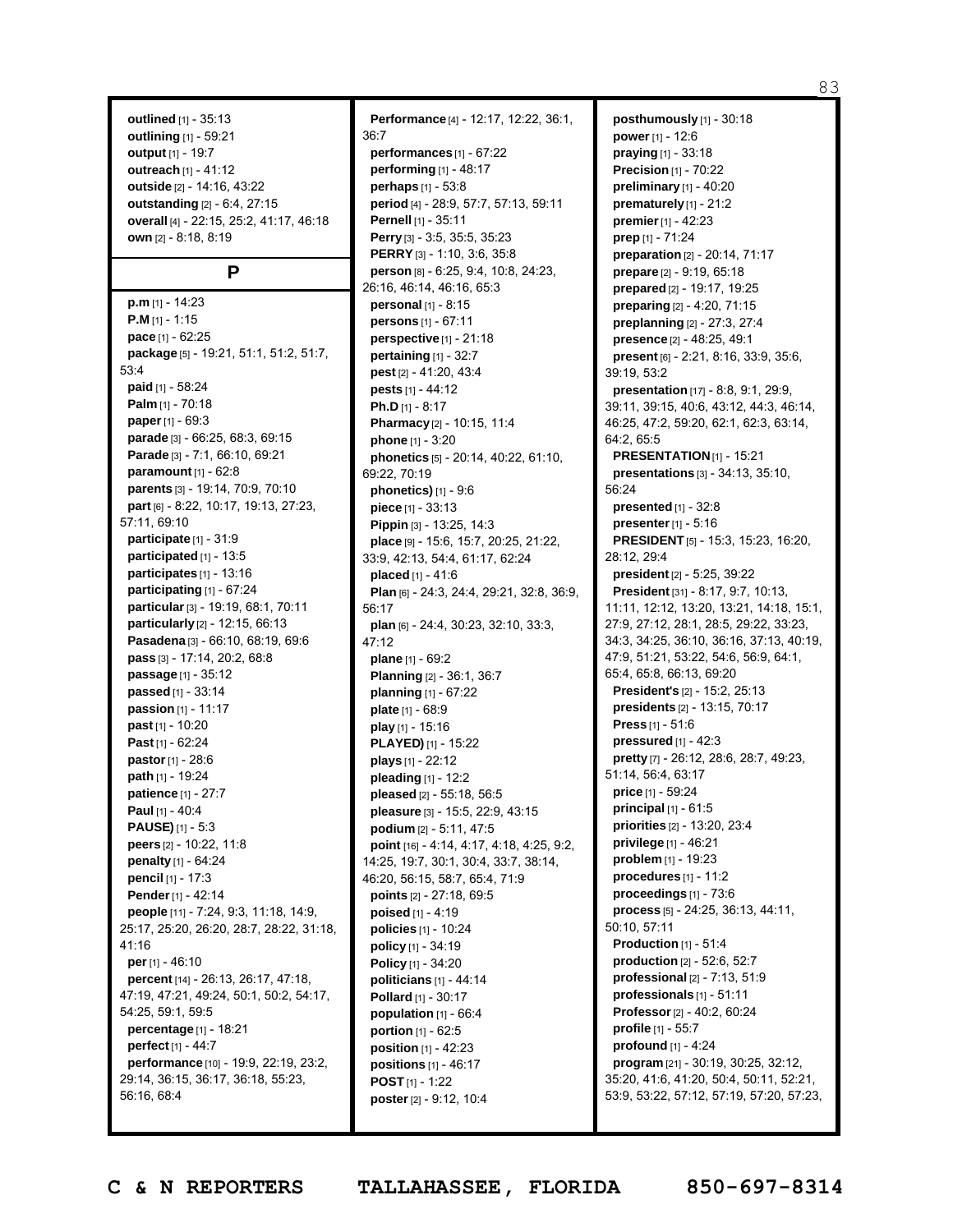**outlined** [1] - 35:13
**outlining** [1] - 59:21
**output** [1] - 19:7
**outreach** [1] - 41:12
**outside** [2] - 14:16, 43:22
**outstanding** [2] - 6:4, 27:15
**overall** [4] - 22:15, 25:2, 41:17, 46:18
**own** [2] - 8:18, 8:19

## P

**p.m** [1] - 14:23
**P.M** [1] - 1:15
**pace** [1] - 62:25
**package** [5] - 19:21, 51:1, 51:2, 51:7, 53:4
**paid** [1] - 58:24
**Palm** [1] - 70:18
**paper** [1] - 69:3
**parade** [3] - 66:25, 68:3, 69:15
**Parade** [3] - 7:1, 66:10, 69:21
**paramount** [1] - 62:8
**parents** [3] - 19:14, 70:9, 70:10
**part** [6] - 8:22, 10:17, 19:13, 27:23, 57:11, 69:10
**participate** [1] - 31:9
**participated** [1] - 13:5
**participates** [1] - 13:16
**participating** [1] - 67:24
**particular** [3] - 19:19, 68:1, 70:11
**particularly** [2] - 12:15, 66:13
**Pasadena** [3] - 66:10, 68:19, 69:6
**pass** [3] - 17:14, 20:2, 68:8
**passage** [1] - 35:12
**passed** [1] - 33:14
**passion** [1] - 11:17
**past** [1] - 10:20
**Past** [1] - 62:24
**pastor** [1] - 28:6
**path** [1] - 19:24
**patience** [1] - 27:7
**Paul** [1] - 40:4
**PAUSE)** [1] - 5:3
**peers** [2] - 10:22, 11:8
**penalty** [1] - 64:24
**pencil** [1] - 17:3
**Pender** [1] - 42:14
**people** [11] - 7:24, 9:3, 11:18, 14:9, 25:17, 25:20, 26:20, 28:7, 28:22, 31:18, 41:16
**per** [1] - 46:10
**percent** [14] - 26:13, 26:17, 47:18, 47:19, 47:21, 49:24, 50:1, 50:2, 54:17, 54:25, 59:1, 59:5
**percentage** [1] - 18:21
**perfect** [1] - 44:7
**performance** [10] - 19:9, 22:19, 23:2, 29:14, 36:15, 36:17, 36:18, 55:23, 56:16, 68:4
**Performance** [4] - 12:17, 12:22, 36:1, 36:7
**performances** [1] - 67:22
**performing** [1] - 48:17
**perhaps** [1] - 53:8
**period** [4] - 28:9, 57:7, 57:13, 59:11
**Pernell** [1] - 35:11
**Perry** [3] - 3:5, 35:5, 35:23
**PERRY** [3] - 1:10, 3:6, 35:8
**person** [8] - 6:25, 9:4, 10:8, 24:23, 26:16, 46:14, 46:16, 65:3
**personal** [1] - 8:15
**persons** [1] - 67:11
**perspective** [1] - 21:18
**pertaining** [1] - 32:7
**pest** [2] - 41:20, 43:4
**pests** [1] - 44:12
**Ph.D** [1] - 8:17
**Pharmacy** [2] - 10:15, 11:4
**phone** [1] - 3:20
**phonetics** [5] - 20:14, 40:22, 61:10, 69:22, 70:19
**phonetics)** [1] - 9:6
**piece** [1] - 33:13
**Pippin** [3] - 13:25, 14:3
**place** [9] - 15:6, 15:7, 20:25, 21:22, 33:9, 42:13, 54:4, 61:17, 62:24
**placed** [1] - 41:6
**Plan** [6] - 24:3, 24:4, 29:21, 32:8, 36:9, 56:17
**plan** [6] - 24:4, 30:23, 32:10, 33:3, 47:12
**plane** [1] - 69:2
**Planning** [2] - 36:1, 36:7
**planning** [1] - 67:22
**plate** [1] - 68:9
**play** [1] - 15:16
**PLAYED)** [1] - 15:22
**plays** [1] - 22:12
**pleading** [1] - 12:2
**pleased** [2] - 55:18, 56:5
**pleasure** [3] - 15:5, 22:9, 43:15
**podium** [2] - 5:11, 47:5
**point** [16] - 4:14, 4:17, 4:18, 4:25, 9:2, 14:25, 19:7, 30:1, 30:4, 33:7, 38:14, 46:20, 56:15, 58:7, 65:4, 71:9
**points** [2] - 27:18, 69:5
**poised** [1] - 4:19
**policies** [1] - 10:24
**policy** [1] - 34:19
**Policy** [1] - 34:20
**politicians** [1] - 44:14
**Pollard** [1] - 30:17
**population** [1] - 66:4
**portion** [1] - 62:5
**position** [1] - 42:23
**positions** [1] - 46:17
**POST** [1] - 1:22
**poster** [2] - 9:12, 10:4
**posthumously** [1] - 30:18
**power** [1] - 12:6
**praying** [1] - 33:18
**Precision** [1] - 70:22
**preliminary** [1] - 40:20
**prematurely** [1] - 21:2
**premier** [1] - 42:23
**prep** [1] - 71:24
**preparation** [2] - 20:14, 71:17
**prepare** [2] - 9:19, 65:18
**prepared** [2] - 19:17, 19:25
**preparing** [2] - 4:20, 71:15
**preplanning** [2] - 27:3, 27:4
**presence** [2] - 48:25, 49:1
**present** [6] - 2:21, 8:16, 33:9, 35:6, 39:19, 53:2
**presentation** [17] - 8:8, 9:1, 29:9, 39:11, 39:15, 40:6, 43:12, 44:3, 46:14, 46:25, 47:2, 59:20, 62:1, 62:3, 63:14, 64:2, 65:5
**PRESENTATION** [1] - 15:21
**presentations** [3] - 34:13, 35:10, 56:24
**presented** [1] - 32:8
**presenter** [1] - 5:16
**PRESIDENT** [5] - 15:3, 15:23, 16:20, 28:12, 29:4
**president** [2] - 5:25, 39:22
**President** [31] - 8:17, 9:7, 10:13, 11:11, 12:12, 13:20, 13:21, 14:18, 15:1, 27:9, 27:12, 28:1, 28:5, 29:22, 33:23, 34:3, 34:25, 36:10, 36:16, 37:13, 40:19, 47:9, 51:21, 53:22, 54:6, 56:9, 64:1, 65:4, 65:8, 66:13, 69:20
**President's** [2] - 15:2, 25:13
**presidents** [2] - 13:15, 70:17
**Press** [1] - 51:6
**pressured** [1] - 42:3
**pretty** [7] - 26:12, 28:6, 28:7, 49:23, 51:14, 56:4, 63:17
**price** [1] - 59:24
**principal** [1] - 61:5
**priorities** [2] - 13:20, 23:4
**privilege** [1] - 46:21
**problem** [1] - 19:23
**procedures** [1] - 11:2
**proceedings** [1] - 73:6
**process** [5] - 24:25, 36:13, 44:11, 50:10, 57:11
**Production** [1] - 51:4
**production** [2] - 52:6, 52:7
**professional** [2] - 7:13, 51:9
**professionals** [1] - 51:11
**Professor** [2] - 40:2, 60:24
**profile** [1] - 55:7
**profound** [1] - 4:24
**program** [21] - 30:19, 30:25, 32:12, 35:20, 41:6, 41:20, 50:4, 50:11, 52:21, 53:9, 53:22, 57:12, 57:19, 57:20, 57:23,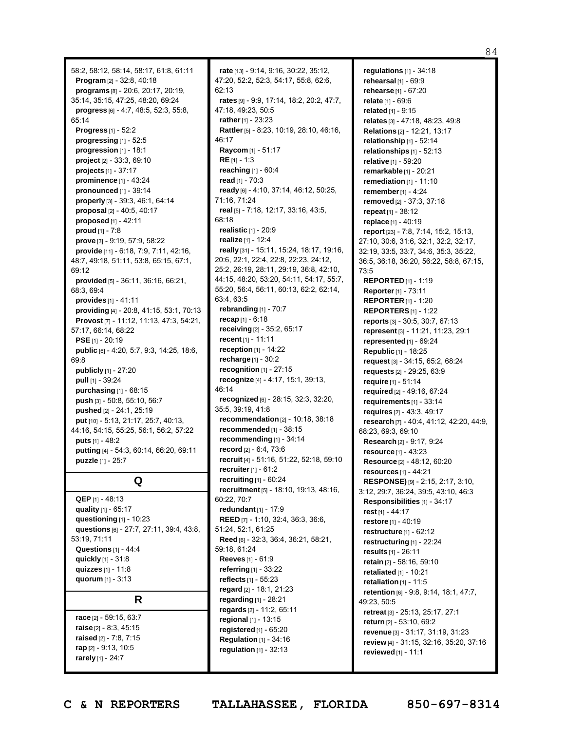58:2, 58:12, 58:14, 58:17, 61:8, 61:11
**Program** [2] - 32:8, 40:18
**programs** [8] - 20:6, 20:17, 20:19, 35:14, 35:15, 47:25, 48:20, 69:24
**progress** [6] - 4:7, 48:5, 52:3, 55:8, 65:14
**Progress** [1] - 52:2
**progressing** [1] - 52:5
**progression** [1] - 18:1
**project** [2] - 33:3, 69:10
**projects** [1] - 37:17
**prominence** [1] - 43:24
**pronounced** [1] - 39:14
**properly** [3] - 39:3, 46:1, 64:14
**proposal** [2] - 40:5, 40:17
**proposed** [1] - 42:11
**proud** [1] - 7:8
**prove** [3] - 9:19, 57:9, 58:22
**provide** [11] - 6:18, 7:9, 7:11, 42:16, 48:7, 49:18, 51:11, 53:8, 65:15, 67:1, 69:12
**provided** [5] - 36:11, 36:16, 66:21, 68:3, 69:4
**provides** [1] - 41:11
**providing** [4] - 20:8, 41:15, 53:1, 70:13
**Provost** [7] - 11:12, 11:13, 47:3, 54:21, 57:17, 66:14, 68:22
**PSE** [1] - 20:19
**public** [6] - 4:20, 5:7, 9:3, 14:25, 18:6, 69:8
**publicly** [1] - 27:20
**pull** [1] - 39:24
**purchasing** [1] - 68:15
**push** [3] - 50:8, 55:10, 56:7
**pushed** [2] - 24:1, 25:19
**put** [10] - 5:13, 21:17, 25:7, 40:13, 44:16, 54:15, 55:25, 56:1, 56:2, 57:22
**puts** [1] - 48:2
**putting** [4] - 54:3, 60:14, 66:20, 69:11
**puzzle** [1] - 25:7

## Q

**QEP** [1] - 48:13
**quality** [1] - 65:17
**questioning** [1] - 10:23
**questions** [6] - 27:7, 27:11, 39:4, 43:8, 53:19, 71:11
**Questions** [1] - 44:4
**quickly** [1] - 31:8
**quizzes** [1] - 11:8
**quorum** [1] - 3:13

## R

**race** [2] - 59:15, 63:7
**raise** [2] - 8:3, 45:15
**raised** [2] - 7:8, 7:15
**rap** [2] - 9:13, 10:5
**rarely** [1] - 24:7
**rate** [13] - 9:14, 9:16, 30:22, 35:12, 47:20, 52:2, 52:3, 54:17, 55:8, 62:6, 62:13
**rates** [9] - 9:9, 17:14, 18:2, 20:2, 47:7, 47:18, 49:23, 50:5
**rather** [1] - 23:23
**Rattler** [5] - 8:23, 10:19, 28:10, 46:16, 46:17
**Raycom** [1] - 51:17
**RE** [1] - 1:3
**reaching** [1] - 60:4
**read** [1] - 70:3
**ready** [6] - 4:10, 37:14, 46:12, 50:25, 71:16, 71:24
**real** [5] - 7:18, 12:17, 33:16, 43:5, 68:18
**realistic** [1] - 20:9
**realize** [1] - 12:4
**really** [31] - 15:11, 15:24, 18:17, 19:16, 20:6, 22:1, 22:4, 22:8, 22:23, 24:12, 25:2, 26:19, 28:11, 29:19, 36:8, 42:10, 44:15, 48:20, 53:20, 54:11, 54:17, 55:7, 55:20, 56:4, 56:11, 60:13, 62:2, 62:14, 63:4, 63:5
**rebranding** [1] - 70:7
**recap** [1] - 6:18
**receiving** [2] - 35:2, 65:17
**recent** [1] - 11:11
**reception** [1] - 14:22
**recharge** [1] - 30:2
**recognition** [1] - 27:15
**recognize** [4] - 4:17, 15:1, 39:13, 46:14
**recognized** [6] - 28:15, 32:3, 32:20, 35:5, 39:19, 41:8
**recommendation** [2] - 10:18, 38:18
**recommended** [1] - 38:15
**recommending** [1] - 34:14
**record** [2] - 6:4, 73:6
**recruit** [4] - 51:16, 51:22, 52:18, 59:10
**recruiter** [1] - 61:2
**recruiting** [1] - 60:24
**recruitment** [5] - 18:10, 19:13, 48:16, 60:22, 70:7
**redundant** [1] - 17:9
**REED** [7] - 1:10, 32:4, 36:3, 36:6, 51:24, 52:1, 61:25
**Reed** [6] - 32:3, 36:4, 36:21, 58:21, 59:18, 61:24
**Reeves** [1] - 61:9
**referring** [1] - 33:22
**reflects** [1] - 55:23
**regard** [2] - 18:1, 21:23
**regarding** [1] - 28:21
**regards** [2] - 11:2, 65:11
**regional** [1] - 13:15
**registered** [1] - 65:20
**Regulation** [1] - 34:16
**regulation** [1] - 32:13
**regulations** [1] - 34:18
**rehearsal** [1] - 69:9
**rehearse** [1] - 67:20
**relate** [1] - 69:6
**related** [1] - 9:15
**relates** [3] - 47:18, 48:23, 49:8
**Relations** [2] - 12:21, 13:17
**relationship** [1] - 52:14
**relationships** [1] - 52:13
**relative** [1] - 59:20
**remarkable** [1] - 20:21
**remediation** [1] - 11:10
**remember** [1] - 4:24
**removed** [2] - 37:3, 37:18
**repeat** [1] - 38:12
**replace** [1] - 40:19
**report** [23] - 7:8, 7:14, 15:2, 15:13, 27:10, 30:6, 31:6, 32:1, 32:2, 32:17, 32:19, 33:5, 33:7, 34:6, 35:3, 35:22, 36:5, 36:18, 36:20, 56:22, 58:8, 67:15, 73:5
**REPORTED** [1] - 1:19
**Reporter** [1] - 73:11
**REPORTER** [1] - 1:20
**REPORTERS** [1] - 1:22
**reports** [3] - 30:5, 30:7, 67:13
**represent** [3] - 11:21, 11:23, 29:1
**represented** [1] - 69:24
**Republic** [1] - 18:25
**request** [3] - 34:15, 65:2, 68:24
**requests** [2] - 29:25, 63:9
**require** [1] - 51:14
**required** [2] - 49:16, 67:24
**requirements** [1] - 33:14
**requires** [2] - 43:3, 49:17
**research** [7] - 40:4, 41:12, 42:20, 44:9, 68:23, 69:3, 69:10
**Research** [2] - 9:17, 9:24
**resource** [1] - 43:23
**Resource** [2] - 48:12, 60:20
**resources** [1] - 44:21
**RESPONSE)** [9] - 2:15, 2:17, 3:10, 3:12, 29:7, 36:24, 39:5, 43:10, 46:3
**Responsibilities** [1] - 34:17
**rest** [1] - 44:17
**restore** [1] - 40:19
**restructure** [1] - 62:12
**restructuring** [1] - 22:24
**results** [1] - 26:11
**retain** [2] - 58:16, 59:10
**retaliated** [1] - 10:21
**retaliation** [1] - 11:5
**retention** [6] - 9:8, 9:14, 18:1, 47:7, 49:23, 50:5
**retreat** [3] - 25:13, 25:17, 27:1
**return** [2] - 53:10, 69:2
**revenue** [3] - 31:17, 31:19, 31:23
**review** [4] - 31:15, 32:16, 35:20, 37:16
**reviewed** [1] - 11:1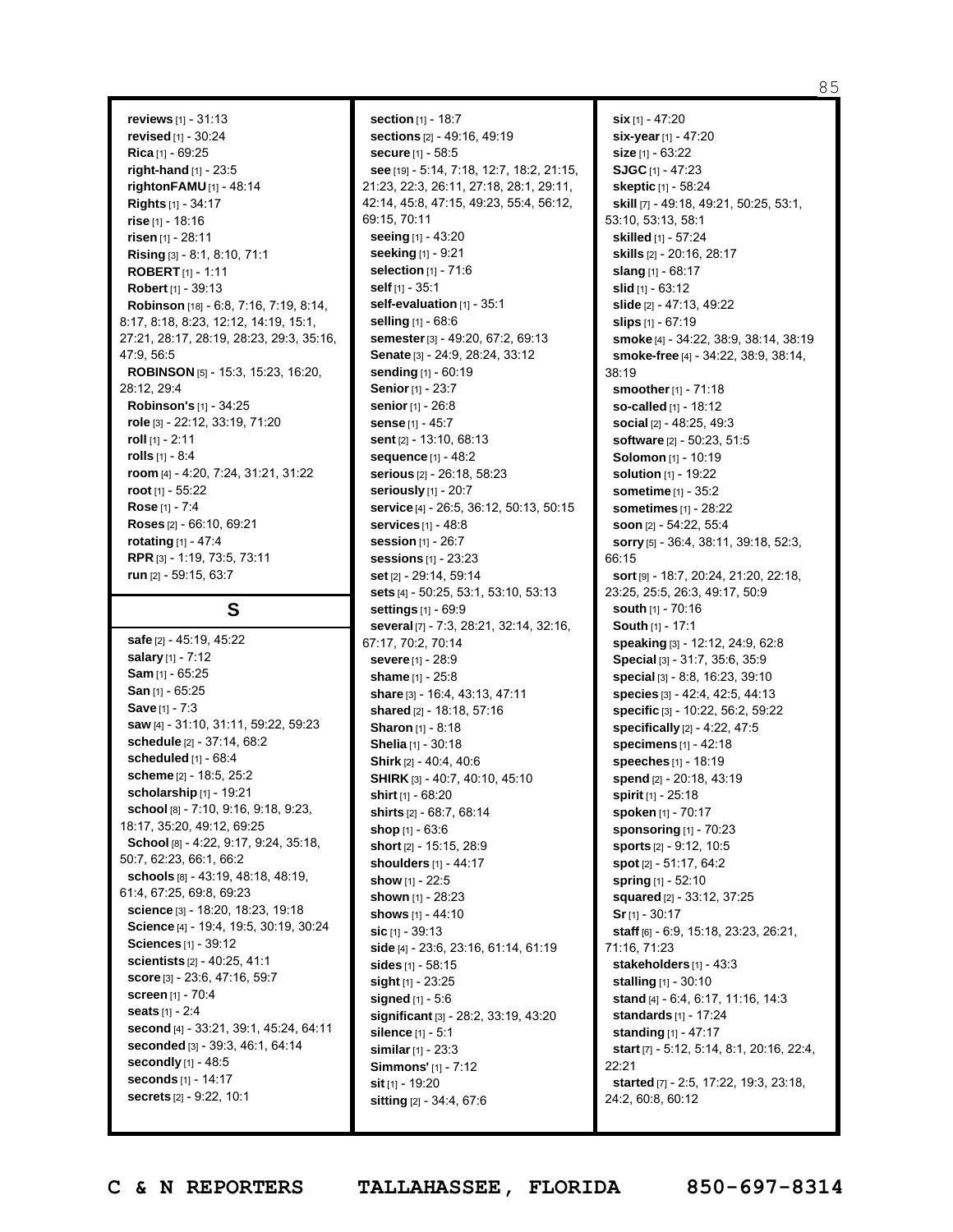**reviews** [1] - 31:13
**revised** [1] - 30:24
**Rica** [1] - 69:25
**right-hand** [1] - 23:5
**rightonFAMU** [1] - 48:14
**Rights** [1] - 34:17
**rise** [1] - 18:16
**risen** [1] - 28:11
**Rising** [3] - 8:1, 8:10, 71:1
**ROBERT** [1] - 1:11
**Robert** [1] - 39:13
**Robinson** [18] - 6:8, 7:16, 7:19, 8:14, 8:17, 8:18, 8:23, 12:12, 14:19, 15:1, 27:21, 28:17, 28:19, 28:23, 29:3, 35:16, 47:9, 56:5
**ROBINSON** [5] - 15:3, 15:23, 16:20, 28:12, 29:4
**Robinson's** [1] - 34:25
**role** [3] - 22:12, 33:19, 71:20
**roll** [1] - 2:11
**rolls** [1] - 8:4
**room** [4] - 4:20, 7:24, 31:21, 31:22
**root** [1] - 55:22
**Rose** [1] - 7:4
**Roses** [2] - 66:10, 69:21
**rotating** [1] - 47:4
**RPR** [3] - 1:19, 73:5, 73:11
**run** [2] - 59:15, 63:7

## S

**safe** [2] - 45:19, 45:22
**salary** [1] - 7:12
**Sam** [1] - 65:25
**San** [1] - 65:25
**Save** [1] - 7:3
**saw** [4] - 31:10, 31:11, 59:22, 59:23
**schedule** [2] - 37:14, 68:2
**scheduled** [1] - 68:4
**scheme** [2] - 18:5, 25:2
**scholarship** [1] - 19:21
**school** [8] - 7:10, 9:16, 9:18, 9:23, 18:17, 35:20, 49:12, 69:25
**School** [8] - 4:22, 9:17, 9:24, 35:18, 50:7, 62:23, 66:1, 66:2
**schools** [8] - 43:19, 48:18, 48:19, 61:4, 67:25, 69:8, 69:23
**science** [3] - 18:20, 18:23, 19:18
**Science** [4] - 19:4, 19:5, 30:19, 30:24
**Sciences** [1] - 39:12
**scientists** [2] - 40:25, 41:1
**score** [3] - 23:6, 47:16, 59:7
**screen** [1] - 70:4
**seats** [1] - 2:4
**second** [4] - 33:21, 39:1, 45:24, 64:11
**seconded** [3] - 39:3, 46:1, 64:14
**secondly** [1] - 48:5
**seconds** [1] - 14:17
**secrets** [2] - 9:22, 10:1
**section** [1] - 18:7
**sections** [2] - 49:16, 49:19
**secure** [1] - 58:5
**see** [19] - 5:14, 7:18, 12:7, 18:2, 21:15, 21:23, 22:3, 26:11, 27:18, 28:1, 29:11, 42:14, 45:8, 47:15, 49:23, 55:4, 56:12, 69:15, 70:11
**seeing** [1] - 43:20
**seeking** [1] - 9:21
**selection** [1] - 71:6
**self** [1] - 35:1
**self-evaluation** [1] - 35:1
**selling** [1] - 68:6
**semester** [3] - 49:20, 67:2, 69:13
**Senate** [3] - 24:9, 28:24, 33:12
**sending** [1] - 60:19
**Senior** [1] - 23:7
**senior** [1] - 26:8
**sense** [1] - 45:7
**sent** [2] - 13:10, 68:13
**sequence** [1] - 48:2
**serious** [2] - 26:18, 58:23
**seriously** [1] - 20:7
**service** [4] - 26:5, 36:12, 50:13, 50:15
**services** [1] - 48:8
**session** [1] - 26:7
**sessions** [1] - 23:23
**set** [2] - 29:14, 59:14
**sets** [4] - 50:25, 53:1, 53:10, 53:13
**settings** [1] - 69:9
**several** [7] - 7:3, 28:21, 32:14, 32:16, 67:17, 70:2, 70:14
**severe** [1] - 28:9
**shame** [1] - 25:8
**share** [3] - 16:4, 43:13, 47:11
**shared** [2] - 18:18, 57:16
**Sharon** [1] - 8:18
**Shelia** [1] - 30:18
**Shirk** [2] - 40:4, 40:6
**SHIRK** [3] - 40:7, 40:10, 45:10
**shirt** [1] - 68:20
**shirts** [2] - 68:7, 68:14
**shop** [1] - 63:6
**short** [2] - 15:15, 28:9
**shoulders** [1] - 44:17
**show** [1] - 22:5
**shown** [1] - 28:23
**shows** [1] - 44:10
**sic** [1] - 39:13
**side** [4] - 23:6, 23:16, 61:14, 61:19
**sides** [1] - 58:15
**sight** [1] - 23:25
**signed** [1] - 5:6
**significant** [3] - 28:2, 33:19, 43:20
**silence** [1] - 5:1
**similar** [1] - 23:3
**Simmons'** [1] - 7:12
**sit** [1] - 19:20
**sitting** [2] - 34:4, 67:6
**six** [1] - 47:20
**six-year** [1] - 47:20
**size** [1] - 63:22
**SJGC** [1] - 47:23
**skeptic** [1] - 58:24
**skill** [7] - 49:18, 49:21, 50:25, 53:1, 53:10, 53:13, 58:1
**skilled** [1] - 57:24
**skills** [2] - 20:16, 28:17
**slang** [1] - 68:17
**slid** [1] - 63:12
**slide** [2] - 47:13, 49:22
**slips** [1] - 67:19
**smoke** [4] - 34:22, 38:9, 38:14, 38:19
**smoke-free** [4] - 34:22, 38:9, 38:14, 38:19
**smoother** [1] - 71:18
**so-called** [1] - 18:12
**social** [2] - 48:25, 49:3
**software** [2] - 50:23, 51:5
**Solomon** [1] - 10:19
**solution** [1] - 19:22
**sometime** [1] - 35:2
**sometimes** [1] - 28:22
**soon** [2] - 54:22, 55:4
**sorry** [5] - 36:4, 38:11, 39:18, 52:3, 66:15
**sort** [9] - 18:7, 20:24, 21:20, 22:18, 23:25, 25:5, 26:3, 49:17, 50:9
**south** [1] - 70:16
**South** [1] - 17:1
**speaking** [3] - 12:12, 24:9, 62:8
**Special** [3] - 31:7, 35:6, 35:9
**special** [3] - 8:8, 16:23, 39:10
**species** [3] - 42:4, 42:5, 44:13
**specific** [3] - 10:22, 56:2, 59:22
**specifically** [2] - 4:22, 47:5
**specimens** [1] - 42:18
**speeches** [1] - 18:19
**spend** [2] - 20:18, 43:19
**spirit** [1] - 25:18
**spoken** [1] - 70:17
**sponsoring** [1] - 70:23
**sports** [2] - 9:12, 10:5
**spot** [2] - 51:17, 64:2
**spring** [1] - 52:10
**squared** [2] - 33:12, 37:25
**Sr** [1] - 30:17
**staff** [6] - 6:9, 15:18, 23:23, 26:21, 71:16, 71:23
**stakeholders** [1] - 43:3
**stalling** [1] - 30:10
**stand** [4] - 6:4, 6:17, 11:16, 14:3
**standards** [1] - 17:24
**standing** [1] - 47:17
**start** [7] - 5:12, 5:14, 8:1, 20:16, 22:4, 22:21
**started** [7] - 2:5, 17:22, 19:3, 23:18, 24:2, 60:8, 60:12

C & N REPORTERS TALLAHASSEE, FLORIDA 850-697-8314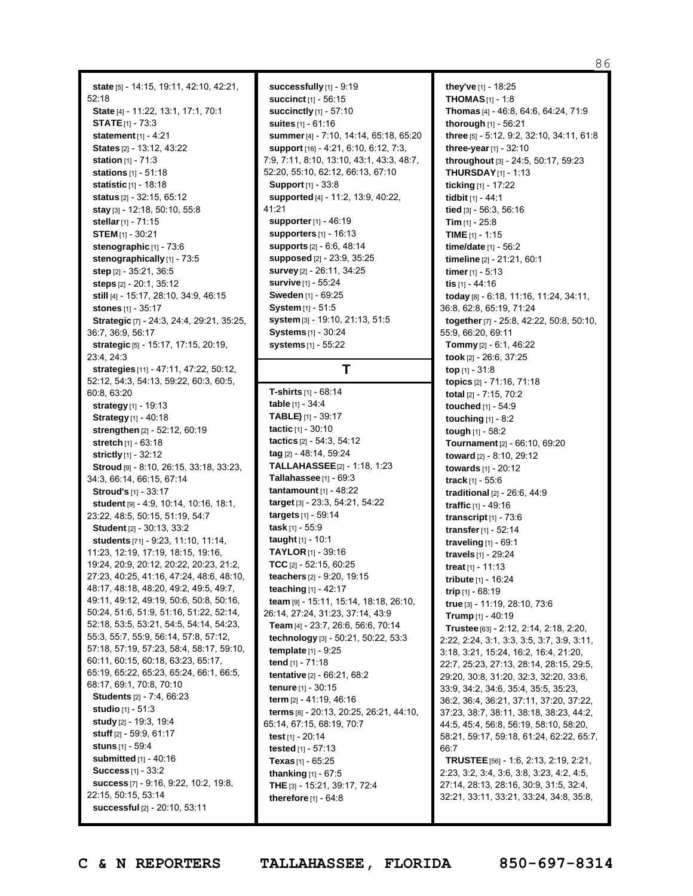**state** [5] - 14:15, 19:11, 42:10, 42:21, 52:18
**State** [4] - 11:22, 13:1, 17:1, 70:1
**STATE** [1] - 73:3
**statement** [1] - 4:21
**States** [2] - 13:12, 43:22
**station** [1] - 71:3
**stations** [1] - 51:18
**statistic** [1] - 18:18
**status** [2] - 32:15, 65:12
**stay** [3] - 12:18, 50:10, 55:8
**stellar** [1] - 71:15
**STEM** [1] - 30:21
**stenographic** [1] - 73:6
**stenographically** [1] - 73:5
**step** [2] - 35:21, 36:5
**steps** [2] - 20:1, 35:12
**still** [4] - 15:17, 28:10, 34:9, 46:15
**stones** [1] - 35:17
**Strategic** [7] - 24:3, 24:4, 29:21, 35:25, 36:7, 36:9, 56:17
**strategic** [5] - 15:17, 17:15, 20:19, 23:4, 24:3
**strategies** [11] - 47:11, 47:22, 50:12, 52:12, 54:3, 54:13, 59:22, 60:3, 60:5, 60:8, 63:20
**strategy** [1] - 19:13
**Strategy** [1] - 40:18
**strengthen** [2] - 52:12, 60:19
**stretch** [1] - 63:18
**strictly** [1] - 32:12
**Stroud** [9] - 8:10, 26:15, 33:18, 33:23, 34:3, 66:14, 66:15, 67:14
**Stroud's** [1] - 33:17
**student** [9] - 4:9, 10:14, 10:16, 18:1, 23:22, 48:5, 50:15, 51:19, 54:7
**Student** [2] - 30:13, 33:2
**students** [71] - 9:23, 11:10, 11:14, 11:23, 12:19, 17:19, 18:15, 19:16, 19:24, 20:9, 20:12, 20:22, 20:23, 21:2, 27:23, 40:25, 41:16, 47:24, 48:6, 48:10, 48:17, 48:18, 48:20, 49:2, 49:5, 49:7, 49:11, 49:12, 49:19, 50:6, 50:8, 50:16, 50:24, 51:6, 51:9, 51:16, 51:22, 52:14, 52:18, 53:5, 53:21, 54:5, 54:14, 54:23, 55:3, 55:7, 55:9, 56:14, 57:8, 57:12, 57:18, 57:19, 57:23, 58:4, 58:17, 59:10, 60:11, 60:15, 60:18, 63:23, 65:17, 65:19, 65:22, 65:23, 65:24, 66:1, 66:5, 68:17, 69:1, 70:8, 70:10
**Students** [2] - 7:4, 66:23
**studio** [1] - 51:3
**study** [2] - 19:3, 19:4
**stuff** [2] - 59:9, 61:17
**stuns** [1] - 59:4
**submitted** [1] - 40:16
**Success** [1] - 33:2
**success** [7] - 9:16, 9:22, 10:2, 19:8, 22:15, 50:15, 53:14
**successful** [2] - 20:10, 53:11
**successfully** [1] - 9:19
**succinct** [1] - 56:15
**succinctly** [1] - 57:10
**suites** [1] - 61:16
**summer** [4] - 7:10, 14:14, 65:18, 65:20
**support** [16] - 4:21, 6:10, 6:12, 7:3, 7:9, 7:11, 8:10, 13:10, 43:1, 43:3, 48:7, 52:20, 55:10, 62:12, 66:13, 67:10
**Support** [1] - 33:8
**supported** [4] - 11:2, 13:9, 40:22, 41:21
**supporter** [1] - 46:19
**supporters** [1] - 16:13
**supports** [2] - 6:6, 48:14
**supposed** [2] - 23:9, 35:25
**survey** [2] - 26:11, 34:25
**survive** [1] - 55:24
**Sweden** [1] - 69:25
**System** [1] - 51:5
**system** [3] - 19:10, 21:13, 51:5
**Systems** [1] - 30:24
**systems** [1] - 55:22

## T

**T-shirts** [1] - 68:14
**table** [1] - 34:4
**TABLE)** [1] - 39:17
**tactic** [1] - 30:10
**tactics** [2] - 54:3, 54:12
**tag** [2] - 48:14, 59:24
**TALLAHASSEE** [2] - 1:18, 1:23
**Tallahassee** [1] - 69:3
**tantamount** [1] - 48:22
**target** [3] - 23:3, 54:21, 54:22
**targets** [1] - 59:14
**task** [1] - 55:9
**taught** [1] - 10:1
**TAYLOR** [1] - 39:16
**TCC** [2] - 52:15, 60:25
**teachers** [2] - 9:20, 19:15
**teaching** [1] - 42:17
**team** [9] - 15:11, 15:14, 18:18, 26:10, 26:14, 27:24, 31:23, 37:14, 43:9
**Team** [4] - 23:7, 26:6, 56:6, 70:14
**technology** [3] - 50:21, 50:22, 53:3
**template** [1] - 9:25
**tend** [1] - 71:18
**tentative** [2] - 66:21, 68:2
**tenure** [1] - 30:15
**term** [2] - 41:19, 46:16
**terms** [8] - 20:13, 20:25, 26:21, 44:10, 65:14, 67:15, 68:19, 70:7
**test** [1] - 20:14
**tested** [1] - 57:13
**Texas** [1] - 65:25
**thanking** [1] - 67:5
**THE** [3] - 15:21, 39:17, 72:4
**therefore** [1] - 64:8
**they've** [1] - 18:25
**THOMAS** [1] - 1:8
**Thomas** [4] - 46:8, 64:6, 64:24, 71:9
**thorough** [1] - 56:21
**three** [5] - 5:12, 9:2, 32:10, 34:11, 61:8
**three-year** [1] - 32:10
**throughout** [3] - 24:5, 50:17, 59:23
**THURSDAY** [1] - 1:13
**ticking** [1] - 17:22
**tidbit** [1] - 44:1
**tied** [3] - 56:3, 56:16
**Tim** [1] - 25:8
**TIME** [1] - 1:15
**time/date** [1] - 56:2
**timeline** [2] - 21:21, 60:1
**timer** [1] - 5:13
**tis** [1] - 44:16
**today** [8] - 6:18, 11:16, 11:24, 34:11, 36:8, 62:8, 65:19, 71:24
**together** [7] - 25:8, 42:22, 50:8, 50:10, 55:9, 66:20, 69:11
**Tommy** [2] - 6:1, 46:22
**took** [2] - 26:6, 37:25
**top** [1] - 31:8
**topics** [2] - 71:16, 71:18
**total** [2] - 7:15, 70:2
**touched** [1] - 54:9
**touching** [1] - 8:2
**tough** [1] - 58:2
**Tournament** [2] - 66:10, 69:20
**toward** [2] - 8:10, 29:12
**towards** [1] - 20:12
**track** [1] - 55:6
**traditional** [2] - 26:6, 44:9
**traffic** [1] - 49:16
**transcript** [1] - 73:6
**transfer** [1] - 52:14
**traveling** [1] - 69:1
**travels** [1] - 29:24
**treat** [1] - 11:13
**tribute** [1] - 16:24
**trip** [1] - 68:19
**true** [3] - 11:19, 28:10, 73:6
**Trump** [1] - 40:19
**Trustee** [63] - 2:12, 2:14, 2:18, 2:20, 2:22, 2:24, 3:1, 3:3, 3:5, 3:7, 3:9, 3:11, 3:18, 3:21, 15:24, 16:2, 16:4, 21:20, 22:7, 25:23, 27:13, 28:14, 28:15, 29:5, 29:20, 30:8, 31:20, 32:3, 32:20, 33:6, 33:9, 34:2, 34:6, 35:4, 35:5, 35:23, 36:2, 36:4, 36:21, 37:11, 37:20, 37:22, 37:23, 38:7, 38:11, 38:18, 38:23, 44:2, 44:5, 45:4, 56:8, 56:19, 58:10, 58:20, 58:21, 59:17, 59:18, 61:24, 62:22, 65:7, 66:7
**TRUSTEE** [56] - 1:6, 2:13, 2:19, 2:21, 2:23, 3:2, 3:4, 3:6, 3:8, 3:23, 4:2, 4:5, 27:14, 28:13, 28:16, 30:9, 31:5, 32:4, 32:21, 33:11, 33:21, 33:24, 34:8, 35:8,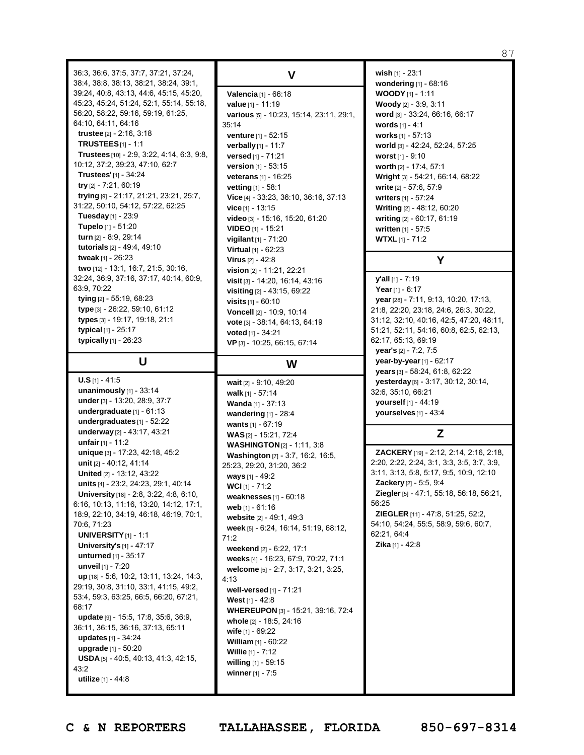36:3, 36:6, 37:5, 37:7, 37:21, 37:24, 38:4, 38:8, 38:13, 38:21, 38:24, 39:1, 39:24, 40:8, 43:13, 44:6, 45:15, 45:20, 45:23, 45:24, 51:24, 52:1, 55:14, 55:18, 56:20, 58:22, 59:16, 59:19, 61:25, 64:10, 64:11, 64:16

**trustee** [2] - 2:16, 3:18
**TRUSTEES** [1] - 1:1
**Trustees** [10] - 2:9, 3:22, 4:14, 6:3, 9:8, 10:12, 37:2, 39:23, 47:10, 62:7
**Trustees'** [1] - 34:24
**try** [2] - 7:21, 60:19
**trying** [9] - 21:17, 21:21, 23:21, 25:7, 31:22, 50:10, 54:12, 57:22, 62:25
**Tuesday** [1] - 23:9
**Tupelo** [1] - 51:20
**turn** [2] - 8:9, 29:14
**tutorials** [2] - 49:4, 49:10
**tweak** [1] - 26:23
**two** [12] - 13:1, 16:7, 21:5, 30:16, 32:24, 36:9, 37:16, 37:17, 40:14, 60:9, 63:9, 70:22
**tying** [2] - 55:19, 68:23
**type** [3] - 26:22, 59:10, 61:12
**types** [3] - 19:17, 19:18, 21:1
**typical** [1] - 25:17
**typically** [1] - 26:23

## U

**U.S** [1] - 41:5
**unanimously** [1] - 33:14
**under** [3] - 13:20, 28:9, 37:7
**undergraduate** [1] - 61:13
**undergraduates** [1] - 52:22
**underway** [2] - 43:17, 43:21
**unfair** [1] - 11:2
**unique** [3] - 17:23, 42:18, 45:2
**unit** [2] - 40:12, 41:14
**United** [2] - 13:12, 43:22
**units** [4] - 23:2, 24:23, 29:1, 40:14
**University** [18] - 2:8, 3:22, 4:8, 6:10, 6:16, 10:13, 11:16, 13:20, 14:12, 17:1, 18:9, 22:10, 34:19, 46:18, 46:19, 70:1, 70:6, 71:23
**UNIVERSITY** [1] - 1:1
**University's** [1] - 47:17
**unturned** [1] - 35:17
**unveil** [1] - 7:20
**up** [18] - 5:6, 10:2, 13:11, 13:24, 14:3, 29:19, 30:8, 31:10, 33:1, 41:15, 49:2, 53:4, 59:3, 63:25, 66:5, 66:20, 67:21, 68:17
**update** [9] - 15:5, 17:8, 35:6, 36:9, 36:11, 36:15, 36:16, 37:13, 65:11
**updates** [1] - 34:24
**upgrade** [1] - 50:20
**USDA** [5] - 40:5, 40:13, 41:3, 42:15, 43:2
**utilize** [1] - 44:8

## V

**Valencia** [1] - 66:18
**value** [1] - 11:19
**various** [5] - 10:23, 15:14, 23:11, 29:1, 35:14
**venture** [1] - 52:15
**verbally** [1] - 11:7
**versed** [1] - 71:21
**version** [1] - 53:15
**veterans** [1] - 16:25
**vetting** [1] - 58:1
**Vice** [4] - 33:23, 36:10, 36:16, 37:13
**vice** [1] - 13:15
**video** [3] - 15:16, 15:20, 61:20
**VIDEO** [1] - 15:21
**vigilant** [1] - 71:20
**Virtual** [1] - 62:23
**Virus** [2] - 42:8
**vision** [2] - 11:21, 22:21
**visit** [3] - 14:20, 16:14, 43:16
**visiting** [2] - 43:15, 69:22
**visits** [1] - 60:10
**Voncell** [2] - 10:9, 10:14
**vote** [3] - 38:14, 64:13, 64:19
**voted** [1] - 34:21
**VP** [3] - 10:25, 66:15, 67:14

## W

**wait** [2] - 9:10, 49:20
**walk** [1] - 57:14
**Wanda** [1] - 37:13
**wandering** [1] - 28:4
**wants** [1] - 67:19
**WAS** [2] - 15:21, 72:4
**WASHINGTON** [2] - 1:11, 3:8
**Washington** [7] - 3:7, 16:2, 16:5, 25:23, 29:20, 31:20, 36:2
**ways** [1] - 49:2
**WCI** [1] - 71:2
**weaknesses** [1] - 60:18
**web** [1] - 61:16
**website** [2] - 49:1, 49:3
**week** [5] - 6:24, 16:14, 51:19, 68:12, 71:2
**weekend** [2] - 6:22, 17:1
**weeks** [4] - 16:23, 67:9, 70:22, 71:1
**welcome** [5] - 2:7, 3:17, 3:21, 3:25, 4:13
**well-versed** [1] - 71:21
**West** [1] - 42:8
**WHEREUPON** [3] - 15:21, 39:16, 72:4
**whole** [2] - 18:5, 24:16
**wife** [1] - 69:22
**William** [1] - 60:22
**Willie** [1] - 7:12
**willing** [1] - 59:15
**winner** [1] - 7:5
**wish** [1] - 23:1
**wondering** [1] - 68:16
**WOODY** [1] - 1:11
**Woody** [2] - 3:9, 3:11
**word** [3] - 33:24, 66:16, 66:17
**words** [1] - 4:1
**works** [1] - 57:13
**world** [3] - 42:24, 52:24, 57:25
**worst** [1] - 9:10
**worth** [2] - 17:4, 57:1
**Wright** [3] - 54:21, 66:14, 68:22
**write** [2] - 57:6, 57:9
**writers** [1] - 57:24
**Writing** [2] - 48:12, 60:20
**writing** [2] - 60:17, 61:19
**written** [1] - 57:5
**WTXL** [1] - 71:2

## Y

**y'all** [1] - 7:19
**Year** [1] - 6:17
**year** [28] - 7:11, 9:13, 10:20, 17:13, 21:8, 22:20, 23:18, 24:6, 26:3, 30:22, 31:12, 32:10, 40:16, 42:5, 47:20, 48:11, 51:21, 52:11, 54:16, 60:8, 62:5, 62:13, 62:17, 65:13, 69:19
**year's** [2] - 7:2, 7:5
**year-by-year** [1] - 62:17
**years** [3] - 58:24, 61:8, 62:22
**yesterday** [6] - 3:17, 30:12, 30:14, 32:6, 35:10, 66:21
**yourself** [1] - 44:19
**yourselves** [1] - 43:4

## Z

**ZACKERY** [19] - 2:12, 2:14, 2:16, 2:18, 2:20, 2:22, 2:24, 3:1, 3:3, 3:5, 3:7, 3:9, 3:11, 3:13, 5:8, 5:17, 9:5, 10:9, 12:10
**Zackery** [2] - 5:5, 9:4
**Ziegler** [5] - 47:1, 55:18, 56:18, 56:21, 56:25
**ZIEGLER** [11] - 47:8, 51:25, 52:2, 54:10, 54:24, 55:5, 58:9, 59:6, 60:7, 62:21, 64:4
**Zika** [1] - 42:8

C & N REPORTERS TALLAHASSEE, FLORIDA 850-697-8314